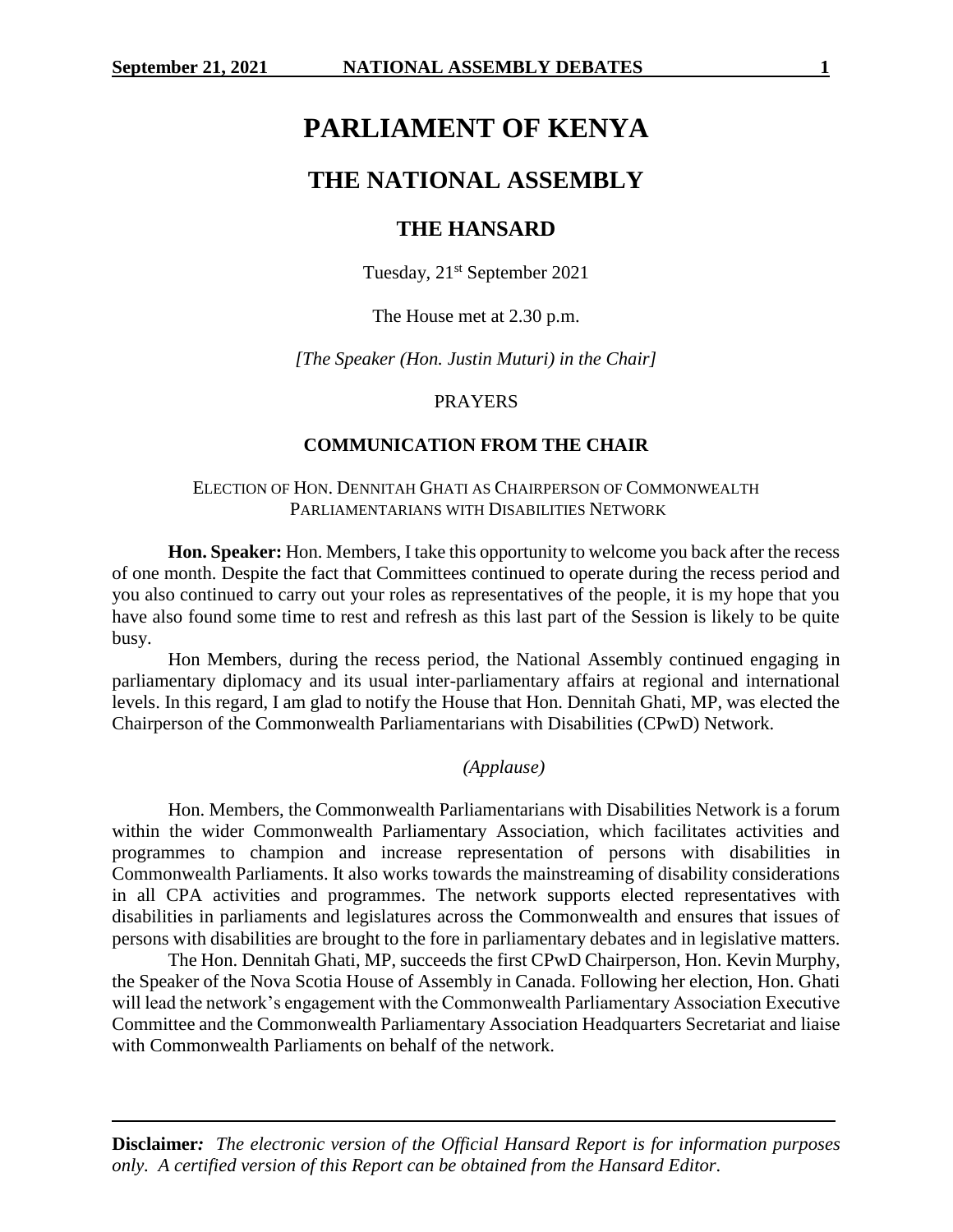# PARLIAMENT OF KENYA

## THE NATIONAL ASSEMBLY

### THE HANSARD

Tuesday, 21st September 2021

The House met at 2.30 p.m.

*[The Speaker (Hon. Justin Muturi) in the Chair]*

PRAYERS

**COMMUNICATION FROM THE CHAIR**

ELECTION OF HON. DENNITAH GHATI AS CHAIRPERSON OF COMMONWEALTH PARLIAMENTARIANS WITH DISABILITIES NETWORK

**Hon. Speaker:** Hon. Members, I take this opportunity to welcome you back after the recess of one month. Despite the fact that Committees continued to operate during the recess period and you also continued to carry out your roles as representatives of the people, it is my hope that you have also found some time to rest and refresh as this last part of the Session is likely to be quite busy.

Hon Members, during the recess period, the National Assembly continued engaging in parliamentary diplomacy and its usual inter-parliamentary affairs at regional and international levels. In this regard, I am glad to notify the House that Hon. Dennitah Ghati, MP, was elected the Chairperson of the Commonwealth Parliamentarians with Disabilities (CPwD) Network.

*(Applause)*

Hon. Members, the Commonwealth Parliamentarians with Disabilities Network is a forum within the wider Commonwealth Parliamentary Association, which facilitates activities and programmes to champion and increase representation of persons with disabilities in Commonwealth Parliaments. It also works towards the mainstreaming of disability considerations in all CPA activities and programmes. The network supports elected representatives with disabilities in parliaments and legislatures across the Commonwealth and ensures that issues of persons with disabilities are brought to the fore in parliamentary debates and in legislative matters.

The Hon. Dennitah Ghati, MP, succeeds the first CPwD Chairperson, Hon. Kevin Murphy, the Speaker of the Nova Scotia House of Assembly in Canada. Following her election, Hon. Ghati will lead the network's engagement with the Commonwealth Parliamentary Association Executive Committee and the Commonwealth Parliamentary Association Headquarters Secretariat and liaise with Commonwealth Parliaments on behalf of the network.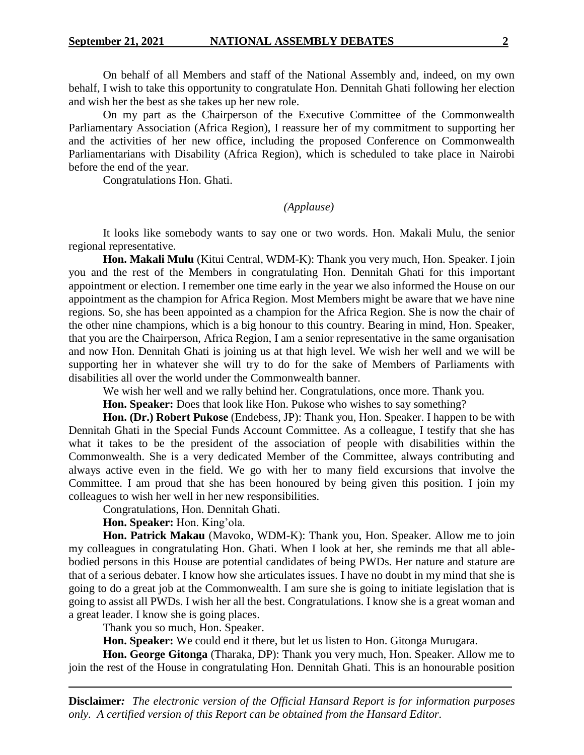On behalf of all Members and staff of the National Assembly and, indeed, on my own behalf, I wish to take this opportunity to congratulate Hon. Dennitah Ghati following her election and wish her the best as she takes up her new role.

On my part as the Chairperson of the Executive Committee of the Commonwealth Parliamentary Association (Africa Region), I reassure her of my commitment to supporting her and the activities of her new office, including the proposed Conference on Commonwealth Parliamentarians with Disability (Africa Region), which is scheduled to take place in Nairobi before the end of the year.

Congratulations Hon. Ghati.

*(Applause)*

It looks like somebody wants to say one or two words. Hon. Makali Mulu, the senior regional representative.

**Hon. Makali Mulu** (Kitui Central, WDM-K): Thank you very much, Hon. Speaker. I join you and the rest of the Members in congratulating Hon. Dennitah Ghati for this important appointment or election. I remember one time early in the year we also informed the House on our appointment as the champion for Africa Region. Most Members might be aware that we have nine regions. So, she has been appointed as a champion for the Africa Region. She is now the chair of the other nine champions, which is a big honour to this country. Bearing in mind, Hon. Speaker, that you are the Chairperson, Africa Region, I am a senior representative in the same organisation and now Hon. Dennitah Ghati is joining us at that high level. We wish her well and we will be supporting her in whatever she will try to do for the sake of Members of Parliaments with disabilities all over the world under the Commonwealth banner.

We wish her well and we rally behind her. Congratulations, once more. Thank you.

**Hon. Speaker:** Does that look like Hon. Pukose who wishes to say something?

**Hon. (Dr.) Robert Pukose** (Endebess, JP): Thank you, Hon. Speaker. I happen to be with Dennitah Ghati in the Special Funds Account Committee. As a colleague, I testify that she has what it takes to be the president of the association of people with disabilities within the Commonwealth. She is a very dedicated Member of the Committee, always contributing and always active even in the field. We go with her to many field excursions that involve the Committee. I am proud that she has been honoured by being given this position. I join my colleagues to wish her well in her new responsibilities.

Congratulations, Hon. Dennitah Ghati.

**Hon. Speaker:** Hon. King'ola.

**Hon. Patrick Makau** (Mavoko, WDM-K): Thank you, Hon. Speaker. Allow me to join my colleagues in congratulating Hon. Ghati. When I look at her, she reminds me that all able-bodied persons in this House are potential candidates of being PWDs. Her nature and stature are that of a serious debater. I know how she articulates issues. I have no doubt in my mind that she is going to do a great job at the Commonwealth. I am sure she is going to initiate legislation that is going to assist all PWDs. I wish her all the best. Congratulations. I know she is a great woman and a great leader. I know she is going places.

Thank you so much, Hon. Speaker.

**Hon. Speaker:** We could end it there, but let us listen to Hon. Gitonga Murugara.

**Hon. George Gitonga** (Tharaka, DP): Thank you very much, Hon. Speaker. Allow me to join the rest of the House in congratulating Hon. Dennitah Ghati. This is an honourable position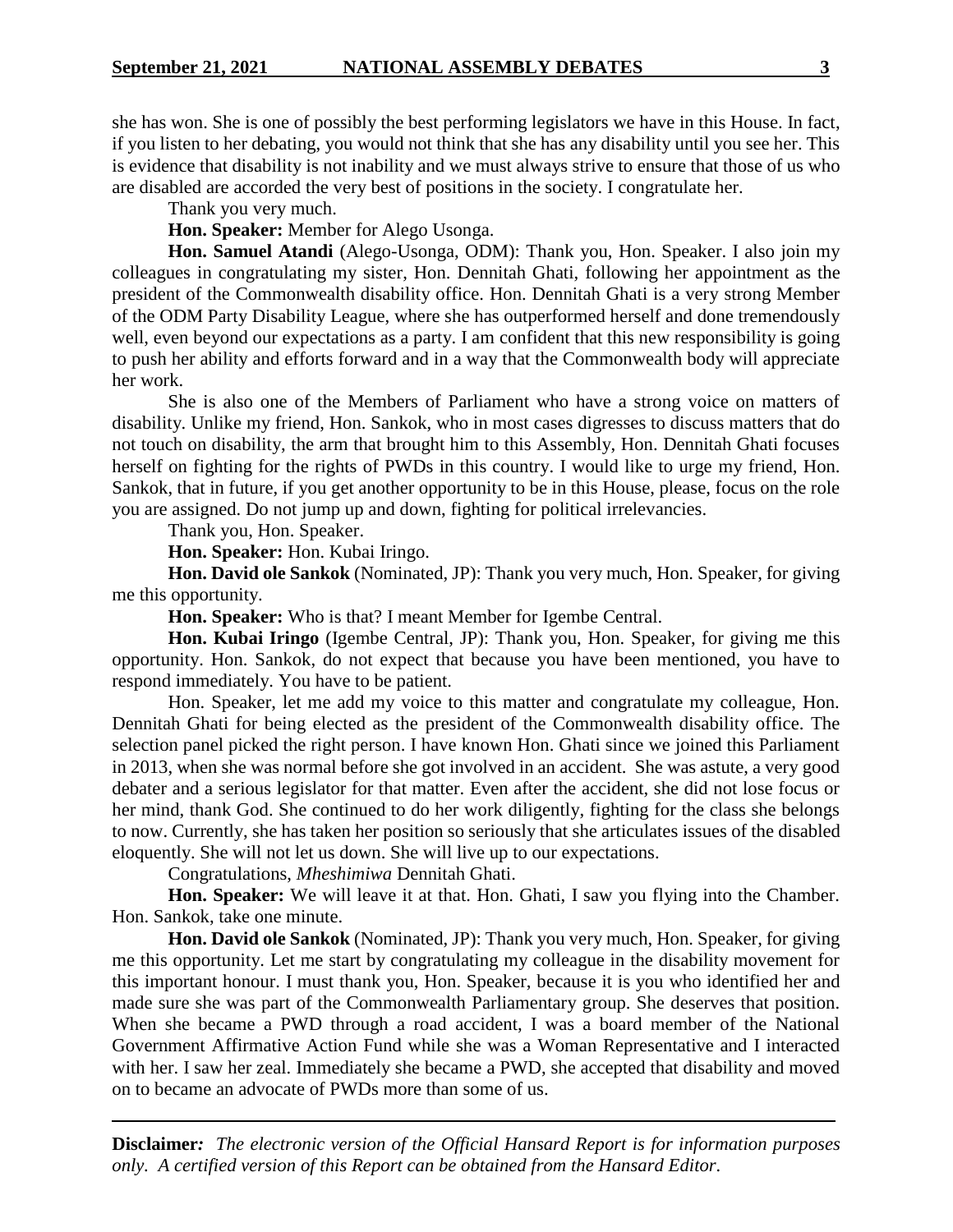she has won. She is one of possibly the best performing legislators we have in this House. In fact, if you listen to her debating, you would not think that she has any disability until you see her. This is evidence that disability is not inability and we must always strive to ensure that those of us who are disabled are accorded the very best of positions in the society. I congratulate her.

Thank you very much.

**Hon. Speaker:** Member for Alego Usonga.

**Hon. Samuel Atandi** (Alego-Usonga, ODM): Thank you, Hon. Speaker. I also join my colleagues in congratulating my sister, Hon. Dennitah Ghati, following her appointment as the president of the Commonwealth disability office. Hon. Dennitah Ghati is a very strong Member of the ODM Party Disability League, where she has outperformed herself and done tremendously well, even beyond our expectations as a party. I am confident that this new responsibility is going to push her ability and efforts forward and in a way that the Commonwealth body will appreciate her work.

She is also one of the Members of Parliament who have a strong voice on matters of disability. Unlike my friend, Hon. Sankok, who in most cases digresses to discuss matters that do not touch on disability, the arm that brought him to this Assembly, Hon. Dennitah Ghati focuses herself on fighting for the rights of PWDs in this country. I would like to urge my friend, Hon. Sankok, that in future, if you get another opportunity to be in this House, please, focus on the role you are assigned. Do not jump up and down, fighting for political irrelevancies.

Thank you, Hon. Speaker.

**Hon. Speaker:** Hon. Kubai Iringo.

**Hon. David ole Sankok** (Nominated, JP): Thank you very much, Hon. Speaker, for giving me this opportunity.

**Hon. Speaker:** Who is that? I meant Member for Igembe Central.

**Hon. Kubai Iringo** (Igembe Central, JP): Thank you, Hon. Speaker, for giving me this opportunity. Hon. Sankok, do not expect that because you have been mentioned, you have to respond immediately. You have to be patient.

Hon. Speaker, let me add my voice to this matter and congratulate my colleague, Hon. Dennitah Ghati for being elected as the president of the Commonwealth disability office. The selection panel picked the right person. I have known Hon. Ghati since we joined this Parliament in 2013, when she was normal before she got involved in an accident. She was astute, a very good debater and a serious legislator for that matter. Even after the accident, she did not lose focus or her mind, thank God. She continued to do her work diligently, fighting for the class she belongs to now. Currently, she has taken her position so seriously that she articulates issues of the disabled eloquently. She will not let us down. She will live up to our expectations.

Congratulations, *Mheshimiwa* Dennitah Ghati.

**Hon. Speaker:** We will leave it at that. Hon. Ghati, I saw you flying into the Chamber. Hon. Sankok, take one minute.

**Hon. David ole Sankok** (Nominated, JP): Thank you very much, Hon. Speaker, for giving me this opportunity. Let me start by congratulating my colleague in the disability movement for this important honour. I must thank you, Hon. Speaker, because it is you who identified her and made sure she was part of the Commonwealth Parliamentary group. She deserves that position. When she became a PWD through a road accident, I was a board member of the National Government Affirmative Action Fund while she was a Woman Representative and I interacted with her. I saw her zeal. Immediately she became a PWD, she accepted that disability and moved on to became an advocate of PWDs more than some of us.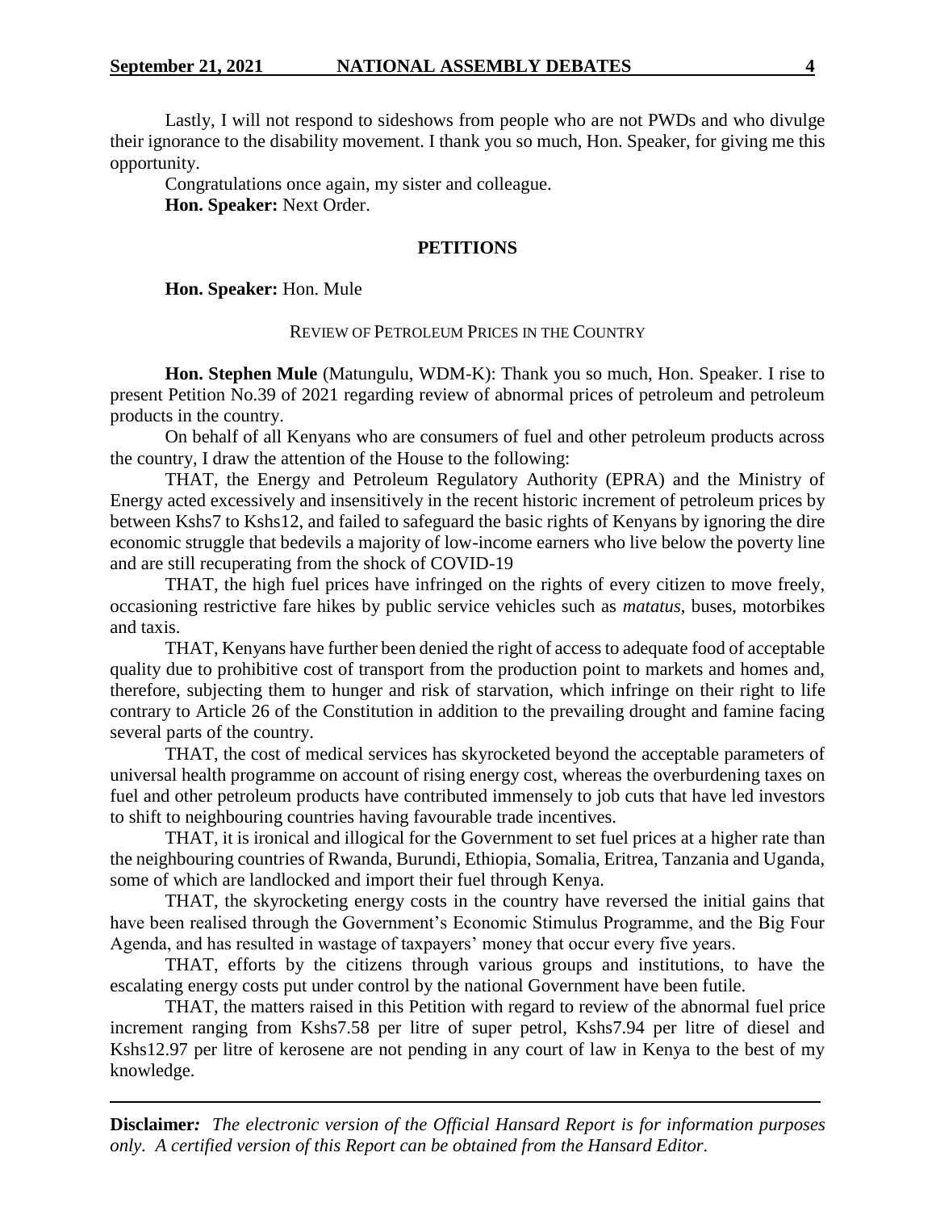Lastly, I will not respond to sideshows from people who are not PWDs and who divulge their ignorance to the disability movement. I thank you so much, Hon. Speaker, for giving me this opportunity.

Congratulations once again, my sister and colleague.

**Hon. Speaker:** Next Order.

## PETITIONS

**Hon. Speaker:** Hon. Mule

### REVIEW OF PETROLEUM PRICES IN THE COUNTRY

**Hon. Stephen Mule** (Matungulu, WDM-K): Thank you so much, Hon. Speaker. I rise to present Petition No.39 of 2021 regarding review of abnormal prices of petroleum and petroleum products in the country.

On behalf of all Kenyans who are consumers of fuel and other petroleum products across the country, I draw the attention of the House to the following:

THAT, the Energy and Petroleum Regulatory Authority (EPRA) and the Ministry of Energy acted excessively and insensitively in the recent historic increment of petroleum prices by between Kshs7 to Kshs12, and failed to safeguard the basic rights of Kenyans by ignoring the dire economic struggle that bedevils a majority of low-income earners who live below the poverty line and are still recuperating from the shock of COVID-19

THAT, the high fuel prices have infringed on the rights of every citizen to move freely, occasioning restrictive fare hikes by public service vehicles such as *matatus*, buses, motorbikes and taxis.

THAT, Kenyans have further been denied the right of access to adequate food of acceptable quality due to prohibitive cost of transport from the production point to markets and homes and, therefore, subjecting them to hunger and risk of starvation, which infringe on their right to life contrary to Article 26 of the Constitution in addition to the prevailing drought and famine facing several parts of the country.

THAT, the cost of medical services has skyrocketed beyond the acceptable parameters of universal health programme on account of rising energy cost, whereas the overburdening taxes on fuel and other petroleum products have contributed immensely to job cuts that have led investors to shift to neighbouring countries having favourable trade incentives.

THAT, it is ironical and illogical for the Government to set fuel prices at a higher rate than the neighbouring countries of Rwanda, Burundi, Ethiopia, Somalia, Eritrea, Tanzania and Uganda, some of which are landlocked and import their fuel through Kenya.

THAT, the skyrocketing energy costs in the country have reversed the initial gains that have been realised through the Government's Economic Stimulus Programme, and the Big Four Agenda, and has resulted in wastage of taxpayers' money that occur every five years.

THAT, efforts by the citizens through various groups and institutions, to have the escalating energy costs put under control by the national Government have been futile.

THAT, the matters raised in this Petition with regard to review of the abnormal fuel price increment ranging from Kshs7.58 per litre of super petrol, Kshs7.94 per litre of diesel and Kshs12.97 per litre of kerosene are not pending in any court of law in Kenya to the best of my knowledge.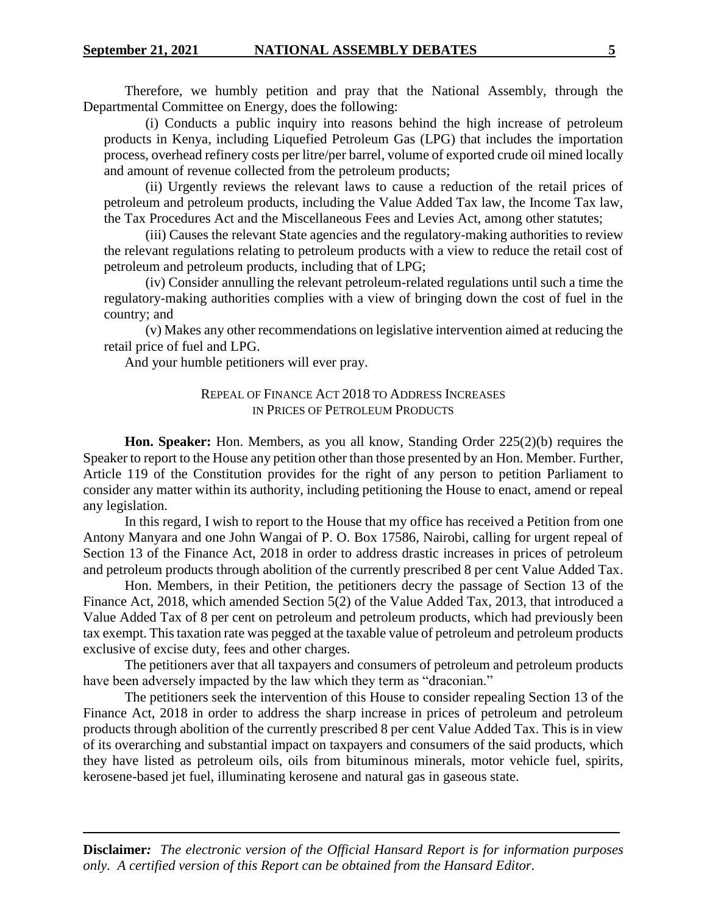Therefore, we humbly petition and pray that the National Assembly, through the Departmental Committee on Energy, does the following:

(i) Conducts a public inquiry into reasons behind the high increase of petroleum products in Kenya, including Liquefied Petroleum Gas (LPG) that includes the importation process, overhead refinery costs per litre/per barrel, volume of exported crude oil mined locally and amount of revenue collected from the petroleum products;

(ii) Urgently reviews the relevant laws to cause a reduction of the retail prices of petroleum and petroleum products, including the Value Added Tax law, the Income Tax law, the Tax Procedures Act and the Miscellaneous Fees and Levies Act, among other statutes;

(iii) Causes the relevant State agencies and the regulatory-making authorities to review the relevant regulations relating to petroleum products with a view to reduce the retail cost of petroleum and petroleum products, including that of LPG;

(iv) Consider annulling the relevant petroleum-related regulations until such a time the regulatory-making authorities complies with a view of bringing down the cost of fuel in the country; and

(v) Makes any other recommendations on legislative intervention aimed at reducing the retail price of fuel and LPG.

And your humble petitioners will ever pray.

## REPEAL OF FINANCE ACT 2018 TO ADDRESS INCREASES IN PRICES OF PETROLEUM PRODUCTS

**Hon. Speaker:** Hon. Members, as you all know, Standing Order 225(2)(b) requires the Speaker to report to the House any petition other than those presented by an Hon. Member. Further, Article 119 of the Constitution provides for the right of any person to petition Parliament to consider any matter within its authority, including petitioning the House to enact, amend or repeal any legislation.

In this regard, I wish to report to the House that my office has received a Petition from one Antony Manyara and one John Wangai of P. O. Box 17586, Nairobi, calling for urgent repeal of Section 13 of the Finance Act, 2018 in order to address drastic increases in prices of petroleum and petroleum products through abolition of the currently prescribed 8 per cent Value Added Tax.

Hon. Members, in their Petition, the petitioners decry the passage of Section 13 of the Finance Act, 2018, which amended Section 5(2) of the Value Added Tax, 2013, that introduced a Value Added Tax of 8 per cent on petroleum and petroleum products, which had previously been tax exempt. This taxation rate was pegged at the taxable value of petroleum and petroleum products exclusive of excise duty, fees and other charges.

The petitioners aver that all taxpayers and consumers of petroleum and petroleum products have been adversely impacted by the law which they term as "draconian."

The petitioners seek the intervention of this House to consider repealing Section 13 of the Finance Act, 2018 in order to address the sharp increase in prices of petroleum and petroleum products through abolition of the currently prescribed 8 per cent Value Added Tax. This is in view of its overarching and substantial impact on taxpayers and consumers of the said products, which they have listed as petroleum oils, oils from bituminous minerals, motor vehicle fuel, spirits, kerosene-based jet fuel, illuminating kerosene and natural gas in gaseous state.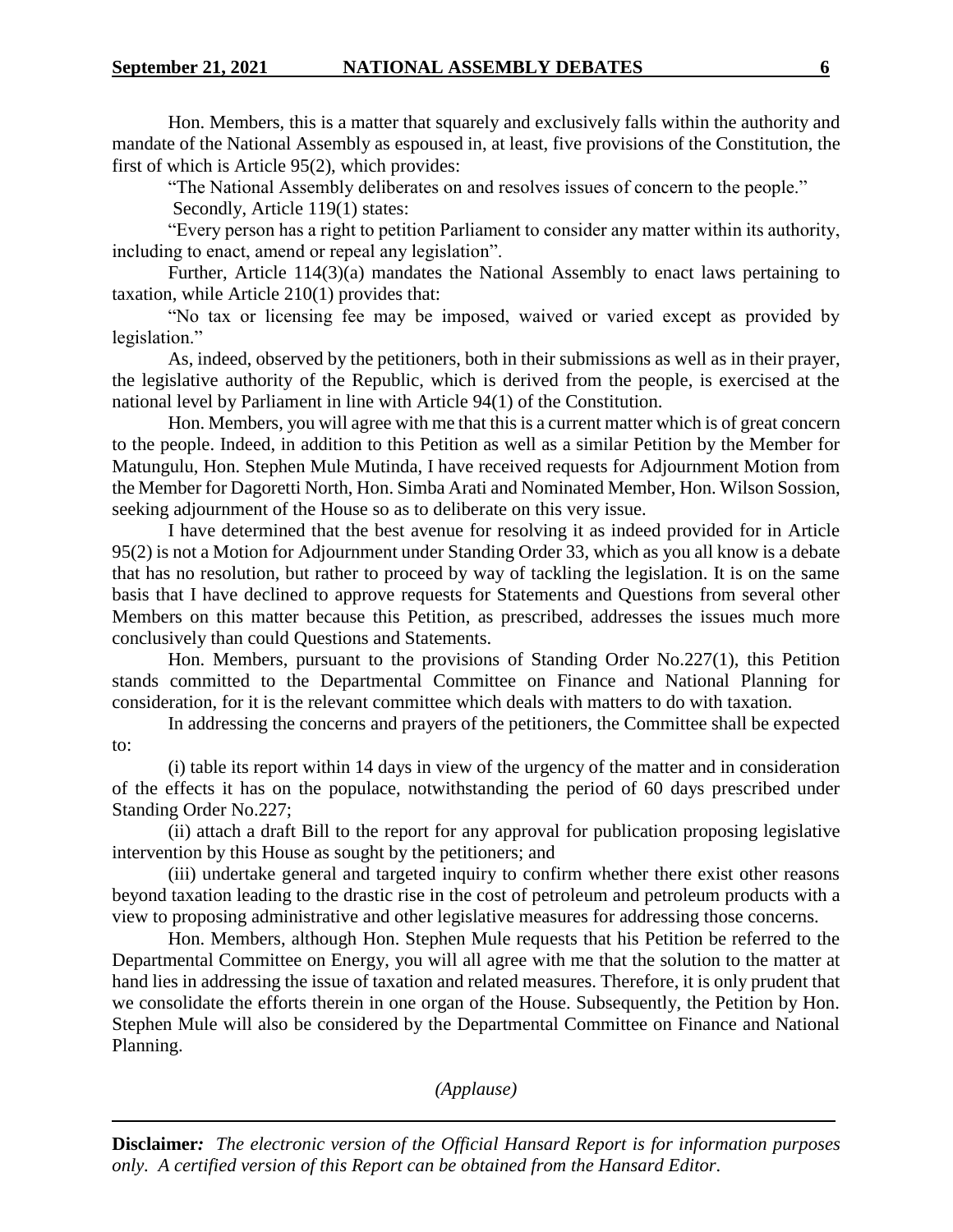Hon. Members, this is a matter that squarely and exclusively falls within the authority and mandate of the National Assembly as espoused in, at least, five provisions of the Constitution, the first of which is Article 95(2), which provides:

"The National Assembly deliberates on and resolves issues of concern to the people."

Secondly, Article 119(1) states:

"Every person has a right to petition Parliament to consider any matter within its authority, including to enact, amend or repeal any legislation".

Further, Article 114(3)(a) mandates the National Assembly to enact laws pertaining to taxation, while Article 210(1) provides that:

"No tax or licensing fee may be imposed, waived or varied except as provided by legislation."

As, indeed, observed by the petitioners, both in their submissions as well as in their prayer, the legislative authority of the Republic, which is derived from the people, is exercised at the national level by Parliament in line with Article 94(1) of the Constitution.

Hon. Members, you will agree with me that this is a current matter which is of great concern to the people. Indeed, in addition to this Petition as well as a similar Petition by the Member for Matungulu, Hon. Stephen Mule Mutinda, I have received requests for Adjournment Motion from the Member for Dagoretti North, Hon. Simba Arati and Nominated Member, Hon. Wilson Sossion, seeking adjournment of the House so as to deliberate on this very issue.

I have determined that the best avenue for resolving it as indeed provided for in Article 95(2) is not a Motion for Adjournment under Standing Order 33, which as you all know is a debate that has no resolution, but rather to proceed by way of tackling the legislation. It is on the same basis that I have declined to approve requests for Statements and Questions from several other Members on this matter because this Petition, as prescribed, addresses the issues much more conclusively than could Questions and Statements.

Hon. Members, pursuant to the provisions of Standing Order No.227(1), this Petition stands committed to the Departmental Committee on Finance and National Planning for consideration, for it is the relevant committee which deals with matters to do with taxation.

In addressing the concerns and prayers of the petitioners, the Committee shall be expected to:

(i) table its report within 14 days in view of the urgency of the matter and in consideration of the effects it has on the populace, notwithstanding the period of 60 days prescribed under Standing Order No.227;

(ii) attach a draft Bill to the report for any approval for publication proposing legislative intervention by this House as sought by the petitioners; and

(iii) undertake general and targeted inquiry to confirm whether there exist other reasons beyond taxation leading to the drastic rise in the cost of petroleum and petroleum products with a view to proposing administrative and other legislative measures for addressing those concerns.

Hon. Members, although Hon. Stephen Mule requests that his Petition be referred to the Departmental Committee on Energy, you will all agree with me that the solution to the matter at hand lies in addressing the issue of taxation and related measures. Therefore, it is only prudent that we consolidate the efforts therein in one organ of the House. Subsequently, the Petition by Hon. Stephen Mule will also be considered by the Departmental Committee on Finance and National Planning.

*(Applause)*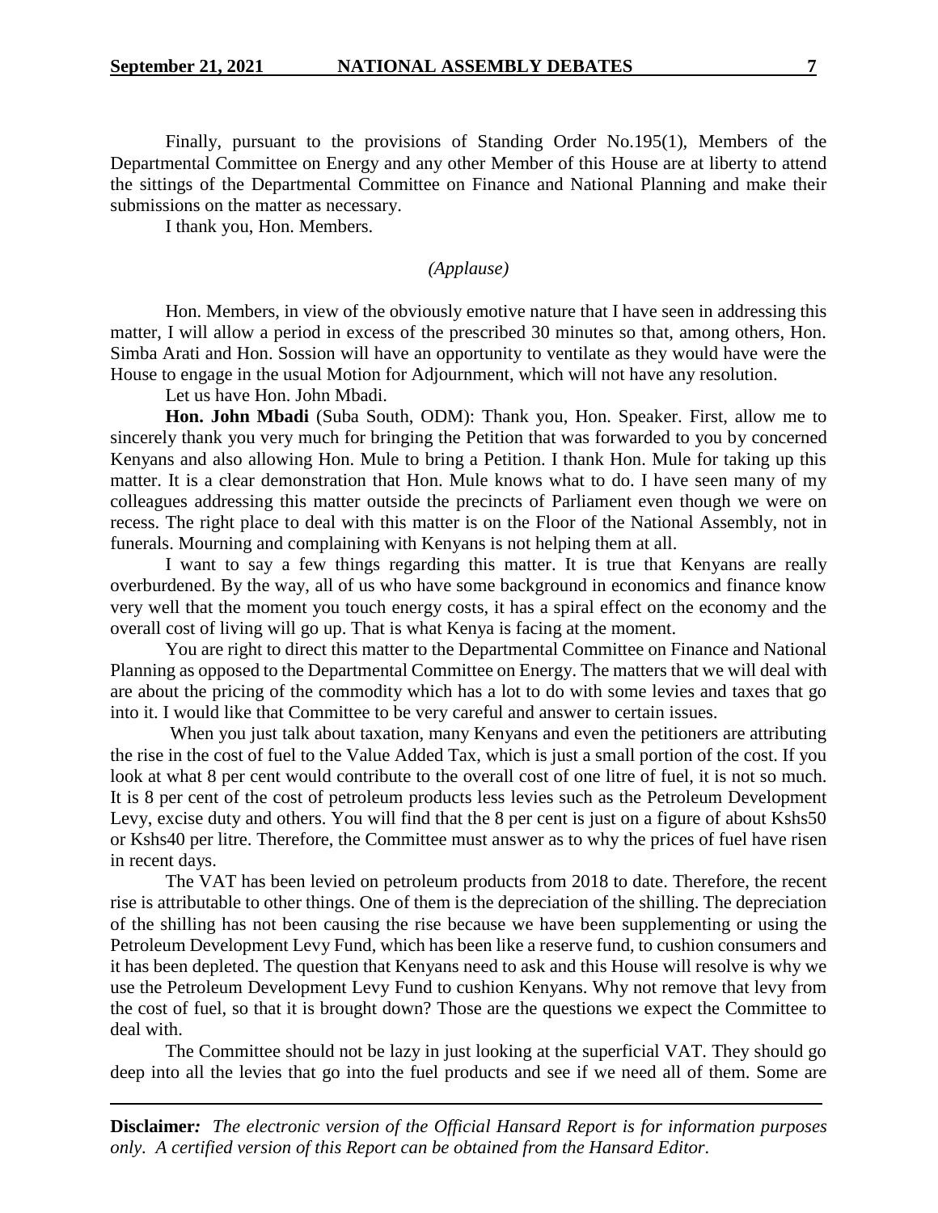Finally, pursuant to the provisions of Standing Order No.195(1), Members of the Departmental Committee on Energy and any other Member of this House are at liberty to attend the sittings of the Departmental Committee on Finance and National Planning and make their submissions on the matter as necessary.

I thank you, Hon. Members.

*(Applause)*

Hon. Members, in view of the obviously emotive nature that I have seen in addressing this matter, I will allow a period in excess of the prescribed 30 minutes so that, among others, Hon. Simba Arati and Hon. Sossion will have an opportunity to ventilate as they would have were the House to engage in the usual Motion for Adjournment, which will not have any resolution.

Let us have Hon. John Mbadi.

**Hon. John Mbadi** (Suba South, ODM): Thank you, Hon. Speaker. First, allow me to sincerely thank you very much for bringing the Petition that was forwarded to you by concerned Kenyans and also allowing Hon. Mule to bring a Petition. I thank Hon. Mule for taking up this matter. It is a clear demonstration that Hon. Mule knows what to do. I have seen many of my colleagues addressing this matter outside the precincts of Parliament even though we were on recess. The right place to deal with this matter is on the Floor of the National Assembly, not in funerals. Mourning and complaining with Kenyans is not helping them at all.

I want to say a few things regarding this matter. It is true that Kenyans are really overburdened. By the way, all of us who have some background in economics and finance know very well that the moment you touch energy costs, it has a spiral effect on the economy and the overall cost of living will go up. That is what Kenya is facing at the moment.

You are right to direct this matter to the Departmental Committee on Finance and National Planning as opposed to the Departmental Committee on Energy. The matters that we will deal with are about the pricing of the commodity which has a lot to do with some levies and taxes that go into it. I would like that Committee to be very careful and answer to certain issues.

When you just talk about taxation, many Kenyans and even the petitioners are attributing the rise in the cost of fuel to the Value Added Tax, which is just a small portion of the cost. If you look at what 8 per cent would contribute to the overall cost of one litre of fuel, it is not so much. It is 8 per cent of the cost of petroleum products less levies such as the Petroleum Development Levy, excise duty and others. You will find that the 8 per cent is just on a figure of about Kshs50 or Kshs40 per litre. Therefore, the Committee must answer as to why the prices of fuel have risen in recent days.

The VAT has been levied on petroleum products from 2018 to date. Therefore, the recent rise is attributable to other things. One of them is the depreciation of the shilling. The depreciation of the shilling has not been causing the rise because we have been supplementing or using the Petroleum Development Levy Fund, which has been like a reserve fund, to cushion consumers and it has been depleted. The question that Kenyans need to ask and this House will resolve is why we use the Petroleum Development Levy Fund to cushion Kenyans. Why not remove that levy from the cost of fuel, so that it is brought down? Those are the questions we expect the Committee to deal with.

The Committee should not be lazy in just looking at the superficial VAT. They should go deep into all the levies that go into the fuel products and see if we need all of them. Some are

**Disclaimer***:* *The electronic version of the Official Hansard Report is for information purposes only. A certified version of this Report can be obtained from the Hansard Editor.*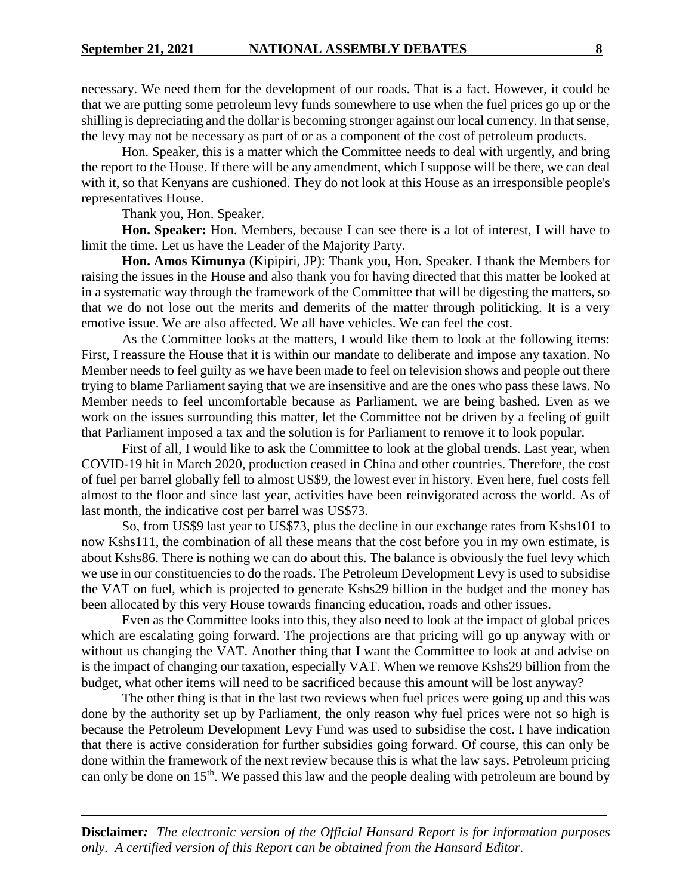necessary. We need them for the development of our roads. That is a fact. However, it could be that we are putting some petroleum levy funds somewhere to use when the fuel prices go up or the shilling is depreciating and the dollar is becoming stronger against our local currency. In that sense, the levy may not be necessary as part of or as a component of the cost of petroleum products.

Hon. Speaker, this is a matter which the Committee needs to deal with urgently, and bring the report to the House. If there will be any amendment, which I suppose will be there, we can deal with it, so that Kenyans are cushioned. They do not look at this House as an irresponsible people's representatives House.

Thank you, Hon. Speaker.

**Hon. Speaker:** Hon. Members, because I can see there is a lot of interest, I will have to limit the time. Let us have the Leader of the Majority Party.

**Hon. Amos Kimunya** (Kipipiri, JP): Thank you, Hon. Speaker. I thank the Members for raising the issues in the House and also thank you for having directed that this matter be looked at in a systematic way through the framework of the Committee that will be digesting the matters, so that we do not lose out the merits and demerits of the matter through politicking. It is a very emotive issue. We are also affected. We all have vehicles. We can feel the cost.

As the Committee looks at the matters, I would like them to look at the following items: First, I reassure the House that it is within our mandate to deliberate and impose any taxation. No Member needs to feel guilty as we have been made to feel on television shows and people out there trying to blame Parliament saying that we are insensitive and are the ones who pass these laws. No Member needs to feel uncomfortable because as Parliament, we are being bashed. Even as we work on the issues surrounding this matter, let the Committee not be driven by a feeling of guilt that Parliament imposed a tax and the solution is for Parliament to remove it to look popular.

First of all, I would like to ask the Committee to look at the global trends. Last year, when COVID-19 hit in March 2020, production ceased in China and other countries. Therefore, the cost of fuel per barrel globally fell to almost US$9, the lowest ever in history. Even here, fuel costs fell almost to the floor and since last year, activities have been reinvigorated across the world. As of last month, the indicative cost per barrel was US$73.

So, from US$9 last year to US$73, plus the decline in our exchange rates from Kshs101 to now Kshs111, the combination of all these means that the cost before you in my own estimate, is about Kshs86. There is nothing we can do about this. The balance is obviously the fuel levy which we use in our constituencies to do the roads. The Petroleum Development Levy is used to subsidise the VAT on fuel, which is projected to generate Kshs29 billion in the budget and the money has been allocated by this very House towards financing education, roads and other issues.

Even as the Committee looks into this, they also need to look at the impact of global prices which are escalating going forward. The projections are that pricing will go up anyway with or without us changing the VAT. Another thing that I want the Committee to look at and advise on is the impact of changing our taxation, especially VAT. When we remove Kshs29 billion from the budget, what other items will need to be sacrificed because this amount will be lost anyway?

The other thing is that in the last two reviews when fuel prices were going up and this was done by the authority set up by Parliament, the only reason why fuel prices were not so high is because the Petroleum Development Levy Fund was used to subsidise the cost. I have indication that there is active consideration for further subsidies going forward. Of course, this can only be done within the framework of the next review because this is what the law says. Petroleum pricing can only be done on 15th. We passed this law and the people dealing with petroleum are bound by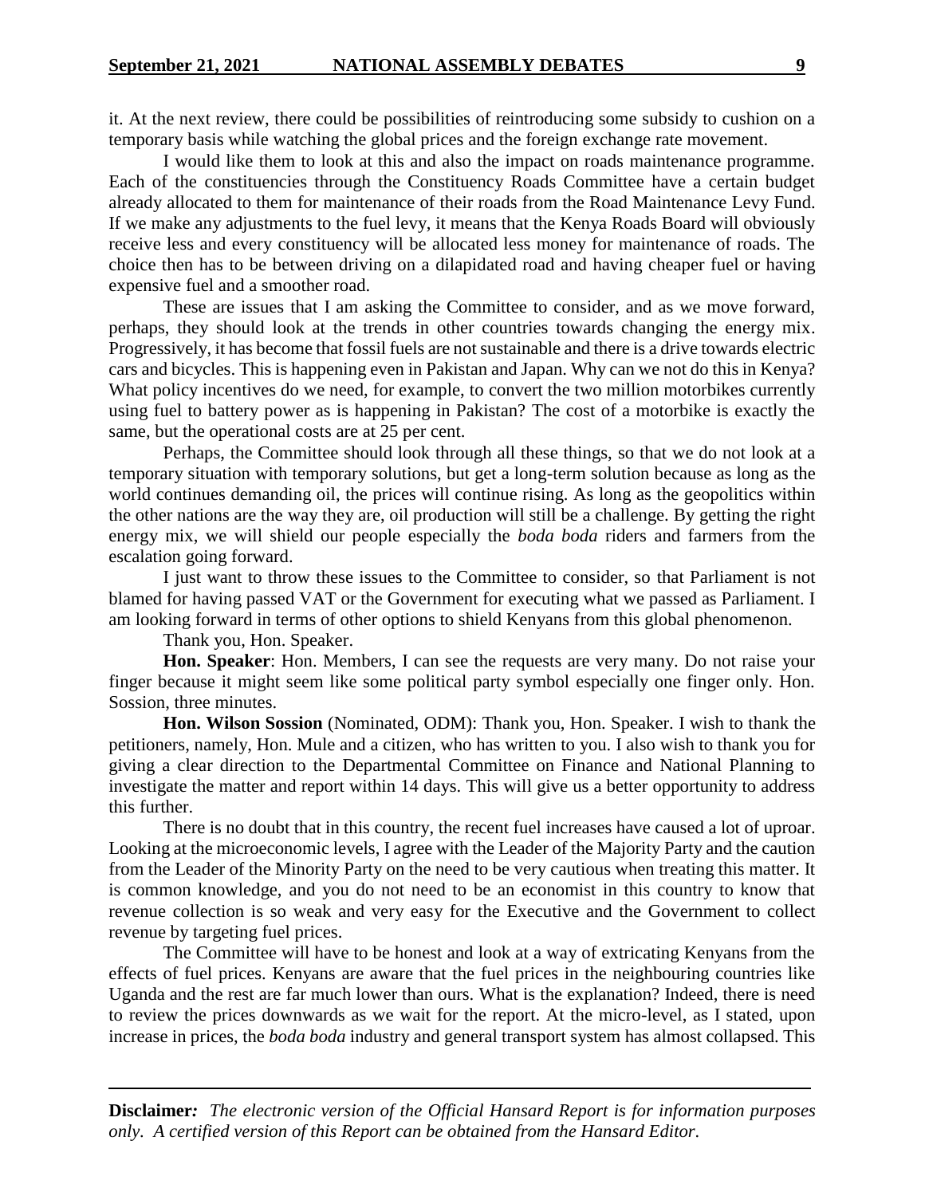it. At the next review, there could be possibilities of reintroducing some subsidy to cushion on a temporary basis while watching the global prices and the foreign exchange rate movement.

I would like them to look at this and also the impact on roads maintenance programme. Each of the constituencies through the Constituency Roads Committee have a certain budget already allocated to them for maintenance of their roads from the Road Maintenance Levy Fund. If we make any adjustments to the fuel levy, it means that the Kenya Roads Board will obviously receive less and every constituency will be allocated less money for maintenance of roads. The choice then has to be between driving on a dilapidated road and having cheaper fuel or having expensive fuel and a smoother road.

These are issues that I am asking the Committee to consider, and as we move forward, perhaps, they should look at the trends in other countries towards changing the energy mix. Progressively, it has become that fossil fuels are not sustainable and there is a drive towards electric cars and bicycles. This is happening even in Pakistan and Japan. Why can we not do this in Kenya? What policy incentives do we need, for example, to convert the two million motorbikes currently using fuel to battery power as is happening in Pakistan? The cost of a motorbike is exactly the same, but the operational costs are at 25 per cent.

Perhaps, the Committee should look through all these things, so that we do not look at a temporary situation with temporary solutions, but get a long-term solution because as long as the world continues demanding oil, the prices will continue rising. As long as the geopolitics within the other nations are the way they are, oil production will still be a challenge. By getting the right energy mix, we will shield our people especially the *boda boda* riders and farmers from the escalation going forward.

I just want to throw these issues to the Committee to consider, so that Parliament is not blamed for having passed VAT or the Government for executing what we passed as Parliament. I am looking forward in terms of other options to shield Kenyans from this global phenomenon.

Thank you, Hon. Speaker.

**Hon. Speaker**: Hon. Members, I can see the requests are very many. Do not raise your finger because it might seem like some political party symbol especially one finger only. Hon. Sossion, three minutes.

**Hon. Wilson Sossion** (Nominated, ODM): Thank you, Hon. Speaker. I wish to thank the petitioners, namely, Hon. Mule and a citizen, who has written to you. I also wish to thank you for giving a clear direction to the Departmental Committee on Finance and National Planning to investigate the matter and report within 14 days. This will give us a better opportunity to address this further.

There is no doubt that in this country, the recent fuel increases have caused a lot of uproar. Looking at the microeconomic levels, I agree with the Leader of the Majority Party and the caution from the Leader of the Minority Party on the need to be very cautious when treating this matter. It is common knowledge, and you do not need to be an economist in this country to know that revenue collection is so weak and very easy for the Executive and the Government to collect revenue by targeting fuel prices.

The Committee will have to be honest and look at a way of extricating Kenyans from the effects of fuel prices. Kenyans are aware that the fuel prices in the neighbouring countries like Uganda and the rest are far much lower than ours. What is the explanation? Indeed, there is need to review the prices downwards as we wait for the report. At the micro-level, as I stated, upon increase in prices, the *boda boda* industry and general transport system has almost collapsed. This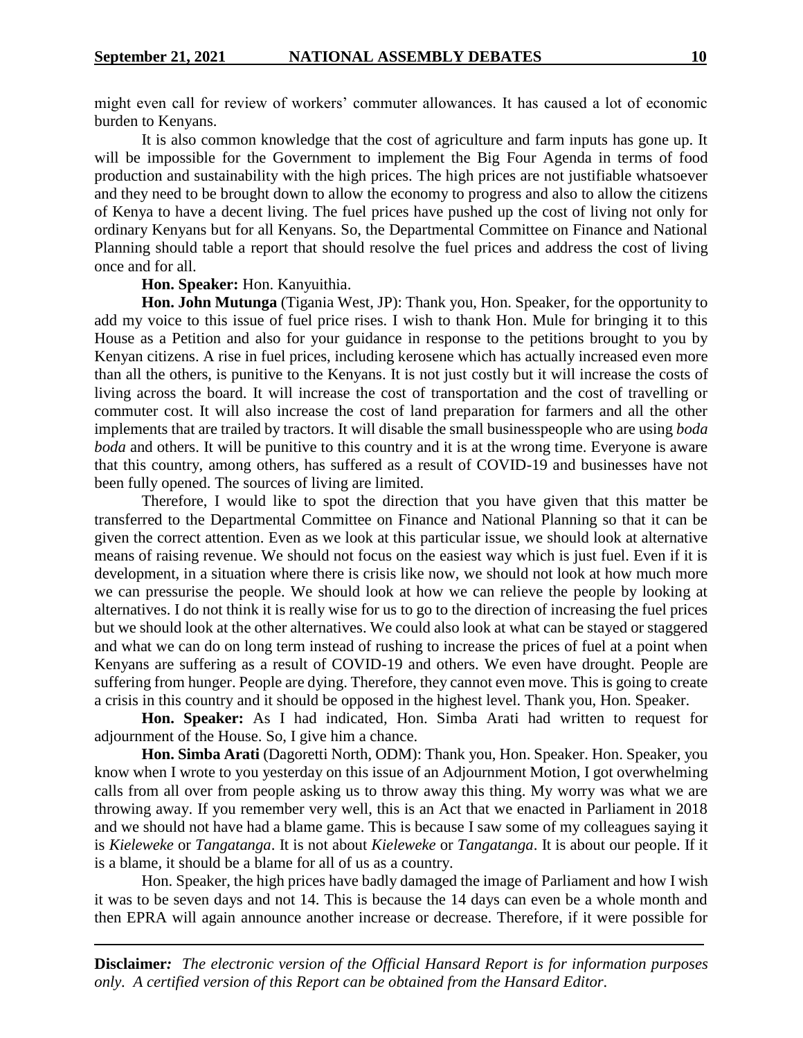might even call for review of workers' commuter allowances. It has caused a lot of economic burden to Kenyans.

It is also common knowledge that the cost of agriculture and farm inputs has gone up. It will be impossible for the Government to implement the Big Four Agenda in terms of food production and sustainability with the high prices. The high prices are not justifiable whatsoever and they need to be brought down to allow the economy to progress and also to allow the citizens of Kenya to have a decent living. The fuel prices have pushed up the cost of living not only for ordinary Kenyans but for all Kenyans. So, the Departmental Committee on Finance and National Planning should table a report that should resolve the fuel prices and address the cost of living once and for all.

**Hon. Speaker:** Hon. Kanyuithia.

**Hon. John Mutunga** (Tigania West, JP): Thank you, Hon. Speaker, for the opportunity to add my voice to this issue of fuel price rises. I wish to thank Hon. Mule for bringing it to this House as a Petition and also for your guidance in response to the petitions brought to you by Kenyan citizens. A rise in fuel prices, including kerosene which has actually increased even more than all the others, is punitive to the Kenyans. It is not just costly but it will increase the costs of living across the board. It will increase the cost of transportation and the cost of travelling or commuter cost. It will also increase the cost of land preparation for farmers and all the other implements that are trailed by tractors. It will disable the small businesspeople who are using *boda boda* and others. It will be punitive to this country and it is at the wrong time. Everyone is aware that this country, among others, has suffered as a result of COVID-19 and businesses have not been fully opened. The sources of living are limited.

Therefore, I would like to spot the direction that you have given that this matter be transferred to the Departmental Committee on Finance and National Planning so that it can be given the correct attention. Even as we look at this particular issue, we should look at alternative means of raising revenue. We should not focus on the easiest way which is just fuel. Even if it is development, in a situation where there is crisis like now, we should not look at how much more we can pressurise the people. We should look at how we can relieve the people by looking at alternatives. I do not think it is really wise for us to go to the direction of increasing the fuel prices but we should look at the other alternatives. We could also look at what can be stayed or staggered and what we can do on long term instead of rushing to increase the prices of fuel at a point when Kenyans are suffering as a result of COVID-19 and others. We even have drought. People are suffering from hunger. People are dying. Therefore, they cannot even move. This is going to create a crisis in this country and it should be opposed in the highest level. Thank you, Hon. Speaker.

**Hon. Speaker:** As I had indicated, Hon. Simba Arati had written to request for adjournment of the House. So, I give him a chance.

**Hon. Simba Arati** (Dagoretti North, ODM): Thank you, Hon. Speaker. Hon. Speaker, you know when I wrote to you yesterday on this issue of an Adjournment Motion, I got overwhelming calls from all over from people asking us to throw away this thing. My worry was what we are throwing away. If you remember very well, this is an Act that we enacted in Parliament in 2018 and we should not have had a blame game. This is because I saw some of my colleagues saying it is *Kieleweke* or *Tangatanga*. It is not about *Kieleweke* or *Tangatanga*. It is about our people. If it is a blame, it should be a blame for all of us as a country.

Hon. Speaker, the high prices have badly damaged the image of Parliament and how I wish it was to be seven days and not 14. This is because the 14 days can even be a whole month and then EPRA will again announce another increase or decrease. Therefore, if it were possible for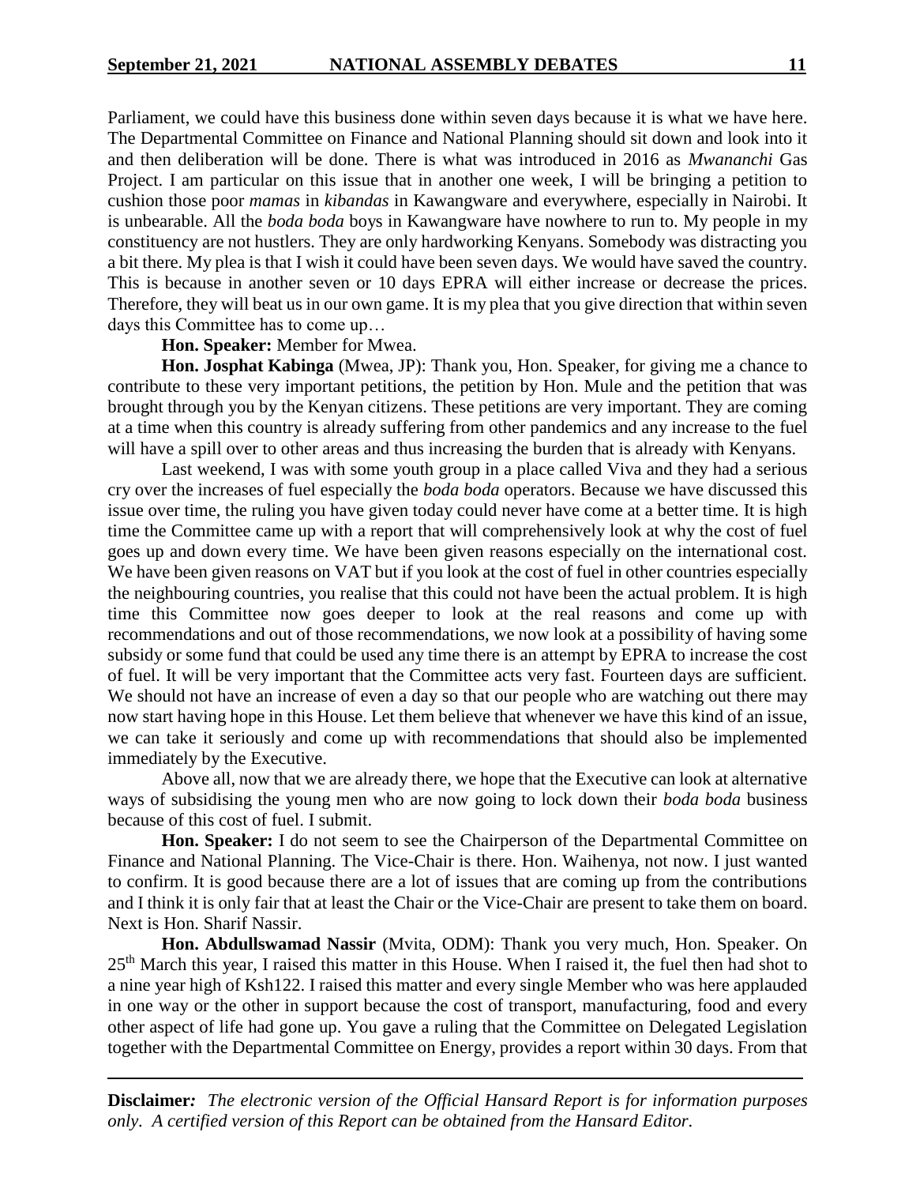Parliament, we could have this business done within seven days because it is what we have here. The Departmental Committee on Finance and National Planning should sit down and look into it and then deliberation will be done. There is what was introduced in 2016 as *Mwananchi* Gas Project. I am particular on this issue that in another one week, I will be bringing a petition to cushion those poor *mamas* in *kibandas* in Kawangware and everywhere, especially in Nairobi. It is unbearable. All the *boda boda* boys in Kawangware have nowhere to run to. My people in my constituency are not hustlers. They are only hardworking Kenyans. Somebody was distracting you a bit there. My plea is that I wish it could have been seven days. We would have saved the country. This is because in another seven or 10 days EPRA will either increase or decrease the prices. Therefore, they will beat us in our own game. It is my plea that you give direction that within seven days this Committee has to come up…

**Hon. Speaker:** Member for Mwea.

**Hon. Josphat Kabinga** (Mwea, JP): Thank you, Hon. Speaker, for giving me a chance to contribute to these very important petitions, the petition by Hon. Mule and the petition that was brought through you by the Kenyan citizens. These petitions are very important. They are coming at a time when this country is already suffering from other pandemics and any increase to the fuel will have a spill over to other areas and thus increasing the burden that is already with Kenyans.

Last weekend, I was with some youth group in a place called Viva and they had a serious cry over the increases of fuel especially the *boda boda* operators. Because we have discussed this issue over time, the ruling you have given today could never have come at a better time. It is high time the Committee came up with a report that will comprehensively look at why the cost of fuel goes up and down every time. We have been given reasons especially on the international cost. We have been given reasons on VAT but if you look at the cost of fuel in other countries especially the neighbouring countries, you realise that this could not have been the actual problem. It is high time this Committee now goes deeper to look at the real reasons and come up with recommendations and out of those recommendations, we now look at a possibility of having some subsidy or some fund that could be used any time there is an attempt by EPRA to increase the cost of fuel. It will be very important that the Committee acts very fast. Fourteen days are sufficient. We should not have an increase of even a day so that our people who are watching out there may now start having hope in this House. Let them believe that whenever we have this kind of an issue, we can take it seriously and come up with recommendations that should also be implemented immediately by the Executive.

Above all, now that we are already there, we hope that the Executive can look at alternative ways of subsidising the young men who are now going to lock down their *boda boda* business because of this cost of fuel. I submit.

**Hon. Speaker:** I do not seem to see the Chairperson of the Departmental Committee on Finance and National Planning. The Vice-Chair is there. Hon. Waihenya, not now. I just wanted to confirm. It is good because there are a lot of issues that are coming up from the contributions and I think it is only fair that at least the Chair or the Vice-Chair are present to take them on board. Next is Hon. Sharif Nassir.

**Hon. Abdullswamad Nassir** (Mvita, ODM): Thank you very much, Hon. Speaker. On 25th March this year, I raised this matter in this House. When I raised it, the fuel then had shot to a nine year high of Ksh122. I raised this matter and every single Member who was here applauded in one way or the other in support because the cost of transport, manufacturing, food and every other aspect of life had gone up. You gave a ruling that the Committee on Delegated Legislation together with the Departmental Committee on Energy, provides a report within 30 days. From that

**Disclaimer***:* *The electronic version of the Official Hansard Report is for information purposes only. A certified version of this Report can be obtained from the Hansard Editor.*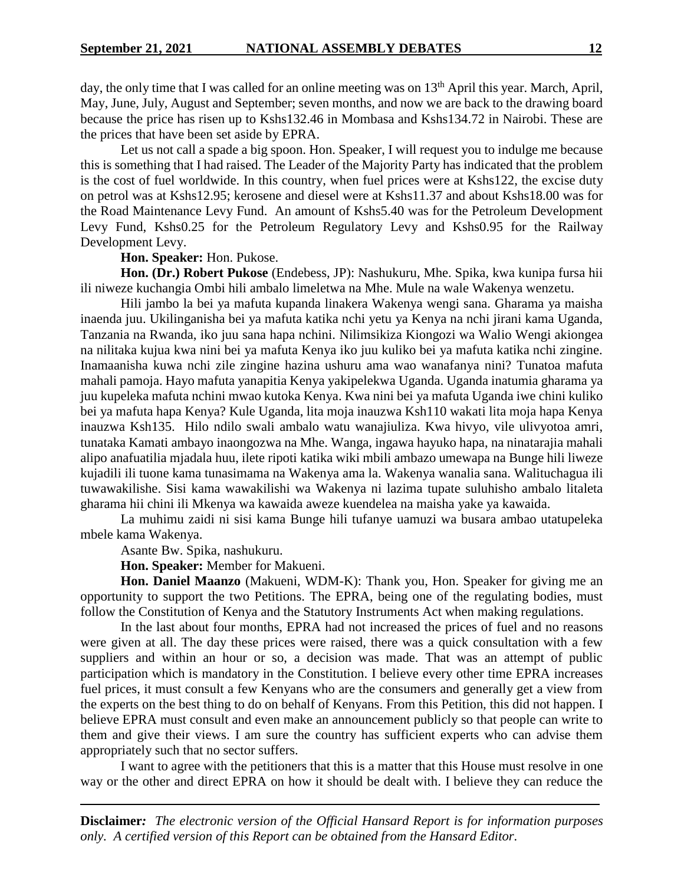day, the only time that I was called for an online meeting was on 13th April this year. March, April, May, June, July, August and September; seven months, and now we are back to the drawing board because the price has risen up to Kshs132.46 in Mombasa and Kshs134.72 in Nairobi. These are the prices that have been set aside by EPRA.

Let us not call a spade a big spoon. Hon. Speaker, I will request you to indulge me because this is something that I had raised. The Leader of the Majority Party has indicated that the problem is the cost of fuel worldwide. In this country, when fuel prices were at Kshs122, the excise duty on petrol was at Kshs12.95; kerosene and diesel were at Kshs11.37 and about Kshs18.00 was for the Road Maintenance Levy Fund. An amount of Kshs5.40 was for the Petroleum Development Levy Fund, Kshs0.25 for the Petroleum Regulatory Levy and Kshs0.95 for the Railway Development Levy.

**Hon. Speaker:** Hon. Pukose.

**Hon. (Dr.) Robert Pukose** (Endebess, JP): Nashukuru, Mhe. Spika, kwa kunipa fursa hii ili niweze kuchangia Ombi hili ambalo limeletwa na Mhe. Mule na wale Wakenya wenzetu.

Hili jambo la bei ya mafuta kupanda linakera Wakenya wengi sana. Gharama ya maisha inaenda juu. Ukilinganisha bei ya mafuta katika nchi yetu ya Kenya na nchi jirani kama Uganda, Tanzania na Rwanda, iko juu sana hapa nchini. Nilimsikiza Kiongozi wa Walio Wengi akiongea na nilitaka kujua kwa nini bei ya mafuta Kenya iko juu kuliko bei ya mafuta katika nchi zingine. Inamaanisha kuwa nchi zile zingine hazina ushuru ama wao wanafanya nini? Tunatoa mafuta mahali pamoja. Hayo mafuta yanapitia Kenya yakipelekwa Uganda. Uganda inatumia gharama ya juu kupeleka mafuta nchini mwao kutoka Kenya. Kwa nini bei ya mafuta Uganda iwe chini kuliko bei ya mafuta hapa Kenya? Kule Uganda, lita moja inauzwa Ksh110 wakati lita moja hapa Kenya inauzwa Ksh135. Hilo ndilo swali ambalo watu wanajiuliza. Kwa hivyo, vile ulivyotoa amri, tunataka Kamati ambayo inaongozwa na Mhe. Wanga, ingawa hayuko hapa, na ninatarajia mahali alipo anafuatilia mjadala huu, ilete ripoti katika wiki mbili ambazo umewapa na Bunge hili liweze kujadili ili tuone kama tunasimama na Wakenya ama la. Wakenya wanalia sana. Walituchagua ili tuwawakilishe. Sisi kama wawakilishi wa Wakenya ni lazima tupate suluhisho ambalo litaleta gharama hii chini ili Mkenya wa kawaida aweze kuendelea na maisha yake ya kawaida.

La muhimu zaidi ni sisi kama Bunge hili tufanye uamuzi wa busara ambao utatupeleka mbele kama Wakenya.

Asante Bw. Spika, nashukuru.

**Hon. Speaker:** Member for Makueni.

**Hon. Daniel Maanzo** (Makueni, WDM-K): Thank you, Hon. Speaker for giving me an opportunity to support the two Petitions. The EPRA, being one of the regulating bodies, must follow the Constitution of Kenya and the Statutory Instruments Act when making regulations.

In the last about four months, EPRA had not increased the prices of fuel and no reasons were given at all. The day these prices were raised, there was a quick consultation with a few suppliers and within an hour or so, a decision was made. That was an attempt of public participation which is mandatory in the Constitution. I believe every other time EPRA increases fuel prices, it must consult a few Kenyans who are the consumers and generally get a view from the experts on the best thing to do on behalf of Kenyans. From this Petition, this did not happen. I believe EPRA must consult and even make an announcement publicly so that people can write to them and give their views. I am sure the country has sufficient experts who can advise them appropriately such that no sector suffers.

I want to agree with the petitioners that this is a matter that this House must resolve in one way or the other and direct EPRA on how it should be dealt with. I believe they can reduce the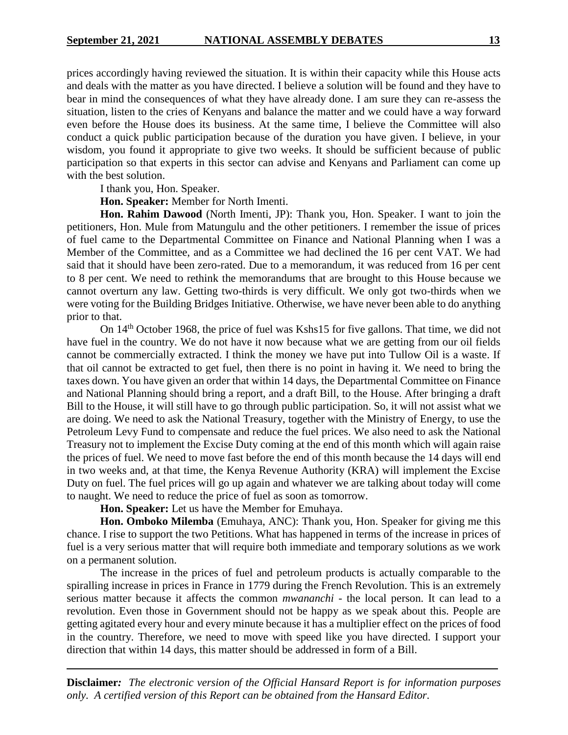prices accordingly having reviewed the situation. It is within their capacity while this House acts and deals with the matter as you have directed. I believe a solution will be found and they have to bear in mind the consequences of what they have already done. I am sure they can re-assess the situation, listen to the cries of Kenyans and balance the matter and we could have a way forward even before the House does its business. At the same time, I believe the Committee will also conduct a quick public participation because of the duration you have given. I believe, in your wisdom, you found it appropriate to give two weeks. It should be sufficient because of public participation so that experts in this sector can advise and Kenyans and Parliament can come up with the best solution.

I thank you, Hon. Speaker.

**Hon. Speaker:** Member for North Imenti.

**Hon. Rahim Dawood** (North Imenti, JP): Thank you, Hon. Speaker. I want to join the petitioners, Hon. Mule from Matungulu and the other petitioners. I remember the issue of prices of fuel came to the Departmental Committee on Finance and National Planning when I was a Member of the Committee, and as a Committee we had declined the 16 per cent VAT. We had said that it should have been zero-rated. Due to a memorandum, it was reduced from 16 per cent to 8 per cent. We need to rethink the memorandums that are brought to this House because we cannot overturn any law. Getting two-thirds is very difficult. We only got two-thirds when we were voting for the Building Bridges Initiative. Otherwise, we have never been able to do anything prior to that.

On 14th October 1968, the price of fuel was Kshs15 for five gallons. That time, we did not have fuel in the country. We do not have it now because what we are getting from our oil fields cannot be commercially extracted. I think the money we have put into Tullow Oil is a waste. If that oil cannot be extracted to get fuel, then there is no point in having it. We need to bring the taxes down. You have given an order that within 14 days, the Departmental Committee on Finance and National Planning should bring a report, and a draft Bill, to the House. After bringing a draft Bill to the House, it will still have to go through public participation. So, it will not assist what we are doing. We need to ask the National Treasury, together with the Ministry of Energy, to use the Petroleum Levy Fund to compensate and reduce the fuel prices. We also need to ask the National Treasury not to implement the Excise Duty coming at the end of this month which will again raise the prices of fuel. We need to move fast before the end of this month because the 14 days will end in two weeks and, at that time, the Kenya Revenue Authority (KRA) will implement the Excise Duty on fuel. The fuel prices will go up again and whatever we are talking about today will come to naught. We need to reduce the price of fuel as soon as tomorrow.

**Hon. Speaker:** Let us have the Member for Emuhaya.

**Hon. Omboko Milemba** (Emuhaya, ANC): Thank you, Hon. Speaker for giving me this chance. I rise to support the two Petitions. What has happened in terms of the increase in prices of fuel is a very serious matter that will require both immediate and temporary solutions as we work on a permanent solution.

The increase in the prices of fuel and petroleum products is actually comparable to the spiralling increase in prices in France in 1779 during the French Revolution. This is an extremely serious matter because it affects the common *mwananchi* - the local person. It can lead to a revolution. Even those in Government should not be happy as we speak about this. People are getting agitated every hour and every minute because it has a multiplier effect on the prices of food in the country. Therefore, we need to move with speed like you have directed. I support your direction that within 14 days, this matter should be addressed in form of a Bill.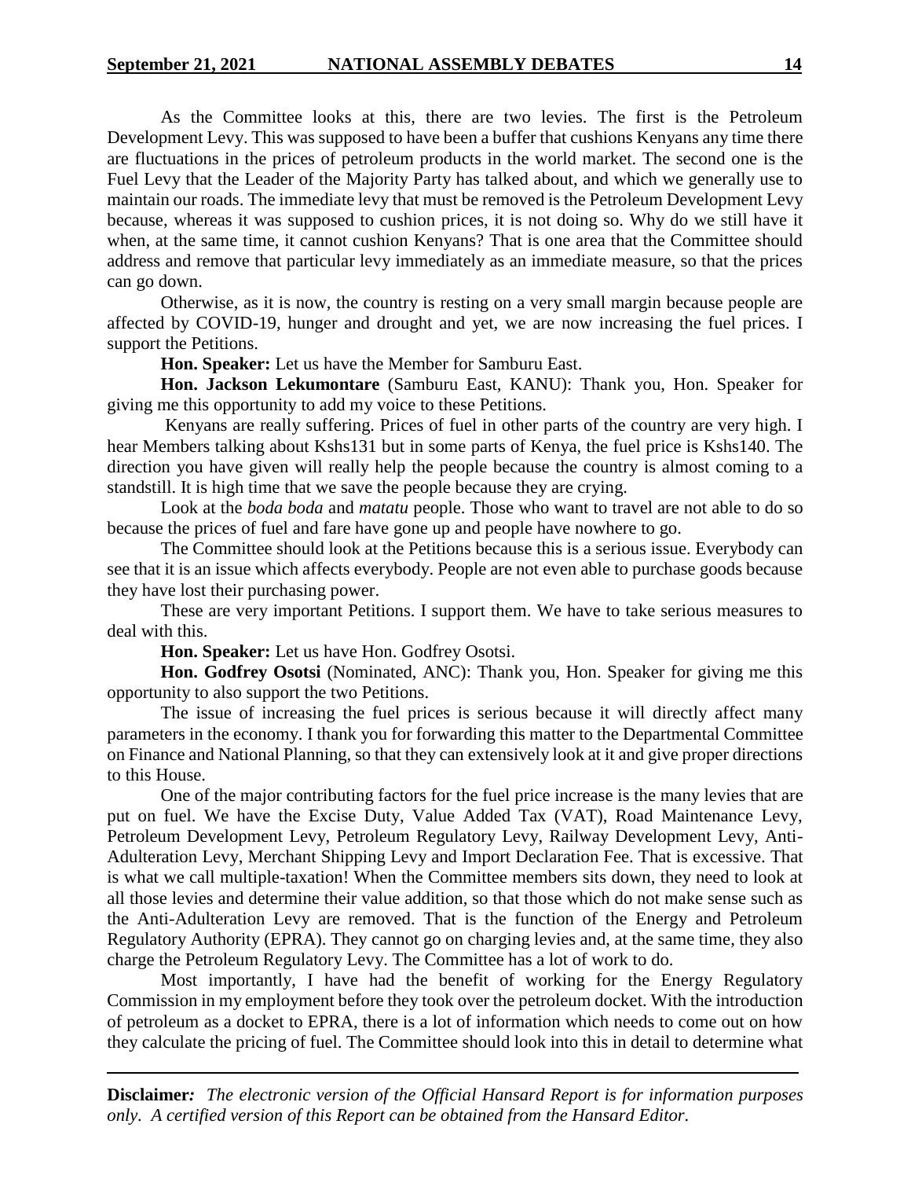As the Committee looks at this, there are two levies. The first is the Petroleum Development Levy. This was supposed to have been a buffer that cushions Kenyans any time there are fluctuations in the prices of petroleum products in the world market. The second one is the Fuel Levy that the Leader of the Majority Party has talked about, and which we generally use to maintain our roads. The immediate levy that must be removed is the Petroleum Development Levy because, whereas it was supposed to cushion prices, it is not doing so. Why do we still have it when, at the same time, it cannot cushion Kenyans? That is one area that the Committee should address and remove that particular levy immediately as an immediate measure, so that the prices can go down.

Otherwise, as it is now, the country is resting on a very small margin because people are affected by COVID-19, hunger and drought and yet, we are now increasing the fuel prices. I support the Petitions.

**Hon. Speaker:** Let us have the Member for Samburu East.

**Hon. Jackson Lekumontare** (Samburu East, KANU): Thank you, Hon. Speaker for giving me this opportunity to add my voice to these Petitions.

Kenyans are really suffering. Prices of fuel in other parts of the country are very high. I hear Members talking about Kshs131 but in some parts of Kenya, the fuel price is Kshs140. The direction you have given will really help the people because the country is almost coming to a standstill. It is high time that we save the people because they are crying.

Look at the *boda boda* and *matatu* people. Those who want to travel are not able to do so because the prices of fuel and fare have gone up and people have nowhere to go.

The Committee should look at the Petitions because this is a serious issue. Everybody can see that it is an issue which affects everybody. People are not even able to purchase goods because they have lost their purchasing power.

These are very important Petitions. I support them. We have to take serious measures to deal with this.

**Hon. Speaker:** Let us have Hon. Godfrey Osotsi.

**Hon. Godfrey Osotsi** (Nominated, ANC): Thank you, Hon. Speaker for giving me this opportunity to also support the two Petitions.

The issue of increasing the fuel prices is serious because it will directly affect many parameters in the economy. I thank you for forwarding this matter to the Departmental Committee on Finance and National Planning, so that they can extensively look at it and give proper directions to this House.

One of the major contributing factors for the fuel price increase is the many levies that are put on fuel. We have the Excise Duty, Value Added Tax (VAT), Road Maintenance Levy, Petroleum Development Levy, Petroleum Regulatory Levy, Railway Development Levy, Anti-Adulteration Levy, Merchant Shipping Levy and Import Declaration Fee. That is excessive. That is what we call multiple-taxation! When the Committee members sits down, they need to look at all those levies and determine their value addition, so that those which do not make sense such as the Anti-Adulteration Levy are removed. That is the function of the Energy and Petroleum Regulatory Authority (EPRA). They cannot go on charging levies and, at the same time, they also charge the Petroleum Regulatory Levy. The Committee has a lot of work to do.

Most importantly, I have had the benefit of working for the Energy Regulatory Commission in my employment before they took over the petroleum docket. With the introduction of petroleum as a docket to EPRA, there is a lot of information which needs to come out on how they calculate the pricing of fuel. The Committee should look into this in detail to determine what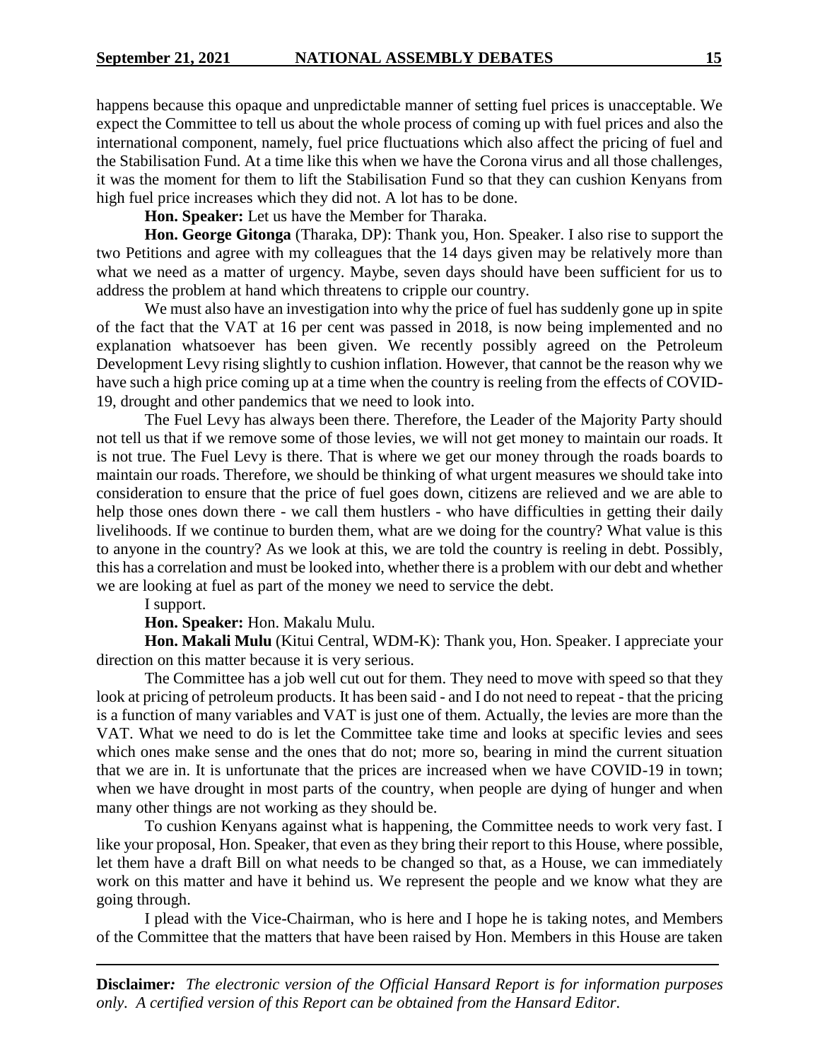happens because this opaque and unpredictable manner of setting fuel prices is unacceptable. We expect the Committee to tell us about the whole process of coming up with fuel prices and also the international component, namely, fuel price fluctuations which also affect the pricing of fuel and the Stabilisation Fund. At a time like this when we have the Corona virus and all those challenges, it was the moment for them to lift the Stabilisation Fund so that they can cushion Kenyans from high fuel price increases which they did not. A lot has to be done.

**Hon. Speaker:** Let us have the Member for Tharaka.

**Hon. George Gitonga** (Tharaka, DP): Thank you, Hon. Speaker. I also rise to support the two Petitions and agree with my colleagues that the 14 days given may be relatively more than what we need as a matter of urgency. Maybe, seven days should have been sufficient for us to address the problem at hand which threatens to cripple our country.

We must also have an investigation into why the price of fuel has suddenly gone up in spite of the fact that the VAT at 16 per cent was passed in 2018, is now being implemented and no explanation whatsoever has been given. We recently possibly agreed on the Petroleum Development Levy rising slightly to cushion inflation. However, that cannot be the reason why we have such a high price coming up at a time when the country is reeling from the effects of COVID-19, drought and other pandemics that we need to look into.

The Fuel Levy has always been there. Therefore, the Leader of the Majority Party should not tell us that if we remove some of those levies, we will not get money to maintain our roads. It is not true. The Fuel Levy is there. That is where we get our money through the roads boards to maintain our roads. Therefore, we should be thinking of what urgent measures we should take into consideration to ensure that the price of fuel goes down, citizens are relieved and we are able to help those ones down there - we call them hustlers - who have difficulties in getting their daily livelihoods. If we continue to burden them, what are we doing for the country? What value is this to anyone in the country? As we look at this, we are told the country is reeling in debt. Possibly, this has a correlation and must be looked into, whether there is a problem with our debt and whether we are looking at fuel as part of the money we need to service the debt.

I support.

**Hon. Speaker:** Hon. Makalu Mulu.

**Hon. Makali Mulu** (Kitui Central, WDM-K): Thank you, Hon. Speaker. I appreciate your direction on this matter because it is very serious.

The Committee has a job well cut out for them. They need to move with speed so that they look at pricing of petroleum products. It has been said - and I do not need to repeat - that the pricing is a function of many variables and VAT is just one of them. Actually, the levies are more than the VAT. What we need to do is let the Committee take time and looks at specific levies and sees which ones make sense and the ones that do not; more so, bearing in mind the current situation that we are in. It is unfortunate that the prices are increased when we have COVID-19 in town; when we have drought in most parts of the country, when people are dying of hunger and when many other things are not working as they should be.

To cushion Kenyans against what is happening, the Committee needs to work very fast. I like your proposal, Hon. Speaker, that even as they bring their report to this House, where possible, let them have a draft Bill on what needs to be changed so that, as a House, we can immediately work on this matter and have it behind us. We represent the people and we know what they are going through.

I plead with the Vice-Chairman, who is here and I hope he is taking notes, and Members of the Committee that the matters that have been raised by Hon. Members in this House are taken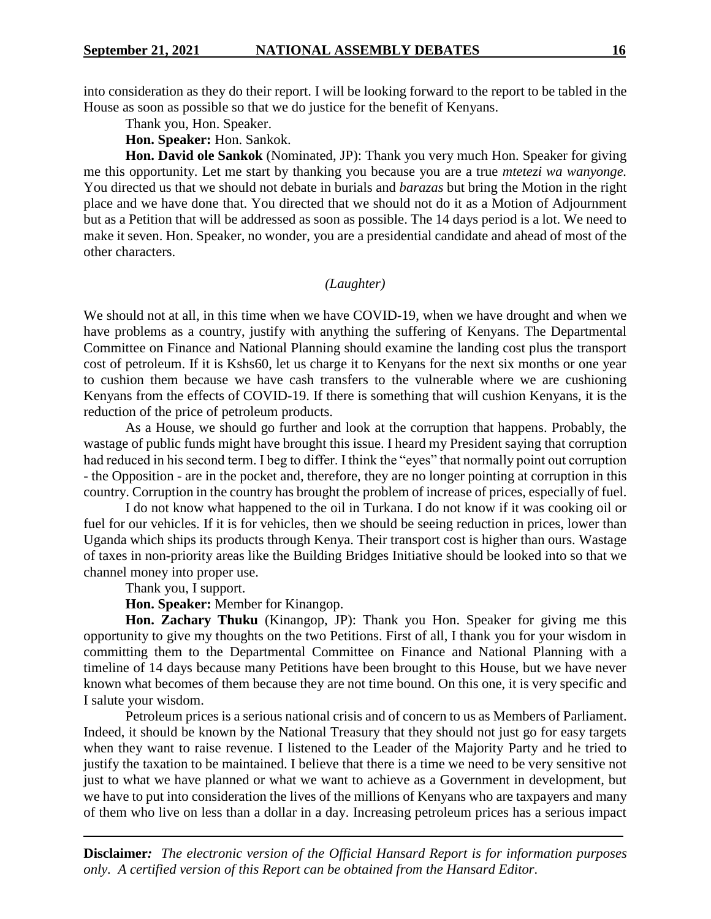into consideration as they do their report. I will be looking forward to the report to be tabled in the House as soon as possible so that we do justice for the benefit of Kenyans.

Thank you, Hon. Speaker.

**Hon. Speaker:** Hon. Sankok.

**Hon. David ole Sankok** (Nominated, JP): Thank you very much Hon. Speaker for giving me this opportunity. Let me start by thanking you because you are a true *mtetezi wa wanyonge.* You directed us that we should not debate in burials and *barazas* but bring the Motion in the right place and we have done that. You directed that we should not do it as a Motion of Adjournment but as a Petition that will be addressed as soon as possible. The 14 days period is a lot. We need to make it seven. Hon. Speaker, no wonder, you are a presidential candidate and ahead of most of the other characters.

*(Laughter)*

We should not at all, in this time when we have COVID-19, when we have drought and when we have problems as a country, justify with anything the suffering of Kenyans. The Departmental Committee on Finance and National Planning should examine the landing cost plus the transport cost of petroleum. If it is Kshs60, let us charge it to Kenyans for the next six months or one year to cushion them because we have cash transfers to the vulnerable where we are cushioning Kenyans from the effects of COVID-19. If there is something that will cushion Kenyans, it is the reduction of the price of petroleum products.

As a House, we should go further and look at the corruption that happens. Probably, the wastage of public funds might have brought this issue. I heard my President saying that corruption had reduced in his second term. I beg to differ. I think the "eyes" that normally point out corruption - the Opposition - are in the pocket and, therefore, they are no longer pointing at corruption in this country. Corruption in the country has brought the problem of increase of prices, especially of fuel.

I do not know what happened to the oil in Turkana. I do not know if it was cooking oil or fuel for our vehicles. If it is for vehicles, then we should be seeing reduction in prices, lower than Uganda which ships its products through Kenya. Their transport cost is higher than ours. Wastage of taxes in non-priority areas like the Building Bridges Initiative should be looked into so that we channel money into proper use.

Thank you, I support.

**Hon. Speaker:** Member for Kinangop.

**Hon. Zachary Thuku** (Kinangop, JP): Thank you Hon. Speaker for giving me this opportunity to give my thoughts on the two Petitions. First of all, I thank you for your wisdom in committing them to the Departmental Committee on Finance and National Planning with a timeline of 14 days because many Petitions have been brought to this House, but we have never known what becomes of them because they are not time bound. On this one, it is very specific and I salute your wisdom.

Petroleum prices is a serious national crisis and of concern to us as Members of Parliament. Indeed, it should be known by the National Treasury that they should not just go for easy targets when they want to raise revenue. I listened to the Leader of the Majority Party and he tried to justify the taxation to be maintained. I believe that there is a time we need to be very sensitive not just to what we have planned or what we want to achieve as a Government in development, but we have to put into consideration the lives of the millions of Kenyans who are taxpayers and many of them who live on less than a dollar in a day. Increasing petroleum prices has a serious impact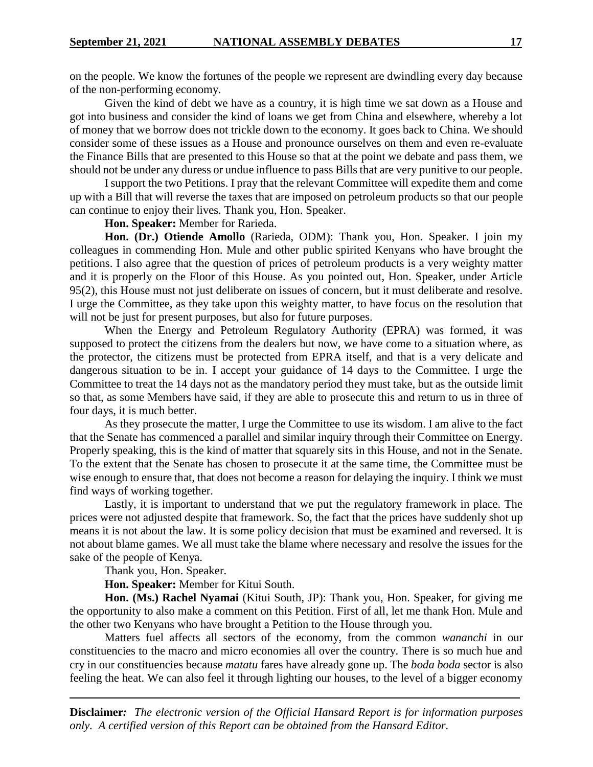on the people. We know the fortunes of the people we represent are dwindling every day because of the non-performing economy.

Given the kind of debt we have as a country, it is high time we sat down as a House and got into business and consider the kind of loans we get from China and elsewhere, whereby a lot of money that we borrow does not trickle down to the economy. It goes back to China. We should consider some of these issues as a House and pronounce ourselves on them and even re-evaluate the Finance Bills that are presented to this House so that at the point we debate and pass them, we should not be under any duress or undue influence to pass Bills that are very punitive to our people.

I support the two Petitions. I pray that the relevant Committee will expedite them and come up with a Bill that will reverse the taxes that are imposed on petroleum products so that our people can continue to enjoy their lives. Thank you, Hon. Speaker.

**Hon. Speaker:** Member for Rarieda.

**Hon. (Dr.) Otiende Amollo** (Rarieda, ODM): Thank you, Hon. Speaker. I join my colleagues in commending Hon. Mule and other public spirited Kenyans who have brought the petitions. I also agree that the question of prices of petroleum products is a very weighty matter and it is properly on the Floor of this House. As you pointed out, Hon. Speaker, under Article 95(2), this House must not just deliberate on issues of concern, but it must deliberate and resolve. I urge the Committee, as they take upon this weighty matter, to have focus on the resolution that will not be just for present purposes, but also for future purposes.

When the Energy and Petroleum Regulatory Authority (EPRA) was formed, it was supposed to protect the citizens from the dealers but now, we have come to a situation where, as the protector, the citizens must be protected from EPRA itself, and that is a very delicate and dangerous situation to be in. I accept your guidance of 14 days to the Committee. I urge the Committee to treat the 14 days not as the mandatory period they must take, but as the outside limit so that, as some Members have said, if they are able to prosecute this and return to us in three of four days, it is much better.

As they prosecute the matter, I urge the Committee to use its wisdom. I am alive to the fact that the Senate has commenced a parallel and similar inquiry through their Committee on Energy. Properly speaking, this is the kind of matter that squarely sits in this House, and not in the Senate. To the extent that the Senate has chosen to prosecute it at the same time, the Committee must be wise enough to ensure that, that does not become a reason for delaying the inquiry. I think we must find ways of working together.

Lastly, it is important to understand that we put the regulatory framework in place. The prices were not adjusted despite that framework. So, the fact that the prices have suddenly shot up means it is not about the law. It is some policy decision that must be examined and reversed. It is not about blame games. We all must take the blame where necessary and resolve the issues for the sake of the people of Kenya.

Thank you, Hon. Speaker.

**Hon. Speaker:** Member for Kitui South.

**Hon. (Ms.) Rachel Nyamai** (Kitui South, JP): Thank you, Hon. Speaker, for giving me the opportunity to also make a comment on this Petition. First of all, let me thank Hon. Mule and the other two Kenyans who have brought a Petition to the House through you.

Matters fuel affects all sectors of the economy, from the common *wananchi* in our constituencies to the macro and micro economies all over the country. There is so much hue and cry in our constituencies because *matatu* fares have already gone up. The *boda boda* sector is also feeling the heat. We can also feel it through lighting our houses, to the level of a bigger economy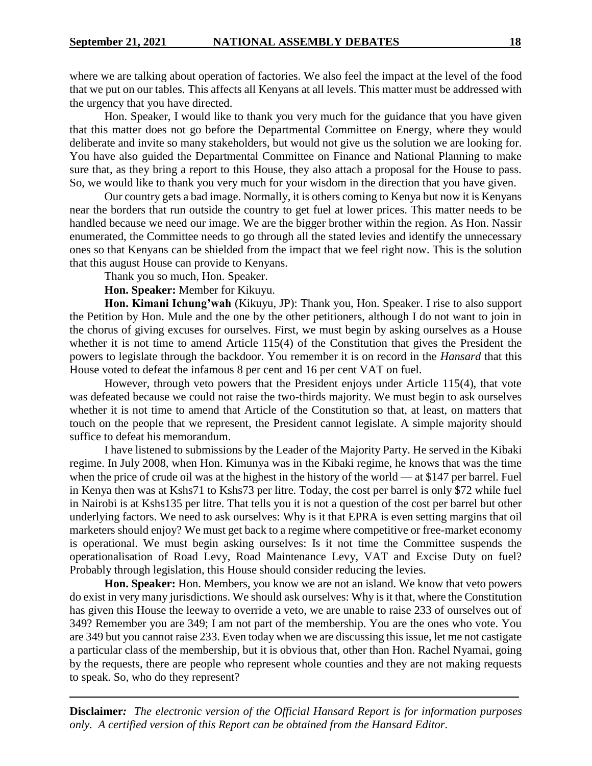where we are talking about operation of factories. We also feel the impact at the level of the food that we put on our tables. This affects all Kenyans at all levels. This matter must be addressed with the urgency that you have directed.

Hon. Speaker, I would like to thank you very much for the guidance that you have given that this matter does not go before the Departmental Committee on Energy, where they would deliberate and invite so many stakeholders, but would not give us the solution we are looking for. You have also guided the Departmental Committee on Finance and National Planning to make sure that, as they bring a report to this House, they also attach a proposal for the House to pass. So, we would like to thank you very much for your wisdom in the direction that you have given.

Our country gets a bad image. Normally, it is others coming to Kenya but now it is Kenyans near the borders that run outside the country to get fuel at lower prices. This matter needs to be handled because we need our image. We are the bigger brother within the region. As Hon. Nassir enumerated, the Committee needs to go through all the stated levies and identify the unnecessary ones so that Kenyans can be shielded from the impact that we feel right now. This is the solution that this august House can provide to Kenyans.

Thank you so much, Hon. Speaker.

**Hon. Speaker:** Member for Kikuyu.

**Hon. Kimani Ichung'wah** (Kikuyu, JP): Thank you, Hon. Speaker. I rise to also support the Petition by Hon. Mule and the one by the other petitioners, although I do not want to join in the chorus of giving excuses for ourselves. First, we must begin by asking ourselves as a House whether it is not time to amend Article 115(4) of the Constitution that gives the President the powers to legislate through the backdoor. You remember it is on record in the *Hansard* that this House voted to defeat the infamous 8 per cent and 16 per cent VAT on fuel.

However, through veto powers that the President enjoys under Article 115(4), that vote was defeated because we could not raise the two-thirds majority. We must begin to ask ourselves whether it is not time to amend that Article of the Constitution so that, at least, on matters that touch on the people that we represent, the President cannot legislate. A simple majority should suffice to defeat his memorandum.

I have listened to submissions by the Leader of the Majority Party. He served in the Kibaki regime. In July 2008, when Hon. Kimunya was in the Kibaki regime, he knows that was the time when the price of crude oil was at the highest in the history of the world — at $147 per barrel. Fuel in Kenya then was at Kshs71 to Kshs73 per litre. Today, the cost per barrel is only $72 while fuel in Nairobi is at Kshs135 per litre. That tells you it is not a question of the cost per barrel but other underlying factors. We need to ask ourselves: Why is it that EPRA is even setting margins that oil marketers should enjoy? We must get back to a regime where competitive or free-market economy is operational. We must begin asking ourselves: Is it not time the Committee suspends the operationalisation of Road Levy, Road Maintenance Levy, VAT and Excise Duty on fuel? Probably through legislation, this House should consider reducing the levies.

**Hon. Speaker:** Hon. Members, you know we are not an island. We know that veto powers do exist in very many jurisdictions. We should ask ourselves: Why is it that, where the Constitution has given this House the leeway to override a veto, we are unable to raise 233 of ourselves out of 349? Remember you are 349; I am not part of the membership. You are the ones who vote. You are 349 but you cannot raise 233. Even today when we are discussing this issue, let me not castigate a particular class of the membership, but it is obvious that, other than Hon. Rachel Nyamai, going by the requests, there are people who represent whole counties and they are not making requests to speak. So, who do they represent?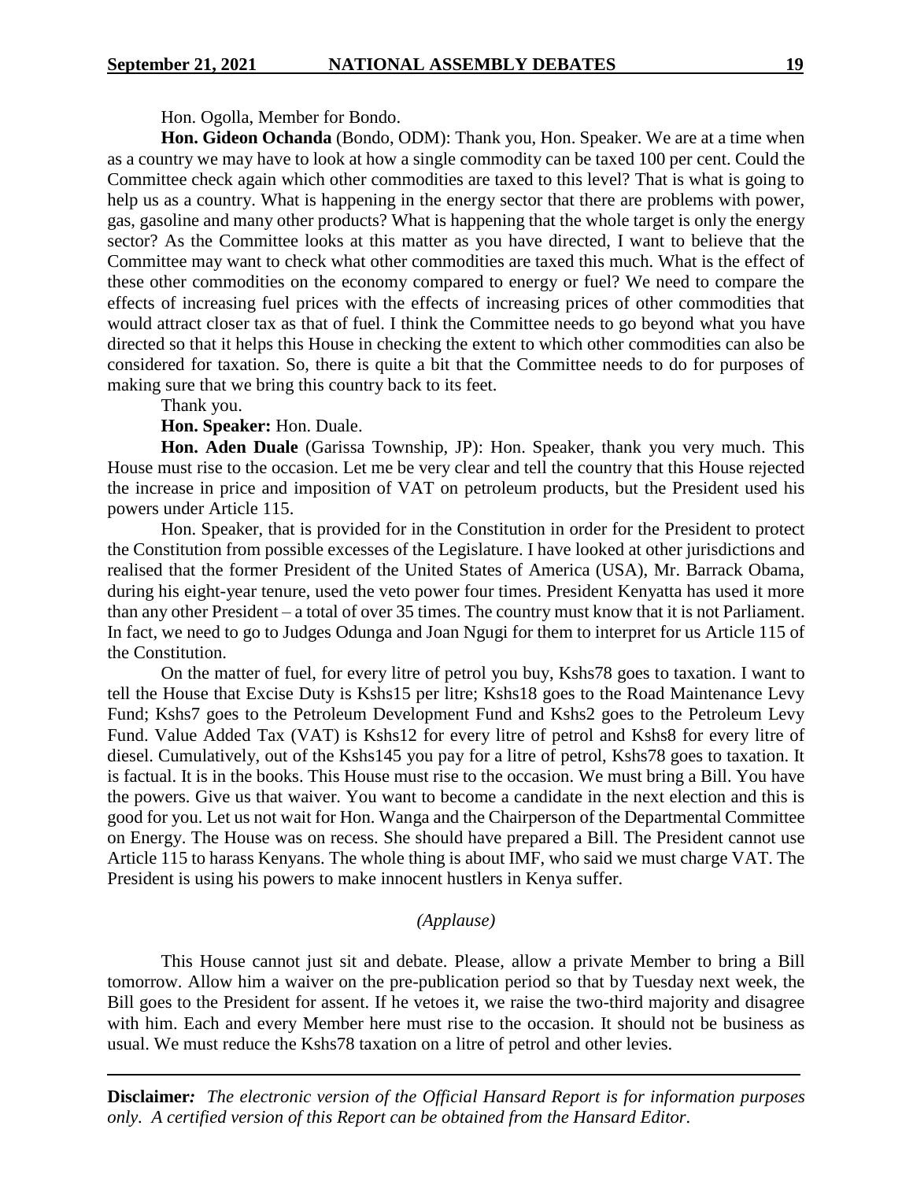Hon. Ogolla, Member for Bondo.

**Hon. Gideon Ochanda** (Bondo, ODM): Thank you, Hon. Speaker. We are at a time when as a country we may have to look at how a single commodity can be taxed 100 per cent. Could the Committee check again which other commodities are taxed to this level? That is what is going to help us as a country. What is happening in the energy sector that there are problems with power, gas, gasoline and many other products? What is happening that the whole target is only the energy sector? As the Committee looks at this matter as you have directed, I want to believe that the Committee may want to check what other commodities are taxed this much. What is the effect of these other commodities on the economy compared to energy or fuel? We need to compare the effects of increasing fuel prices with the effects of increasing prices of other commodities that would attract closer tax as that of fuel. I think the Committee needs to go beyond what you have directed so that it helps this House in checking the extent to which other commodities can also be considered for taxation. So, there is quite a bit that the Committee needs to do for purposes of making sure that we bring this country back to its feet.

Thank you.

**Hon. Speaker:** Hon. Duale.

**Hon. Aden Duale** (Garissa Township, JP): Hon. Speaker, thank you very much. This House must rise to the occasion. Let me be very clear and tell the country that this House rejected the increase in price and imposition of VAT on petroleum products, but the President used his powers under Article 115.

Hon. Speaker, that is provided for in the Constitution in order for the President to protect the Constitution from possible excesses of the Legislature. I have looked at other jurisdictions and realised that the former President of the United States of America (USA), Mr. Barrack Obama, during his eight-year tenure, used the veto power four times. President Kenyatta has used it more than any other President – a total of over 35 times. The country must know that it is not Parliament. In fact, we need to go to Judges Odunga and Joan Ngugi for them to interpret for us Article 115 of the Constitution.

On the matter of fuel, for every litre of petrol you buy, Kshs78 goes to taxation. I want to tell the House that Excise Duty is Kshs15 per litre; Kshs18 goes to the Road Maintenance Levy Fund; Kshs7 goes to the Petroleum Development Fund and Kshs2 goes to the Petroleum Levy Fund. Value Added Tax (VAT) is Kshs12 for every litre of petrol and Kshs8 for every litre of diesel. Cumulatively, out of the Kshs145 you pay for a litre of petrol, Kshs78 goes to taxation. It is factual. It is in the books. This House must rise to the occasion. We must bring a Bill. You have the powers. Give us that waiver. You want to become a candidate in the next election and this is good for you. Let us not wait for Hon. Wanga and the Chairperson of the Departmental Committee on Energy. The House was on recess. She should have prepared a Bill. The President cannot use Article 115 to harass Kenyans. The whole thing is about IMF, who said we must charge VAT. The President is using his powers to make innocent hustlers in Kenya suffer.

*(Applause)*

This House cannot just sit and debate. Please, allow a private Member to bring a Bill tomorrow. Allow him a waiver on the pre-publication period so that by Tuesday next week, the Bill goes to the President for assent. If he vetoes it, we raise the two-third majority and disagree with him. Each and every Member here must rise to the occasion. It should not be business as usual. We must reduce the Kshs78 taxation on a litre of petrol and other levies.

**Disclaimer***:* *The electronic version of the Official Hansard Report is for information purposes only. A certified version of this Report can be obtained from the Hansard Editor.*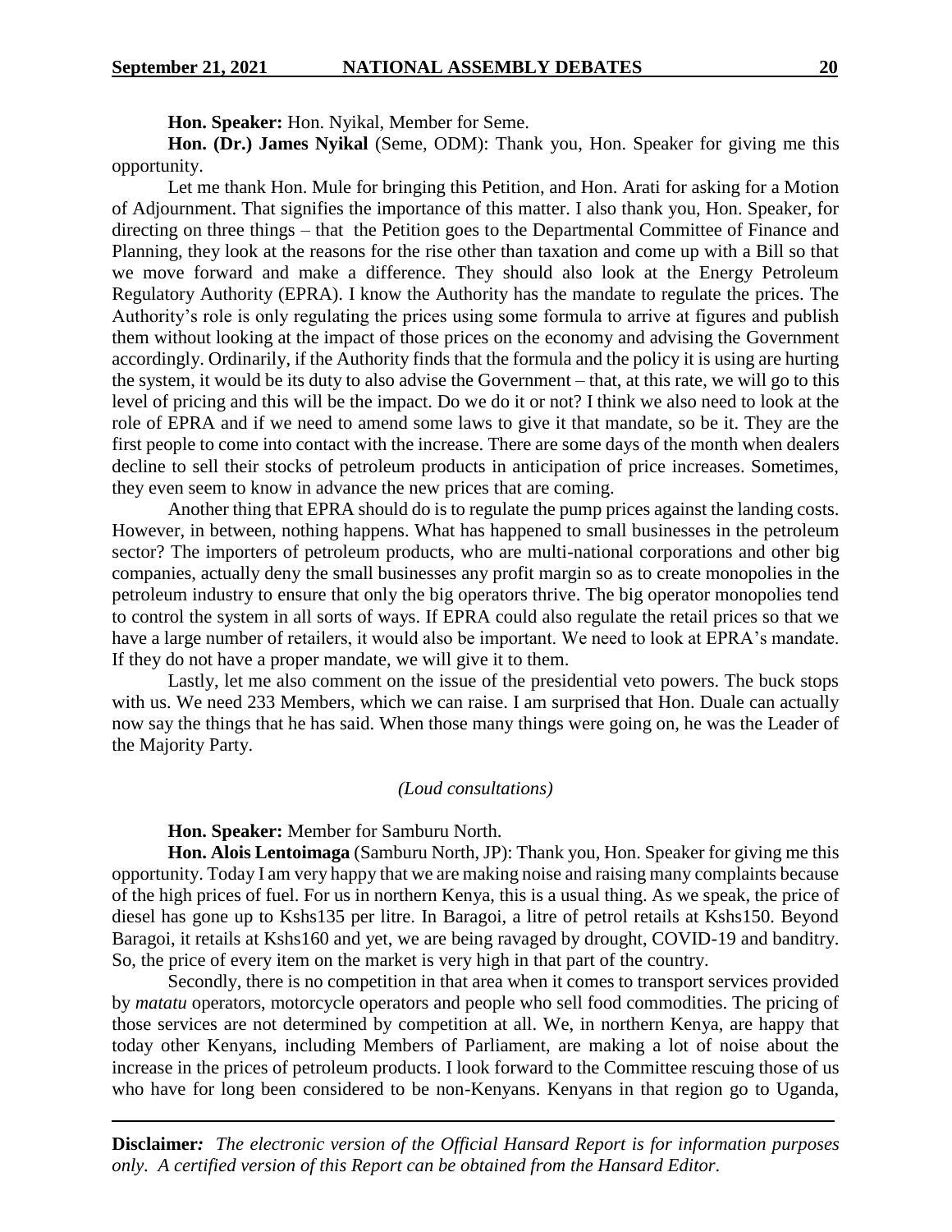**Hon. Speaker:** Hon. Nyikal, Member for Seme.

**Hon. (Dr.) James Nyikal** (Seme, ODM): Thank you, Hon. Speaker for giving me this opportunity.

Let me thank Hon. Mule for bringing this Petition, and Hon. Arati for asking for a Motion of Adjournment. That signifies the importance of this matter. I also thank you, Hon. Speaker, for directing on three things – that the Petition goes to the Departmental Committee of Finance and Planning, they look at the reasons for the rise other than taxation and come up with a Bill so that we move forward and make a difference. They should also look at the Energy Petroleum Regulatory Authority (EPRA). I know the Authority has the mandate to regulate the prices. The Authority's role is only regulating the prices using some formula to arrive at figures and publish them without looking at the impact of those prices on the economy and advising the Government accordingly. Ordinarily, if the Authority finds that the formula and the policy it is using are hurting the system, it would be its duty to also advise the Government – that, at this rate, we will go to this level of pricing and this will be the impact. Do we do it or not? I think we also need to look at the role of EPRA and if we need to amend some laws to give it that mandate, so be it. They are the first people to come into contact with the increase. There are some days of the month when dealers decline to sell their stocks of petroleum products in anticipation of price increases. Sometimes, they even seem to know in advance the new prices that are coming.

Another thing that EPRA should do is to regulate the pump prices against the landing costs. However, in between, nothing happens. What has happened to small businesses in the petroleum sector? The importers of petroleum products, who are multi-national corporations and other big companies, actually deny the small businesses any profit margin so as to create monopolies in the petroleum industry to ensure that only the big operators thrive. The big operator monopolies tend to control the system in all sorts of ways. If EPRA could also regulate the retail prices so that we have a large number of retailers, it would also be important. We need to look at EPRA's mandate. If they do not have a proper mandate, we will give it to them.

Lastly, let me also comment on the issue of the presidential veto powers. The buck stops with us. We need 233 Members, which we can raise. I am surprised that Hon. Duale can actually now say the things that he has said. When those many things were going on, he was the Leader of the Majority Party.

*(Loud consultations)*

**Hon. Speaker:** Member for Samburu North.

**Hon. Alois Lentoimaga** (Samburu North, JP): Thank you, Hon. Speaker for giving me this opportunity. Today I am very happy that we are making noise and raising many complaints because of the high prices of fuel. For us in northern Kenya, this is a usual thing. As we speak, the price of diesel has gone up to Kshs135 per litre. In Baragoi, a litre of petrol retails at Kshs150. Beyond Baragoi, it retails at Kshs160 and yet, we are being ravaged by drought, COVID-19 and banditry. So, the price of every item on the market is very high in that part of the country.

Secondly, there is no competition in that area when it comes to transport services provided by *matatu* operators, motorcycle operators and people who sell food commodities. The pricing of those services are not determined by competition at all. We, in northern Kenya, are happy that today other Kenyans, including Members of Parliament, are making a lot of noise about the increase in the prices of petroleum products. I look forward to the Committee rescuing those of us who have for long been considered to be non-Kenyans. Kenyans in that region go to Uganda,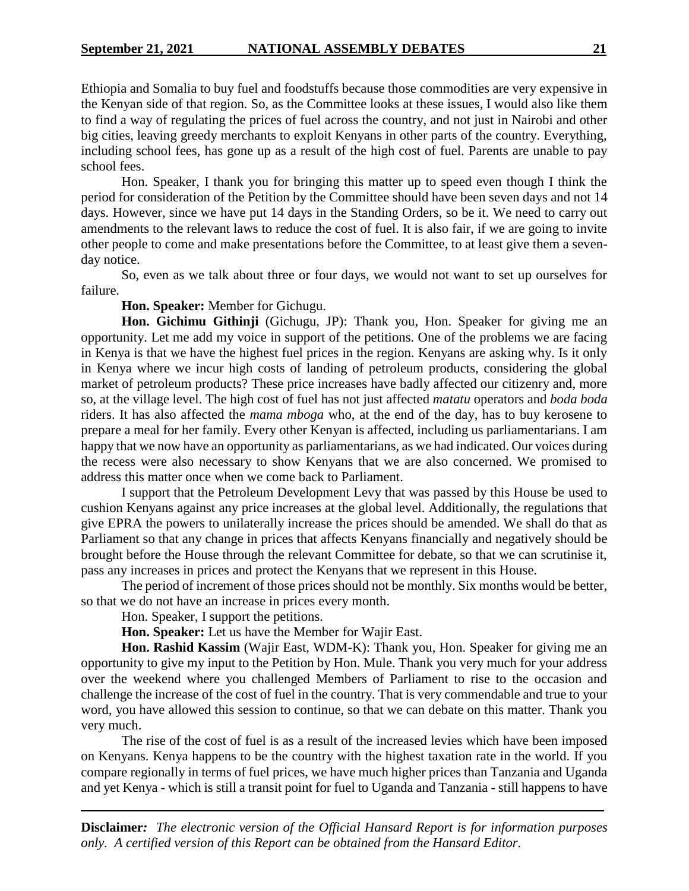Ethiopia and Somalia to buy fuel and foodstuffs because those commodities are very expensive in the Kenyan side of that region. So, as the Committee looks at these issues, I would also like them to find a way of regulating the prices of fuel across the country, and not just in Nairobi and other big cities, leaving greedy merchants to exploit Kenyans in other parts of the country. Everything, including school fees, has gone up as a result of the high cost of fuel. Parents are unable to pay school fees.

Hon. Speaker, I thank you for bringing this matter up to speed even though I think the period for consideration of the Petition by the Committee should have been seven days and not 14 days. However, since we have put 14 days in the Standing Orders, so be it. We need to carry out amendments to the relevant laws to reduce the cost of fuel. It is also fair, if we are going to invite other people to come and make presentations before the Committee, to at least give them a seven-day notice.

So, even as we talk about three or four days, we would not want to set up ourselves for failure.

**Hon. Speaker:** Member for Gichugu.

**Hon. Gichimu Githinji** (Gichugu, JP): Thank you, Hon. Speaker for giving me an opportunity. Let me add my voice in support of the petitions. One of the problems we are facing in Kenya is that we have the highest fuel prices in the region. Kenyans are asking why. Is it only in Kenya where we incur high costs of landing of petroleum products, considering the global market of petroleum products? These price increases have badly affected our citizenry and, more so, at the village level. The high cost of fuel has not just affected *matatu* operators and *boda boda* riders. It has also affected the *mama mboga* who, at the end of the day, has to buy kerosene to prepare a meal for her family. Every other Kenyan is affected, including us parliamentarians. I am happy that we now have an opportunity as parliamentarians, as we had indicated. Our voices during the recess were also necessary to show Kenyans that we are also concerned. We promised to address this matter once when we come back to Parliament.

I support that the Petroleum Development Levy that was passed by this House be used to cushion Kenyans against any price increases at the global level. Additionally, the regulations that give EPRA the powers to unilaterally increase the prices should be amended. We shall do that as Parliament so that any change in prices that affects Kenyans financially and negatively should be brought before the House through the relevant Committee for debate, so that we can scrutinise it, pass any increases in prices and protect the Kenyans that we represent in this House.

The period of increment of those prices should not be monthly. Six months would be better, so that we do not have an increase in prices every month.

Hon. Speaker, I support the petitions.

**Hon. Speaker:** Let us have the Member for Wajir East.

**Hon. Rashid Kassim** (Wajir East, WDM-K): Thank you, Hon. Speaker for giving me an opportunity to give my input to the Petition by Hon. Mule. Thank you very much for your address over the weekend where you challenged Members of Parliament to rise to the occasion and challenge the increase of the cost of fuel in the country. That is very commendable and true to your word, you have allowed this session to continue, so that we can debate on this matter. Thank you very much.

The rise of the cost of fuel is as a result of the increased levies which have been imposed on Kenyans. Kenya happens to be the country with the highest taxation rate in the world. If you compare regionally in terms of fuel prices, we have much higher prices than Tanzania and Uganda and yet Kenya - which is still a transit point for fuel to Uganda and Tanzania - still happens to have

**Disclaimer***:* *The electronic version of the Official Hansard Report is for information purposes only. A certified version of this Report can be obtained from the Hansard Editor.*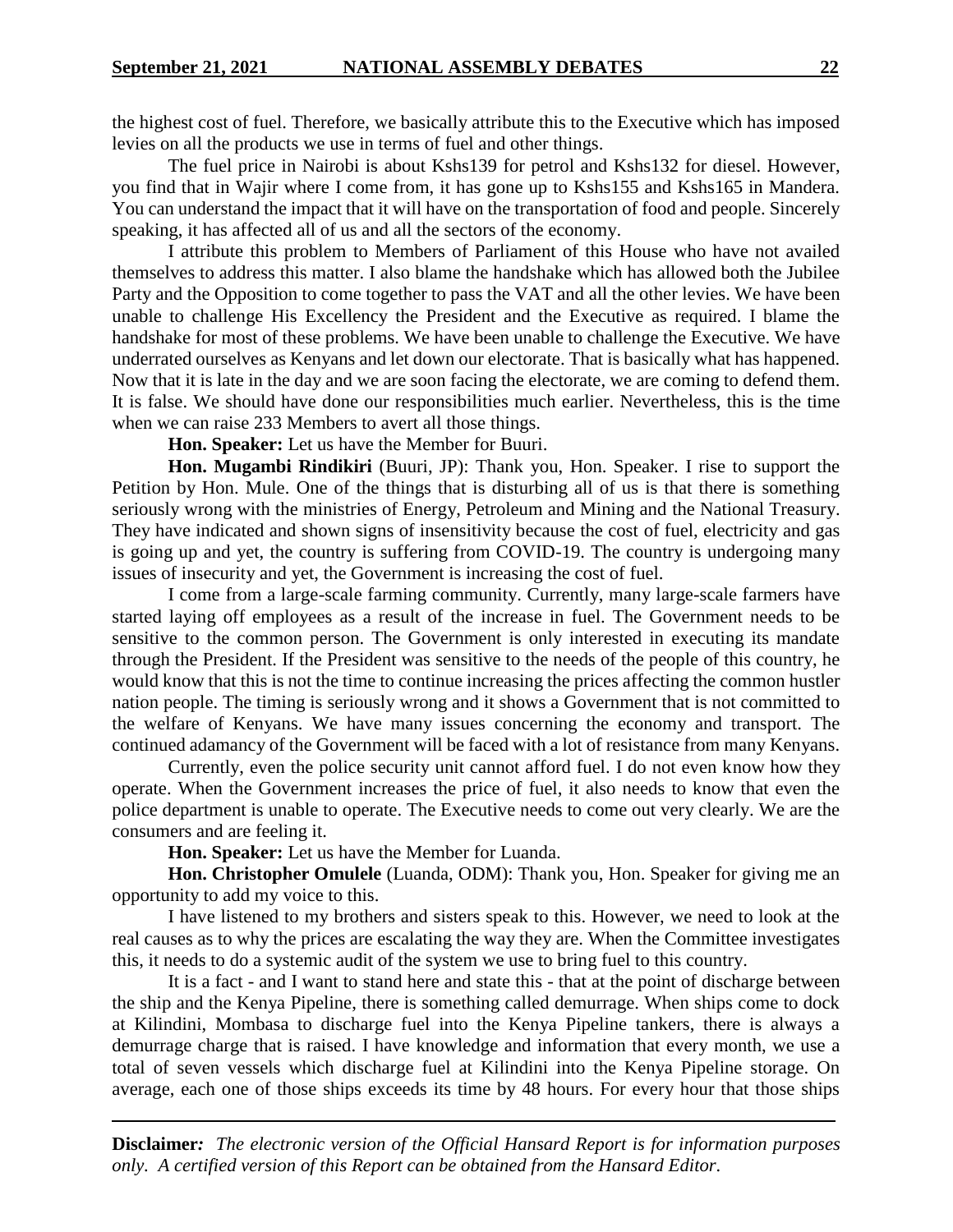the highest cost of fuel. Therefore, we basically attribute this to the Executive which has imposed levies on all the products we use in terms of fuel and other things.

The fuel price in Nairobi is about Kshs139 for petrol and Kshs132 for diesel. However, you find that in Wajir where I come from, it has gone up to Kshs155 and Kshs165 in Mandera. You can understand the impact that it will have on the transportation of food and people. Sincerely speaking, it has affected all of us and all the sectors of the economy.

I attribute this problem to Members of Parliament of this House who have not availed themselves to address this matter. I also blame the handshake which has allowed both the Jubilee Party and the Opposition to come together to pass the VAT and all the other levies. We have been unable to challenge His Excellency the President and the Executive as required. I blame the handshake for most of these problems. We have been unable to challenge the Executive. We have underrated ourselves as Kenyans and let down our electorate. That is basically what has happened. Now that it is late in the day and we are soon facing the electorate, we are coming to defend them. It is false. We should have done our responsibilities much earlier. Nevertheless, this is the time when we can raise 233 Members to avert all those things.

**Hon. Speaker:** Let us have the Member for Buuri.

**Hon. Mugambi Rindikiri** (Buuri, JP): Thank you, Hon. Speaker. I rise to support the Petition by Hon. Mule. One of the things that is disturbing all of us is that there is something seriously wrong with the ministries of Energy, Petroleum and Mining and the National Treasury. They have indicated and shown signs of insensitivity because the cost of fuel, electricity and gas is going up and yet, the country is suffering from COVID-19. The country is undergoing many issues of insecurity and yet, the Government is increasing the cost of fuel.

I come from a large-scale farming community. Currently, many large-scale farmers have started laying off employees as a result of the increase in fuel. The Government needs to be sensitive to the common person. The Government is only interested in executing its mandate through the President. If the President was sensitive to the needs of the people of this country, he would know that this is not the time to continue increasing the prices affecting the common hustler nation people. The timing is seriously wrong and it shows a Government that is not committed to the welfare of Kenyans. We have many issues concerning the economy and transport. The continued adamancy of the Government will be faced with a lot of resistance from many Kenyans.

Currently, even the police security unit cannot afford fuel. I do not even know how they operate. When the Government increases the price of fuel, it also needs to know that even the police department is unable to operate. The Executive needs to come out very clearly. We are the consumers and are feeling it.

**Hon. Speaker:** Let us have the Member for Luanda.

**Hon. Christopher Omulele** (Luanda, ODM): Thank you, Hon. Speaker for giving me an opportunity to add my voice to this.

I have listened to my brothers and sisters speak to this. However, we need to look at the real causes as to why the prices are escalating the way they are. When the Committee investigates this, it needs to do a systemic audit of the system we use to bring fuel to this country.

It is a fact - and I want to stand here and state this - that at the point of discharge between the ship and the Kenya Pipeline, there is something called demurrage. When ships come to dock at Kilindini, Mombasa to discharge fuel into the Kenya Pipeline tankers, there is always a demurrage charge that is raised. I have knowledge and information that every month, we use a total of seven vessels which discharge fuel at Kilindini into the Kenya Pipeline storage. On average, each one of those ships exceeds its time by 48 hours. For every hour that those ships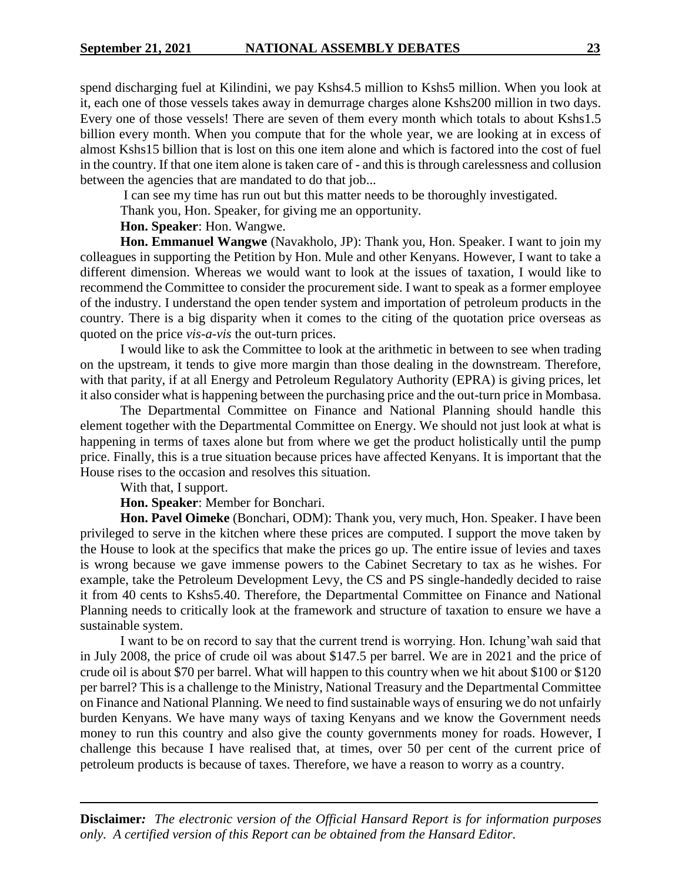spend discharging fuel at Kilindini, we pay Kshs4.5 million to Kshs5 million. When you look at it, each one of those vessels takes away in demurrage charges alone Kshs200 million in two days. Every one of those vessels! There are seven of them every month which totals to about Kshs1.5 billion every month. When you compute that for the whole year, we are looking at in excess of almost Kshs15 billion that is lost on this one item alone and which is factored into the cost of fuel in the country. If that one item alone is taken care of - and this is through carelessness and collusion between the agencies that are mandated to do that job...

I can see my time has run out but this matter needs to be thoroughly investigated.

Thank you, Hon. Speaker, for giving me an opportunity.

**Hon. Speaker**: Hon. Wangwe.

**Hon. Emmanuel Wangwe** (Navakholo, JP): Thank you, Hon. Speaker. I want to join my colleagues in supporting the Petition by Hon. Mule and other Kenyans. However, I want to take a different dimension. Whereas we would want to look at the issues of taxation, I would like to recommend the Committee to consider the procurement side. I want to speak as a former employee of the industry. I understand the open tender system and importation of petroleum products in the country. There is a big disparity when it comes to the citing of the quotation price overseas as quoted on the price *vis-a-vis* the out-turn prices.

I would like to ask the Committee to look at the arithmetic in between to see when trading on the upstream, it tends to give more margin than those dealing in the downstream. Therefore, with that parity, if at all Energy and Petroleum Regulatory Authority (EPRA) is giving prices, let it also consider what is happening between the purchasing price and the out-turn price in Mombasa.

The Departmental Committee on Finance and National Planning should handle this element together with the Departmental Committee on Energy. We should not just look at what is happening in terms of taxes alone but from where we get the product holistically until the pump price. Finally, this is a true situation because prices have affected Kenyans. It is important that the House rises to the occasion and resolves this situation.

With that, I support.

**Hon. Speaker**: Member for Bonchari.

**Hon. Pavel Oimeke** (Bonchari, ODM): Thank you, very much, Hon. Speaker. I have been privileged to serve in the kitchen where these prices are computed. I support the move taken by the House to look at the specifics that make the prices go up. The entire issue of levies and taxes is wrong because we gave immense powers to the Cabinet Secretary to tax as he wishes. For example, take the Petroleum Development Levy, the CS and PS single-handedly decided to raise it from 40 cents to Kshs5.40. Therefore, the Departmental Committee on Finance and National Planning needs to critically look at the framework and structure of taxation to ensure we have a sustainable system.

I want to be on record to say that the current trend is worrying. Hon. Ichung'wah said that in July 2008, the price of crude oil was about $147.5 per barrel. We are in 2021 and the price of crude oil is about $70 per barrel. What will happen to this country when we hit about $100 or $120 per barrel? This is a challenge to the Ministry, National Treasury and the Departmental Committee on Finance and National Planning. We need to find sustainable ways of ensuring we do not unfairly burden Kenyans. We have many ways of taxing Kenyans and we know the Government needs money to run this country and also give the county governments money for roads. However, I challenge this because I have realised that, at times, over 50 per cent of the current price of petroleum products is because of taxes. Therefore, we have a reason to worry as a country.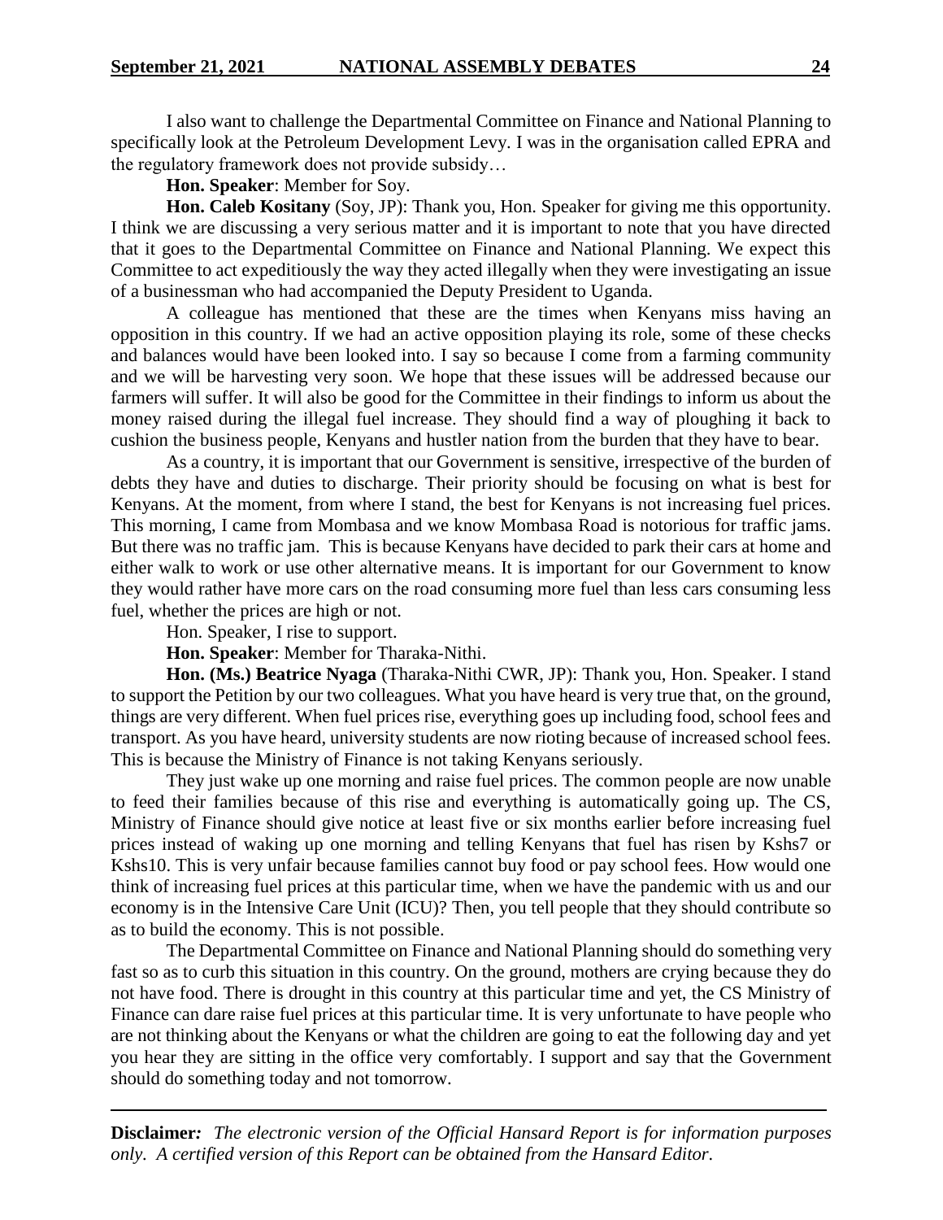I also want to challenge the Departmental Committee on Finance and National Planning to specifically look at the Petroleum Development Levy. I was in the organisation called EPRA and the regulatory framework does not provide subsidy…

**Hon. Speaker**: Member for Soy.

**Hon. Caleb Kositany** (Soy, JP): Thank you, Hon. Speaker for giving me this opportunity. I think we are discussing a very serious matter and it is important to note that you have directed that it goes to the Departmental Committee on Finance and National Planning. We expect this Committee to act expeditiously the way they acted illegally when they were investigating an issue of a businessman who had accompanied the Deputy President to Uganda.

A colleague has mentioned that these are the times when Kenyans miss having an opposition in this country. If we had an active opposition playing its role, some of these checks and balances would have been looked into. I say so because I come from a farming community and we will be harvesting very soon. We hope that these issues will be addressed because our farmers will suffer. It will also be good for the Committee in their findings to inform us about the money raised during the illegal fuel increase. They should find a way of ploughing it back to cushion the business people, Kenyans and hustler nation from the burden that they have to bear.

As a country, it is important that our Government is sensitive, irrespective of the burden of debts they have and duties to discharge. Their priority should be focusing on what is best for Kenyans. At the moment, from where I stand, the best for Kenyans is not increasing fuel prices. This morning, I came from Mombasa and we know Mombasa Road is notorious for traffic jams. But there was no traffic jam. This is because Kenyans have decided to park their cars at home and either walk to work or use other alternative means. It is important for our Government to know they would rather have more cars on the road consuming more fuel than less cars consuming less fuel, whether the prices are high or not.

Hon. Speaker, I rise to support.

**Hon. Speaker**: Member for Tharaka-Nithi.

**Hon. (Ms.) Beatrice Nyaga** (Tharaka-Nithi CWR, JP): Thank you, Hon. Speaker. I stand to support the Petition by our two colleagues. What you have heard is very true that, on the ground, things are very different. When fuel prices rise, everything goes up including food, school fees and transport. As you have heard, university students are now rioting because of increased school fees. This is because the Ministry of Finance is not taking Kenyans seriously.

They just wake up one morning and raise fuel prices. The common people are now unable to feed their families because of this rise and everything is automatically going up. The CS, Ministry of Finance should give notice at least five or six months earlier before increasing fuel prices instead of waking up one morning and telling Kenyans that fuel has risen by Kshs7 or Kshs10. This is very unfair because families cannot buy food or pay school fees. How would one think of increasing fuel prices at this particular time, when we have the pandemic with us and our economy is in the Intensive Care Unit (ICU)? Then, you tell people that they should contribute so as to build the economy. This is not possible.

The Departmental Committee on Finance and National Planning should do something very fast so as to curb this situation in this country. On the ground, mothers are crying because they do not have food. There is drought in this country at this particular time and yet, the CS Ministry of Finance can dare raise fuel prices at this particular time. It is very unfortunate to have people who are not thinking about the Kenyans or what the children are going to eat the following day and yet you hear they are sitting in the office very comfortably. I support and say that the Government should do something today and not tomorrow.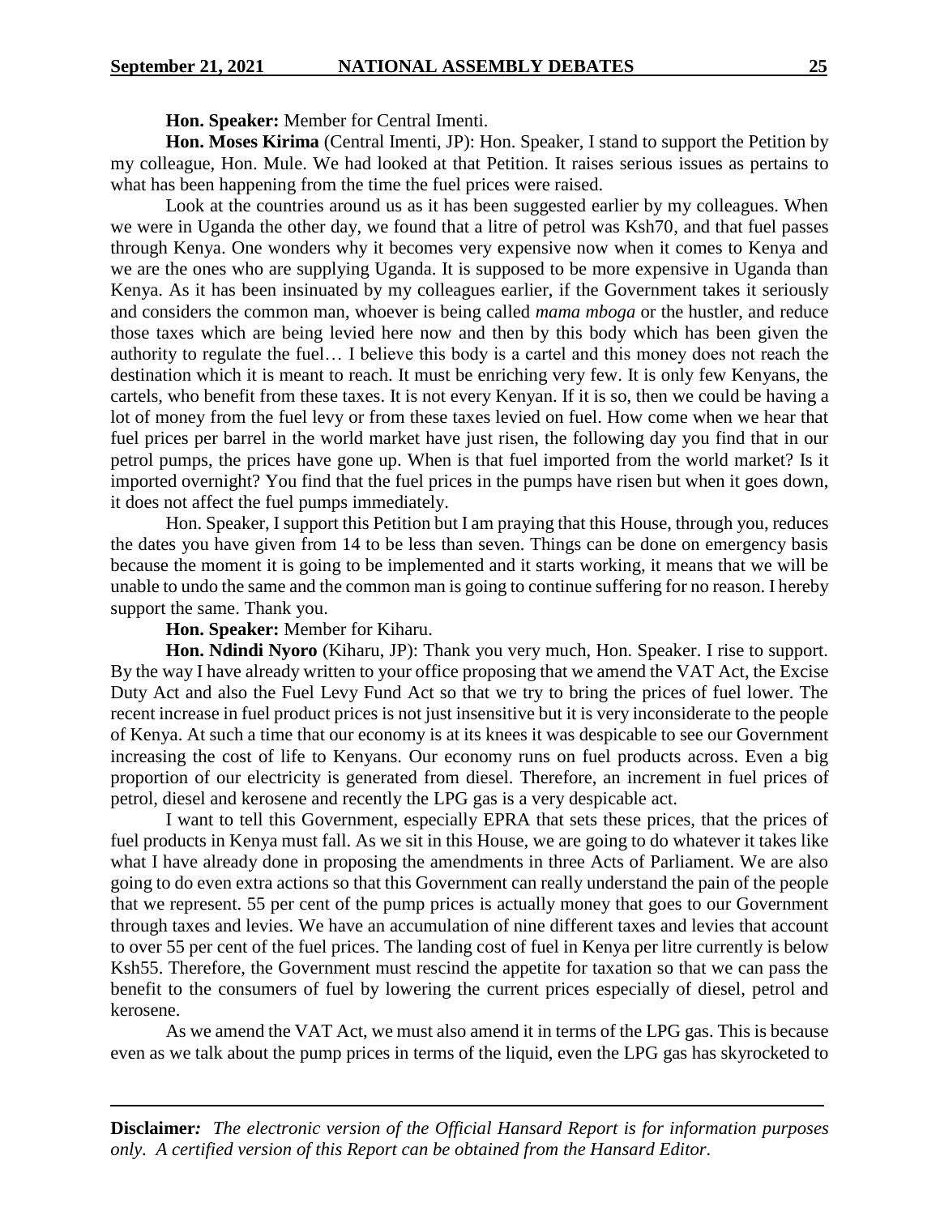**Hon. Speaker:** Member for Central Imenti.

**Hon. Moses Kirima** (Central Imenti, JP): Hon. Speaker, I stand to support the Petition by my colleague, Hon. Mule. We had looked at that Petition. It raises serious issues as pertains to what has been happening from the time the fuel prices were raised.

Look at the countries around us as it has been suggested earlier by my colleagues. When we were in Uganda the other day, we found that a litre of petrol was Ksh70, and that fuel passes through Kenya. One wonders why it becomes very expensive now when it comes to Kenya and we are the ones who are supplying Uganda. It is supposed to be more expensive in Uganda than Kenya. As it has been insinuated by my colleagues earlier, if the Government takes it seriously and considers the common man, whoever is being called *mama mboga* or the hustler, and reduce those taxes which are being levied here now and then by this body which has been given the authority to regulate the fuel… I believe this body is a cartel and this money does not reach the destination which it is meant to reach. It must be enriching very few. It is only few Kenyans, the cartels, who benefit from these taxes. It is not every Kenyan. If it is so, then we could be having a lot of money from the fuel levy or from these taxes levied on fuel. How come when we hear that fuel prices per barrel in the world market have just risen, the following day you find that in our petrol pumps, the prices have gone up. When is that fuel imported from the world market? Is it imported overnight? You find that the fuel prices in the pumps have risen but when it goes down, it does not affect the fuel pumps immediately.

Hon. Speaker, I support this Petition but I am praying that this House, through you, reduces the dates you have given from 14 to be less than seven. Things can be done on emergency basis because the moment it is going to be implemented and it starts working, it means that we will be unable to undo the same and the common man is going to continue suffering for no reason. I hereby support the same. Thank you.

**Hon. Speaker:** Member for Kiharu.

**Hon. Ndindi Nyoro** (Kiharu, JP): Thank you very much, Hon. Speaker. I rise to support. By the way I have already written to your office proposing that we amend the VAT Act, the Excise Duty Act and also the Fuel Levy Fund Act so that we try to bring the prices of fuel lower. The recent increase in fuel product prices is not just insensitive but it is very inconsiderate to the people of Kenya. At such a time that our economy is at its knees it was despicable to see our Government increasing the cost of life to Kenyans. Our economy runs on fuel products across. Even a big proportion of our electricity is generated from diesel. Therefore, an increment in fuel prices of petrol, diesel and kerosene and recently the LPG gas is a very despicable act.

I want to tell this Government, especially EPRA that sets these prices, that the prices of fuel products in Kenya must fall. As we sit in this House, we are going to do whatever it takes like what I have already done in proposing the amendments in three Acts of Parliament. We are also going to do even extra actions so that this Government can really understand the pain of the people that we represent. 55 per cent of the pump prices is actually money that goes to our Government through taxes and levies. We have an accumulation of nine different taxes and levies that account to over 55 per cent of the fuel prices. The landing cost of fuel in Kenya per litre currently is below Ksh55. Therefore, the Government must rescind the appetite for taxation so that we can pass the benefit to the consumers of fuel by lowering the current prices especially of diesel, petrol and kerosene.

As we amend the VAT Act, we must also amend it in terms of the LPG gas. This is because even as we talk about the pump prices in terms of the liquid, even the LPG gas has skyrocketed to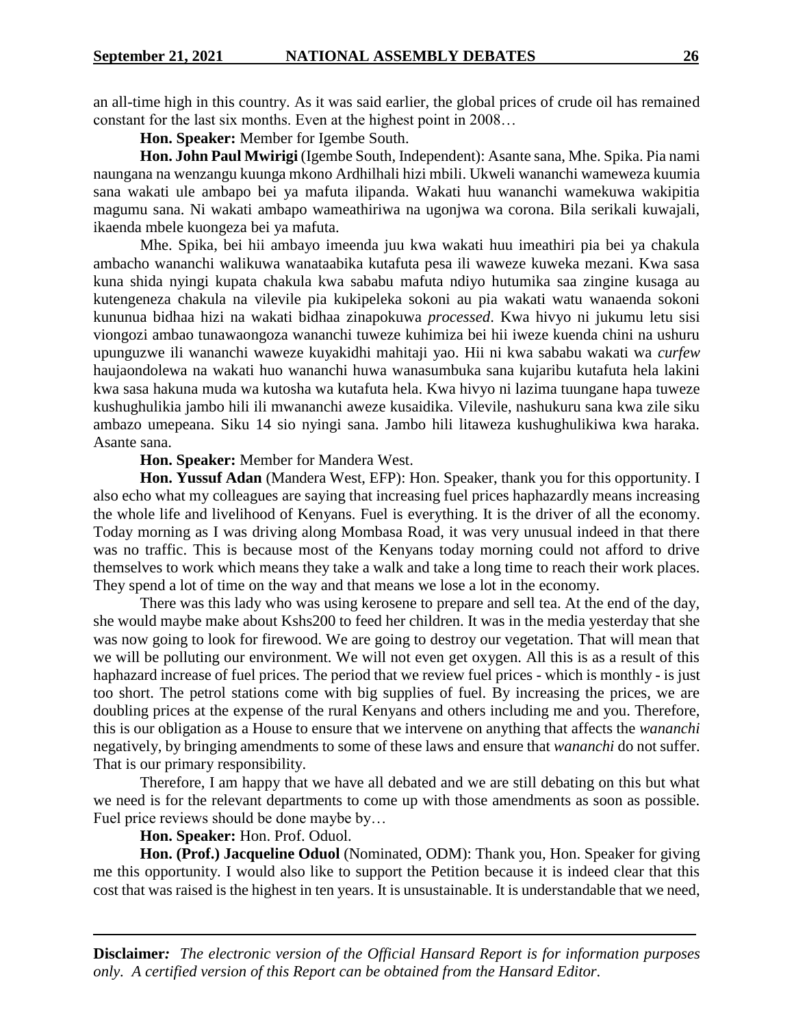an all-time high in this country. As it was said earlier, the global prices of crude oil has remained constant for the last six months. Even at the highest point in 2008…

**Hon. Speaker:** Member for Igembe South.

**Hon. John Paul Mwirigi** (Igembe South, Independent): Asante sana, Mhe. Spika. Pia nami naungana na wenzangu kuunga mkono Ardhilhali hizi mbili. Ukweli wananchi wameweza kuumia sana wakati ule ambapo bei ya mafuta ilipanda. Wakati huu wananchi wamekuwa wakipitia magumu sana. Ni wakati ambapo wameathiriwa na ugonjwa wa corona. Bila serikali kuwajali, ikaenda mbele kuongeza bei ya mafuta.

Mhe. Spika, bei hii ambayo imeenda juu kwa wakati huu imeathiri pia bei ya chakula ambacho wananchi walikuwa wanataabika kutafuta pesa ili waweze kuweka mezani. Kwa sasa kuna shida nyingi kupata chakula kwa sababu mafuta ndiyo hutumika saa zingine kusaga au kutengeneza chakula na vilevile pia kukipeleka sokoni au pia wakati watu wanaenda sokoni kununua bidhaa hizi na wakati bidhaa zinapokuwa *processed*. Kwa hivyo ni jukumu letu sisi viongozi ambao tunawaongoza wananchi tuweze kuhimiza bei hii iweze kuenda chini na ushuru upunguzwe ili wananchi waweze kuyakidhi mahitaji yao. Hii ni kwa sababu wakati wa *curfew* haujaondolewa na wakati huo wananchi huwa wanasumbuka sana kujaribu kutafuta hela lakini kwa sasa hakuna muda wa kutosha wa kutafuta hela. Kwa hivyo ni lazima tuungane hapa tuweze kushughulikia jambo hili ili mwananchi aweze kusaidika. Vilevile, nashukuru sana kwa zile siku ambazo umepeana. Siku 14 sio nyingi sana. Jambo hili litaweza kushughulikiwa kwa haraka. Asante sana.

**Hon. Speaker:** Member for Mandera West.

**Hon. Yussuf Adan** (Mandera West, EFP): Hon. Speaker, thank you for this opportunity. I also echo what my colleagues are saying that increasing fuel prices haphazardly means increasing the whole life and livelihood of Kenyans. Fuel is everything. It is the driver of all the economy. Today morning as I was driving along Mombasa Road, it was very unusual indeed in that there was no traffic. This is because most of the Kenyans today morning could not afford to drive themselves to work which means they take a walk and take a long time to reach their work places. They spend a lot of time on the way and that means we lose a lot in the economy.

There was this lady who was using kerosene to prepare and sell tea. At the end of the day, she would maybe make about Kshs200 to feed her children. It was in the media yesterday that she was now going to look for firewood. We are going to destroy our vegetation. That will mean that we will be polluting our environment. We will not even get oxygen. All this is as a result of this haphazard increase of fuel prices. The period that we review fuel prices - which is monthly - is just too short. The petrol stations come with big supplies of fuel. By increasing the prices, we are doubling prices at the expense of the rural Kenyans and others including me and you. Therefore, this is our obligation as a House to ensure that we intervene on anything that affects the *wananchi* negatively, by bringing amendments to some of these laws and ensure that *wananchi* do not suffer. That is our primary responsibility.

Therefore, I am happy that we have all debated and we are still debating on this but what we need is for the relevant departments to come up with those amendments as soon as possible. Fuel price reviews should be done maybe by…

**Hon. Speaker:** Hon. Prof. Oduol.

**Hon. (Prof.) Jacqueline Oduol** (Nominated, ODM): Thank you, Hon. Speaker for giving me this opportunity. I would also like to support the Petition because it is indeed clear that this cost that was raised is the highest in ten years. It is unsustainable. It is understandable that we need,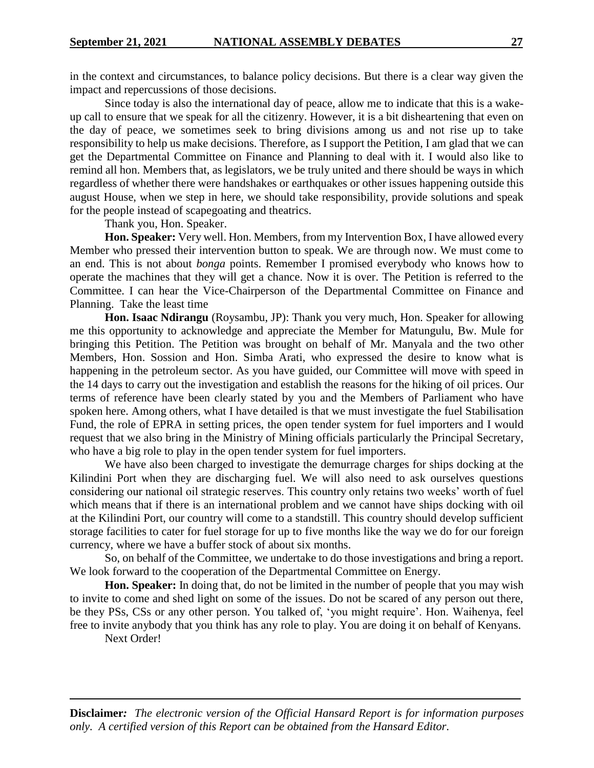in the context and circumstances, to balance policy decisions. But there is a clear way given the impact and repercussions of those decisions.

Since today is also the international day of peace, allow me to indicate that this is a wake-up call to ensure that we speak for all the citizenry. However, it is a bit disheartening that even on the day of peace, we sometimes seek to bring divisions among us and not rise up to take responsibility to help us make decisions. Therefore, as I support the Petition, I am glad that we can get the Departmental Committee on Finance and Planning to deal with it. I would also like to remind all hon. Members that, as legislators, we be truly united and there should be ways in which regardless of whether there were handshakes or earthquakes or other issues happening outside this august House, when we step in here, we should take responsibility, provide solutions and speak for the people instead of scapegoating and theatrics.

Thank you, Hon. Speaker.

**Hon. Speaker:** Very well. Hon. Members, from my Intervention Box, I have allowed every Member who pressed their intervention button to speak. We are through now. We must come to an end. This is not about *bonga* points. Remember I promised everybody who knows how to operate the machines that they will get a chance. Now it is over. The Petition is referred to the Committee. I can hear the Vice-Chairperson of the Departmental Committee on Finance and Planning. Take the least time

**Hon. Isaac Ndirangu** (Roysambu, JP): Thank you very much, Hon. Speaker for allowing me this opportunity to acknowledge and appreciate the Member for Matungulu, Bw. Mule for bringing this Petition. The Petition was brought on behalf of Mr. Manyala and the two other Members, Hon. Sossion and Hon. Simba Arati, who expressed the desire to know what is happening in the petroleum sector. As you have guided, our Committee will move with speed in the 14 days to carry out the investigation and establish the reasons for the hiking of oil prices. Our terms of reference have been clearly stated by you and the Members of Parliament who have spoken here. Among others, what I have detailed is that we must investigate the fuel Stabilisation Fund, the role of EPRA in setting prices, the open tender system for fuel importers and I would request that we also bring in the Ministry of Mining officials particularly the Principal Secretary, who have a big role to play in the open tender system for fuel importers.

We have also been charged to investigate the demurrage charges for ships docking at the Kilindini Port when they are discharging fuel. We will also need to ask ourselves questions considering our national oil strategic reserves. This country only retains two weeks' worth of fuel which means that if there is an international problem and we cannot have ships docking with oil at the Kilindini Port, our country will come to a standstill. This country should develop sufficient storage facilities to cater for fuel storage for up to five months like the way we do for our foreign currency, where we have a buffer stock of about six months.

So, on behalf of the Committee, we undertake to do those investigations and bring a report. We look forward to the cooperation of the Departmental Committee on Energy.

**Hon. Speaker:** In doing that, do not be limited in the number of people that you may wish to invite to come and shed light on some of the issues. Do not be scared of any person out there, be they PSs, CSs or any other person. You talked of, 'you might require'. Hon. Waihenya, feel free to invite anybody that you think has any role to play. You are doing it on behalf of Kenyans.

Next Order!

**Disclaimer***:* *The electronic version of the Official Hansard Report is for information purposes only. A certified version of this Report can be obtained from the Hansard Editor.*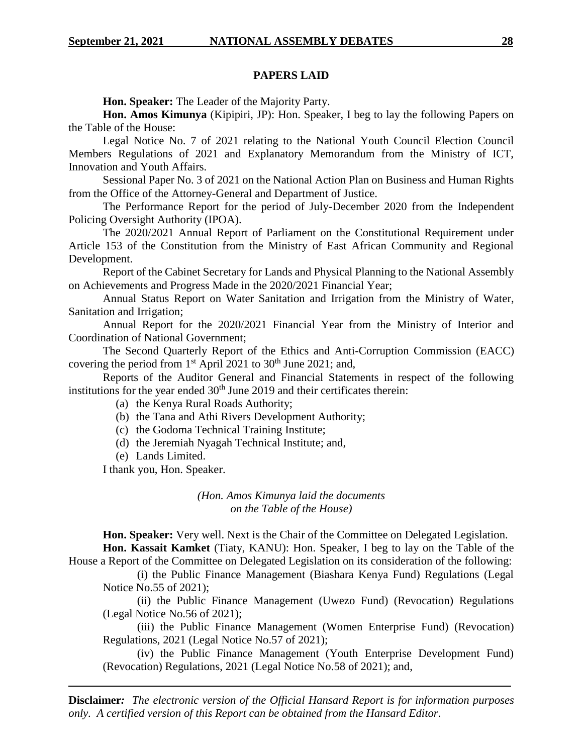## PAPERS LAID

**Hon. Speaker:** The Leader of the Majority Party.

**Hon. Amos Kimunya** (Kipipiri, JP): Hon. Speaker, I beg to lay the following Papers on the Table of the House:

Legal Notice No. 7 of 2021 relating to the National Youth Council Election Council Members Regulations of 2021 and Explanatory Memorandum from the Ministry of ICT, Innovation and Youth Affairs.

Sessional Paper No. 3 of 2021 on the National Action Plan on Business and Human Rights from the Office of the Attorney-General and Department of Justice.

The Performance Report for the period of July-December 2020 from the Independent Policing Oversight Authority (IPOA).

The 2020/2021 Annual Report of Parliament on the Constitutional Requirement under Article 153 of the Constitution from the Ministry of East African Community and Regional Development.

Report of the Cabinet Secretary for Lands and Physical Planning to the National Assembly on Achievements and Progress Made in the 2020/2021 Financial Year;

Annual Status Report on Water Sanitation and Irrigation from the Ministry of Water, Sanitation and Irrigation;

Annual Report for the 2020/2021 Financial Year from the Ministry of Interior and Coordination of National Government;

The Second Quarterly Report of the Ethics and Anti-Corruption Commission (EACC) covering the period from 1st April 2021 to 30th June 2021; and,

Reports of the Auditor General and Financial Statements in respect of the following institutions for the year ended 30th June 2019 and their certificates therein:

(a) the Kenya Rural Roads Authority;
(b) the Tana and Athi Rivers Development Authority;
(c) the Godoma Technical Training Institute;
(d) the Jeremiah Nyagah Technical Institute; and,
(e) Lands Limited.

I thank you, Hon. Speaker.

*(Hon. Amos Kimunya laid the documents on the Table of the House)*

**Hon. Speaker:** Very well. Next is the Chair of the Committee on Delegated Legislation.

**Hon. Kassait Kamket** (Tiaty, KANU): Hon. Speaker, I beg to lay on the Table of the House a Report of the Committee on Delegated Legislation on its consideration of the following:

(i) the Public Finance Management (Biashara Kenya Fund) Regulations (Legal Notice No.55 of 2021);

(ii) the Public Finance Management (Uwezo Fund) (Revocation) Regulations (Legal Notice No.56 of 2021);

(iii) the Public Finance Management (Women Enterprise Fund) (Revocation) Regulations, 2021 (Legal Notice No.57 of 2021);

(iv) the Public Finance Management (Youth Enterprise Development Fund) (Revocation) Regulations, 2021 (Legal Notice No.58 of 2021); and,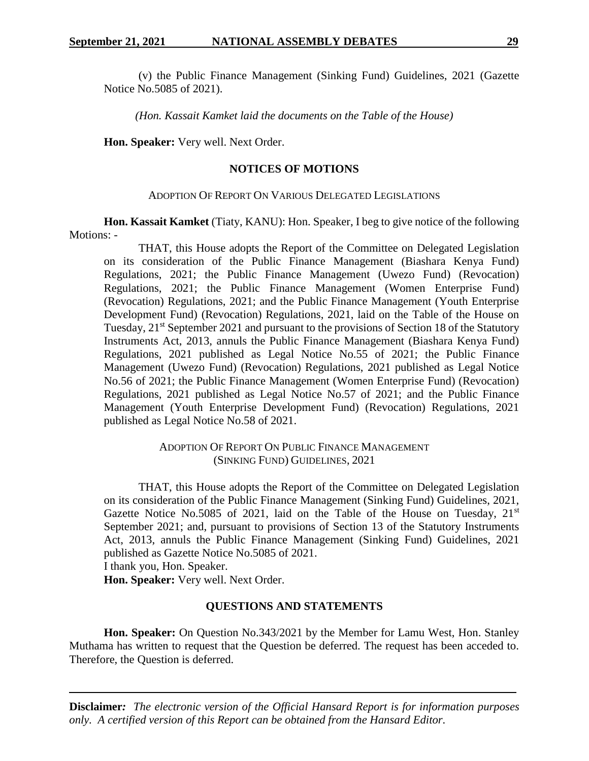(v) the Public Finance Management (Sinking Fund) Guidelines, 2021 (Gazette Notice No.5085 of 2021).

*(Hon. Kassait Kamket laid the documents on the Table of the House)*

**Hon. Speaker:** Very well. Next Order.

## NOTICES OF MOTIONS

### ADOPTION OF REPORT ON VARIOUS DELEGATED LEGISLATIONS

**Hon. Kassait Kamket** (Tiaty, KANU): Hon. Speaker, I beg to give notice of the following Motions: -

> THAT, this House adopts the Report of the Committee on Delegated Legislation on its consideration of the Public Finance Management (Biashara Kenya Fund) Regulations, 2021; the Public Finance Management (Uwezo Fund) (Revocation) Regulations, 2021; the Public Finance Management (Women Enterprise Fund) (Revocation) Regulations, 2021; and the Public Finance Management (Youth Enterprise Development Fund) (Revocation) Regulations, 2021, laid on the Table of the House on Tuesday, 21st September 2021 and pursuant to the provisions of Section 18 of the Statutory Instruments Act, 2013, annuls the Public Finance Management (Biashara Kenya Fund) Regulations, 2021 published as Legal Notice No.55 of 2021; the Public Finance Management (Uwezo Fund) (Revocation) Regulations, 2021 published as Legal Notice No.56 of 2021; the Public Finance Management (Women Enterprise Fund) (Revocation) Regulations, 2021 published as Legal Notice No.57 of 2021; and the Public Finance Management (Youth Enterprise Development Fund) (Revocation) Regulations, 2021 published as Legal Notice No.58 of 2021.

### ADOPTION OF REPORT ON PUBLIC FINANCE MANAGEMENT (SINKING FUND) GUIDELINES, 2021

> THAT, this House adopts the Report of the Committee on Delegated Legislation on its consideration of the Public Finance Management (Sinking Fund) Guidelines, 2021, Gazette Notice No.5085 of 2021, laid on the Table of the House on Tuesday, 21st September 2021; and, pursuant to provisions of Section 13 of the Statutory Instruments Act, 2013, annuls the Public Finance Management (Sinking Fund) Guidelines, 2021 published as Gazette Notice No.5085 of 2021.

I thank you, Hon. Speaker.

**Hon. Speaker:** Very well. Next Order.

## QUESTIONS AND STATEMENTS

**Hon. Speaker:** On Question No.343/2021 by the Member for Lamu West, Hon. Stanley Muthama has written to request that the Question be deferred. The request has been acceded to. Therefore, the Question is deferred.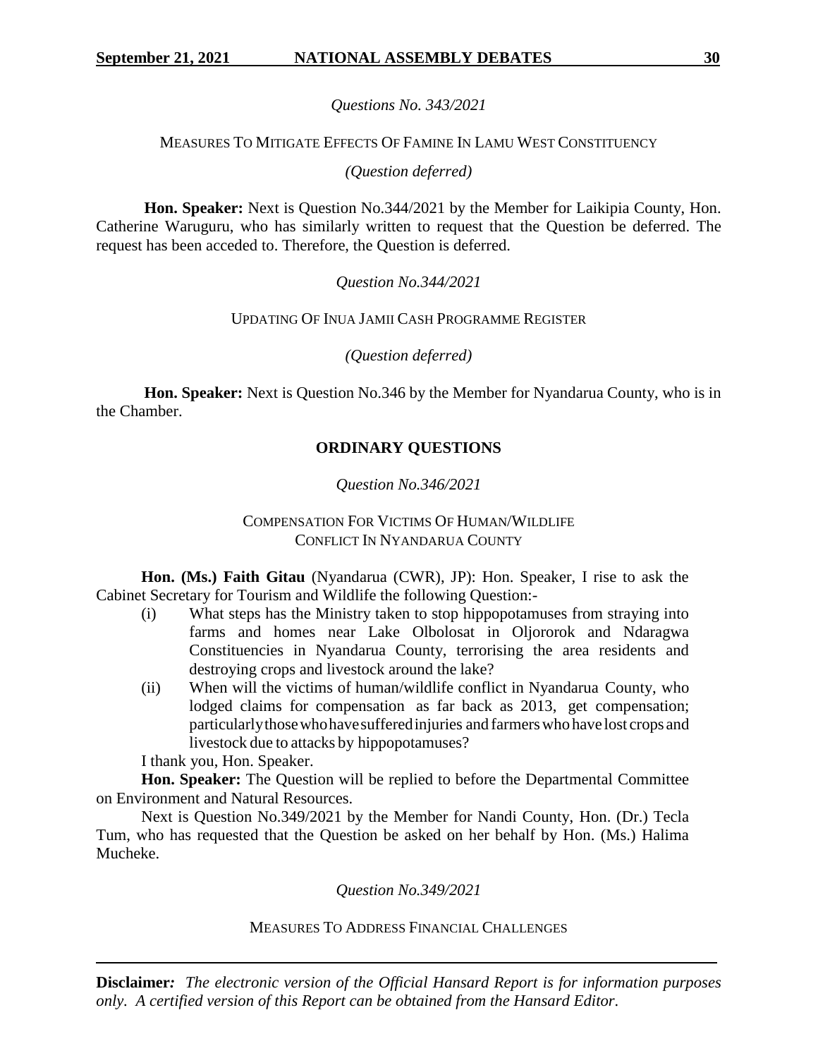*Questions No. 343/2021*

MEASURES TO MITIGATE EFFECTS OF FAMINE IN LAMU WEST CONSTITUENCY

*(Question deferred)*

**Hon. Speaker:** Next is Question No.344/2021 by the Member for Laikipia County, Hon. Catherine Waruguru, who has similarly written to request that the Question be deferred. The request has been acceded to. Therefore, the Question is deferred.

*Question No.344/2021*

UPDATING OF INUA JAMII CASH PROGRAMME REGISTER

*(Question deferred)*

**Hon. Speaker:** Next is Question No.346 by the Member for Nyandarua County, who is in the Chamber.

## ORDINARY QUESTIONS

*Question No.346/2021*

COMPENSATION FOR VICTIMS OF HUMAN/WILDLIFE CONFLICT IN NYANDARUA COUNTY

**Hon. (Ms.) Faith Gitau** (Nyandarua (CWR), JP): Hon. Speaker, I rise to ask the Cabinet Secretary for Tourism and Wildlife the following Question:-

(i) What steps has the Ministry taken to stop hippopotamuses from straying into farms and homes near Lake Olbolosat in Oljororok and Ndaragwa Constituencies in Nyandarua County, terrorising the area residents and destroying crops and livestock around the lake?

(ii) When will the victims of human/wildlife conflict in Nyandarua County, who lodged claims for compensation as far back as 2013, get compensation; particularly those who have suffered injuries and farmers who have lost crops and livestock due to attacks by hippopotamuses?

I thank you, Hon. Speaker.

**Hon. Speaker:** The Question will be replied to before the Departmental Committee on Environment and Natural Resources.

Next is Question No.349/2021 by the Member for Nandi County, Hon. (Dr.) Tecla Tum, who has requested that the Question be asked on her behalf by Hon. (Ms.) Halima Mucheke.

*Question No.349/2021*

MEASURES TO ADDRESS FINANCIAL CHALLENGES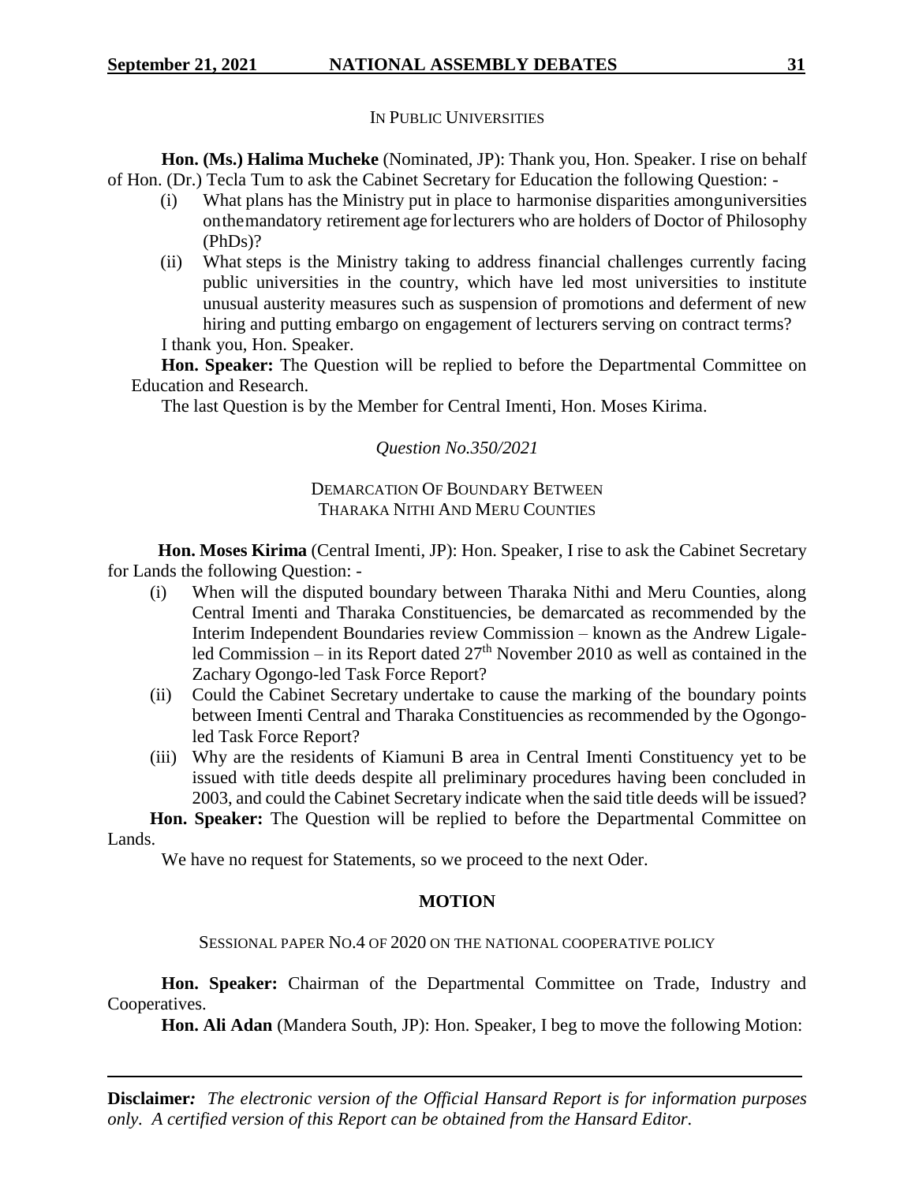IN PUBLIC UNIVERSITIES

**Hon. (Ms.) Halima Mucheke** (Nominated, JP): Thank you, Hon. Speaker. I rise on behalf of Hon. (Dr.) Tecla Tum to ask the Cabinet Secretary for Education the following Question: -

(i) What plans has the Ministry put in place to harmonise disparities amonguniversities onthemandatory retirement age forlecturers who are holders of Doctor of Philosophy (PhDs)?

(ii) What steps is the Ministry taking to address financial challenges currently facing public universities in the country, which have led most universities to institute unusual austerity measures such as suspension of promotions and deferment of new hiring and putting embargo on engagement of lecturers serving on contract terms?

I thank you, Hon. Speaker.

**Hon. Speaker:** The Question will be replied to before the Departmental Committee on Education and Research.

The last Question is by the Member for Central Imenti, Hon. Moses Kirima.

*Question No.350/2021*

DEMARCATION OF BOUNDARY BETWEEN THARAKA NITHI AND MERU COUNTIES

**Hon. Moses Kirima** (Central Imenti, JP): Hon. Speaker, I rise to ask the Cabinet Secretary for Lands the following Question: -

(i) When will the disputed boundary between Tharaka Nithi and Meru Counties, along Central Imenti and Tharaka Constituencies, be demarcated as recommended by the Interim Independent Boundaries review Commission – known as the Andrew Ligale-led Commission – in its Report dated 27th November 2010 as well as contained in the Zachary Ogongo-led Task Force Report?

(ii) Could the Cabinet Secretary undertake to cause the marking of the boundary points between Imenti Central and Tharaka Constituencies as recommended by the Ogongo-led Task Force Report?

(iii) Why are the residents of Kiamuni B area in Central Imenti Constituency yet to be issued with title deeds despite all preliminary procedures having been concluded in 2003, and could the Cabinet Secretary indicate when the said title deeds will be issued?

**Hon. Speaker:** The Question will be replied to before the Departmental Committee on Lands.

We have no request for Statements, so we proceed to the next Oder.

## MOTION

SESSIONAL PAPER NO.4 OF 2020 ON THE NATIONAL COOPERATIVE POLICY

**Hon. Speaker:** Chairman of the Departmental Committee on Trade, Industry and Cooperatives.

**Hon. Ali Adan** (Mandera South, JP): Hon. Speaker, I beg to move the following Motion: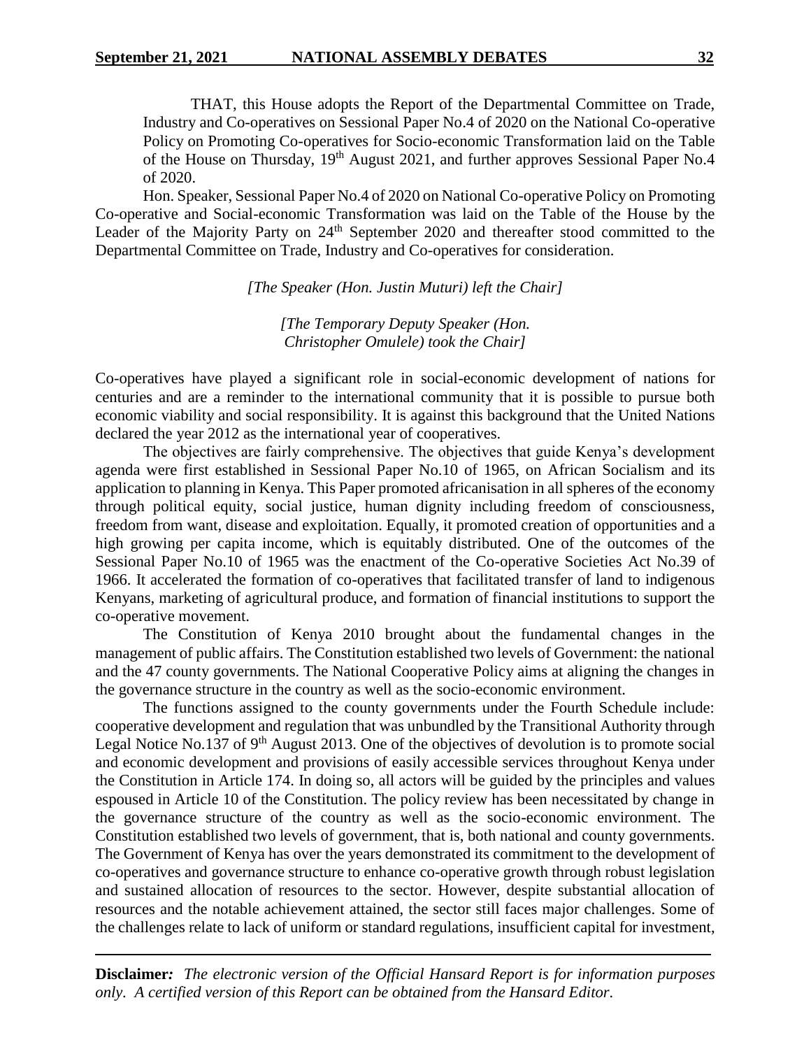THAT, this House adopts the Report of the Departmental Committee on Trade, Industry and Co-operatives on Sessional Paper No.4 of 2020 on the National Co-operative Policy on Promoting Co-operatives for Socio-economic Transformation laid on the Table of the House on Thursday, 19th August 2021, and further approves Sessional Paper No.4 of 2020.

Hon. Speaker, Sessional Paper No.4 of 2020 on National Co-operative Policy on Promoting Co-operative and Social-economic Transformation was laid on the Table of the House by the Leader of the Majority Party on 24th September 2020 and thereafter stood committed to the Departmental Committee on Trade, Industry and Co-operatives for consideration.

*[The Speaker (Hon. Justin Muturi) left the Chair]*

*[The Temporary Deputy Speaker (Hon. Christopher Omulele) took the Chair]*

Co-operatives have played a significant role in social-economic development of nations for centuries and are a reminder to the international community that it is possible to pursue both economic viability and social responsibility. It is against this background that the United Nations declared the year 2012 as the international year of cooperatives.

The objectives are fairly comprehensive. The objectives that guide Kenya's development agenda were first established in Sessional Paper No.10 of 1965, on African Socialism and its application to planning in Kenya. This Paper promoted africanisation in all spheres of the economy through political equity, social justice, human dignity including freedom of consciousness, freedom from want, disease and exploitation. Equally, it promoted creation of opportunities and a high growing per capita income, which is equitably distributed. One of the outcomes of the Sessional Paper No.10 of 1965 was the enactment of the Co-operative Societies Act No.39 of 1966. It accelerated the formation of co-operatives that facilitated transfer of land to indigenous Kenyans, marketing of agricultural produce, and formation of financial institutions to support the co-operative movement.

The Constitution of Kenya 2010 brought about the fundamental changes in the management of public affairs. The Constitution established two levels of Government: the national and the 47 county governments. The National Cooperative Policy aims at aligning the changes in the governance structure in the country as well as the socio-economic environment.

The functions assigned to the county governments under the Fourth Schedule include: cooperative development and regulation that was unbundled by the Transitional Authority through Legal Notice No.137 of 9th August 2013. One of the objectives of devolution is to promote social and economic development and provisions of easily accessible services throughout Kenya under the Constitution in Article 174. In doing so, all actors will be guided by the principles and values espoused in Article 10 of the Constitution. The policy review has been necessitated by change in the governance structure of the country as well as the socio-economic environment. The Constitution established two levels of government, that is, both national and county governments. The Government of Kenya has over the years demonstrated its commitment to the development of co-operatives and governance structure to enhance co-operative growth through robust legislation and sustained allocation of resources to the sector. However, despite substantial allocation of resources and the notable achievement attained, the sector still faces major challenges. Some of the challenges relate to lack of uniform or standard regulations, insufficient capital for investment,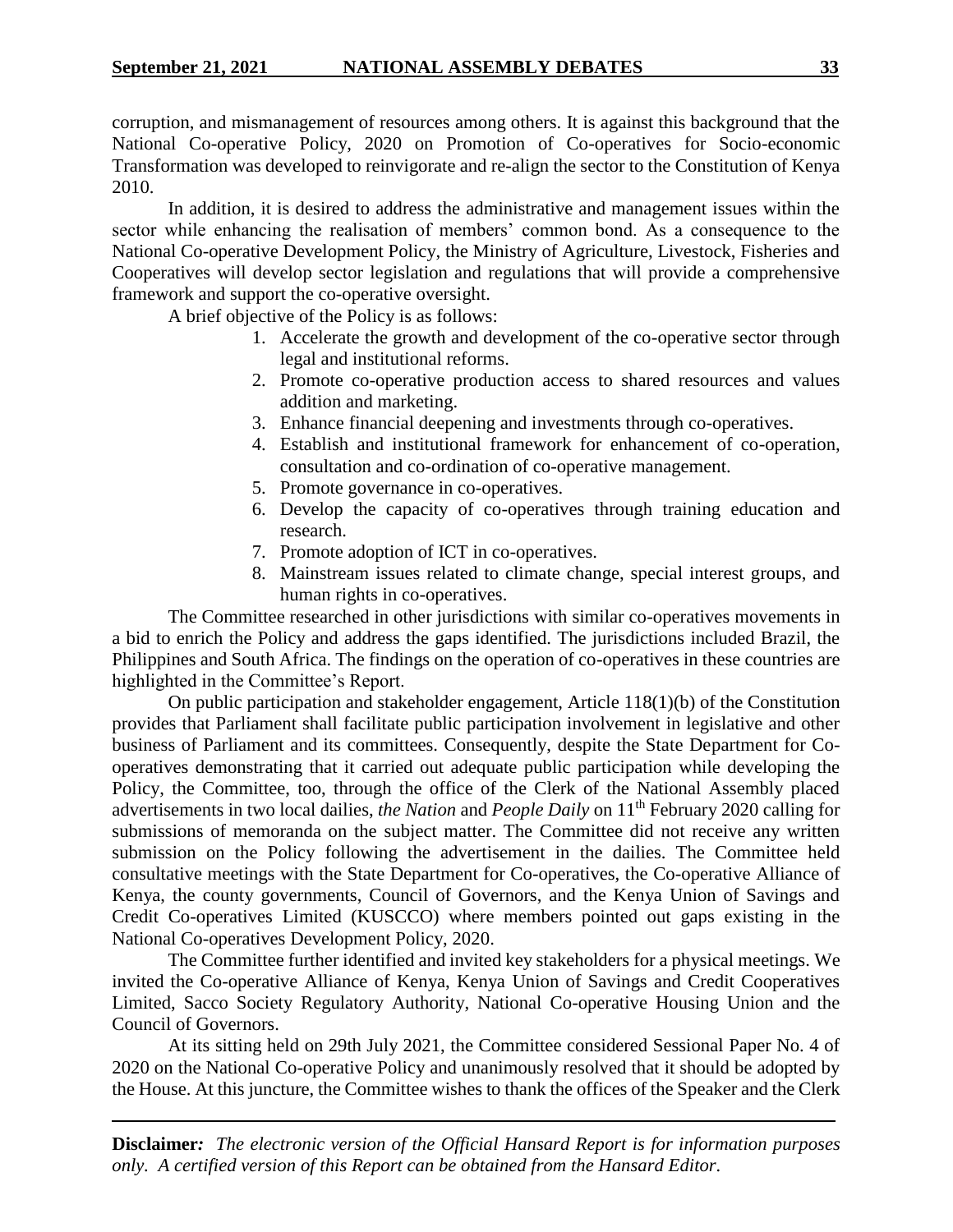corruption, and mismanagement of resources among others. It is against this background that the National Co-operative Policy, 2020 on Promotion of Co-operatives for Socio-economic Transformation was developed to reinvigorate and re-align the sector to the Constitution of Kenya 2010.

In addition, it is desired to address the administrative and management issues within the sector while enhancing the realisation of members' common bond. As a consequence to the National Co-operative Development Policy, the Ministry of Agriculture, Livestock, Fisheries and Cooperatives will develop sector legislation and regulations that will provide a comprehensive framework and support the co-operative oversight.

A brief objective of the Policy is as follows:

1. Accelerate the growth and development of the co-operative sector through legal and institutional reforms.
2. Promote co-operative production access to shared resources and values addition and marketing.
3. Enhance financial deepening and investments through co-operatives.
4. Establish and institutional framework for enhancement of co-operation, consultation and co-ordination of co-operative management.
5. Promote governance in co-operatives.
6. Develop the capacity of co-operatives through training education and research.
7. Promote adoption of ICT in co-operatives.
8. Mainstream issues related to climate change, special interest groups, and human rights in co-operatives.

The Committee researched in other jurisdictions with similar co-operatives movements in a bid to enrich the Policy and address the gaps identified. The jurisdictions included Brazil, the Philippines and South Africa. The findings on the operation of co-operatives in these countries are highlighted in the Committee's Report.

On public participation and stakeholder engagement, Article 118(1)(b) of the Constitution provides that Parliament shall facilitate public participation involvement in legislative and other business of Parliament and its committees. Consequently, despite the State Department for Co-operatives demonstrating that it carried out adequate public participation while developing the Policy, the Committee, too, through the office of the Clerk of the National Assembly placed advertisements in two local dailies, *the Nation* and *People Daily* on 11th February 2020 calling for submissions of memoranda on the subject matter. The Committee did not receive any written submission on the Policy following the advertisement in the dailies. The Committee held consultative meetings with the State Department for Co-operatives, the Co-operative Alliance of Kenya, the county governments, Council of Governors, and the Kenya Union of Savings and Credit Co-operatives Limited (KUSCCO) where members pointed out gaps existing in the National Co-operatives Development Policy, 2020.

The Committee further identified and invited key stakeholders for a physical meetings. We invited the Co-operative Alliance of Kenya, Kenya Union of Savings and Credit Cooperatives Limited, Sacco Society Regulatory Authority, National Co-operative Housing Union and the Council of Governors.

At its sitting held on 29th July 2021, the Committee considered Sessional Paper No. 4 of 2020 on the National Co-operative Policy and unanimously resolved that it should be adopted by the House. At this juncture, the Committee wishes to thank the offices of the Speaker and the Clerk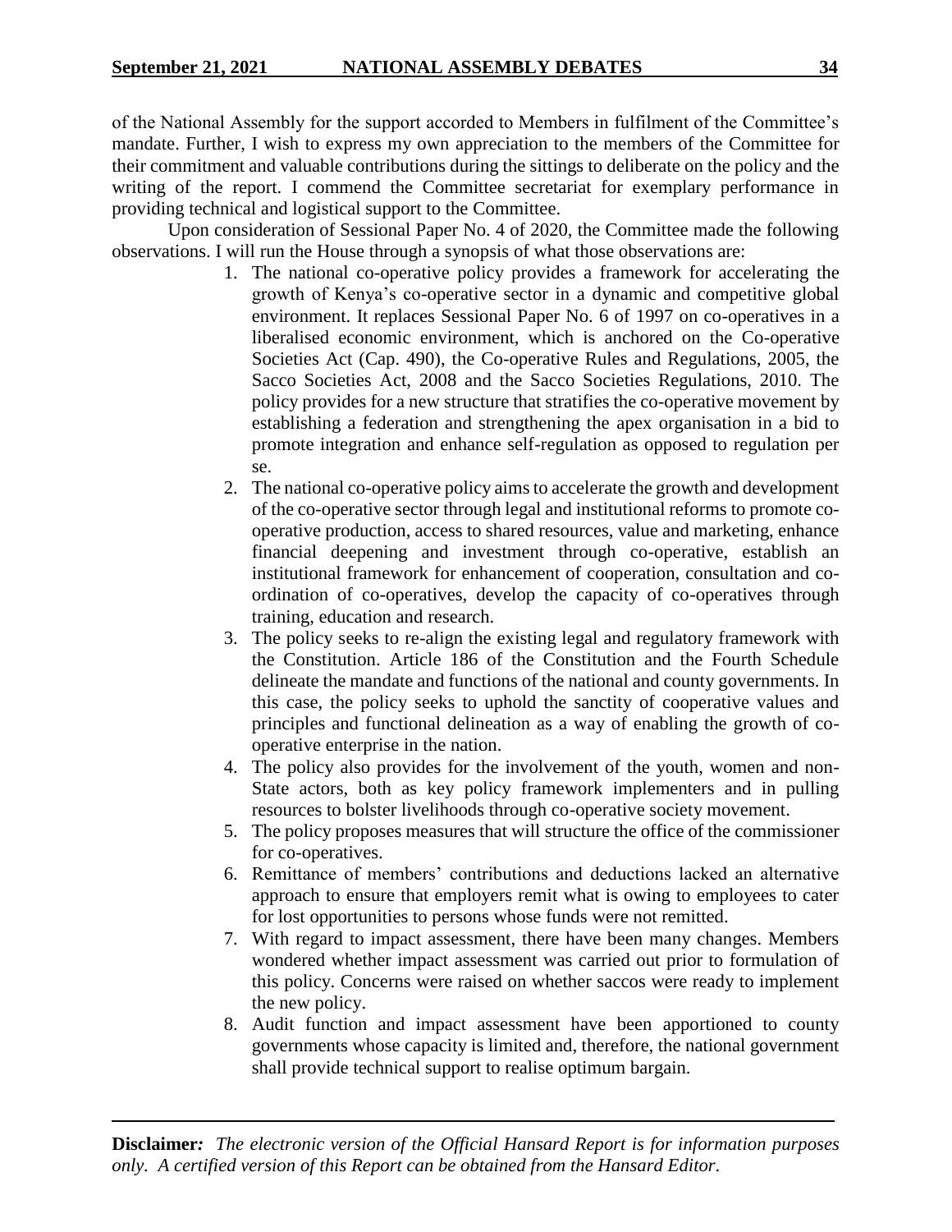of the National Assembly for the support accorded to Members in fulfilment of the Committee's mandate. Further, I wish to express my own appreciation to the members of the Committee for their commitment and valuable contributions during the sittings to deliberate on the policy and the writing of the report. I commend the Committee secretariat for exemplary performance in providing technical and logistical support to the Committee.

Upon consideration of Sessional Paper No. 4 of 2020, the Committee made the following observations. I will run the House through a synopsis of what those observations are:

1. The national co-operative policy provides a framework for accelerating the growth of Kenya's co-operative sector in a dynamic and competitive global environment. It replaces Sessional Paper No. 6 of 1997 on co-operatives in a liberalised economic environment, which is anchored on the Co-operative Societies Act (Cap. 490), the Co-operative Rules and Regulations, 2005, the Sacco Societies Act, 2008 and the Sacco Societies Regulations, 2010. The policy provides for a new structure that stratifies the co-operative movement by establishing a federation and strengthening the apex organisation in a bid to promote integration and enhance self-regulation as opposed to regulation per se.
2. The national co-operative policy aims to accelerate the growth and development of the co-operative sector through legal and institutional reforms to promote co-operative production, access to shared resources, value and marketing, enhance financial deepening and investment through co-operative, establish an institutional framework for enhancement of cooperation, consultation and co-ordination of co-operatives, develop the capacity of co-operatives through training, education and research.
3. The policy seeks to re-align the existing legal and regulatory framework with the Constitution. Article 186 of the Constitution and the Fourth Schedule delineate the mandate and functions of the national and county governments. In this case, the policy seeks to uphold the sanctity of cooperative values and principles and functional delineation as a way of enabling the growth of co-operative enterprise in the nation.
4. The policy also provides for the involvement of the youth, women and non-State actors, both as key policy framework implementers and in pulling resources to bolster livelihoods through co-operative society movement.
5. The policy proposes measures that will structure the office of the commissioner for co-operatives.
6. Remittance of members' contributions and deductions lacked an alternative approach to ensure that employers remit what is owing to employees to cater for lost opportunities to persons whose funds were not remitted.
7. With regard to impact assessment, there have been many changes. Members wondered whether impact assessment was carried out prior to formulation of this policy. Concerns were raised on whether saccos were ready to implement the new policy.
8. Audit function and impact assessment have been apportioned to county governments whose capacity is limited and, therefore, the national government shall provide technical support to realise optimum bargain.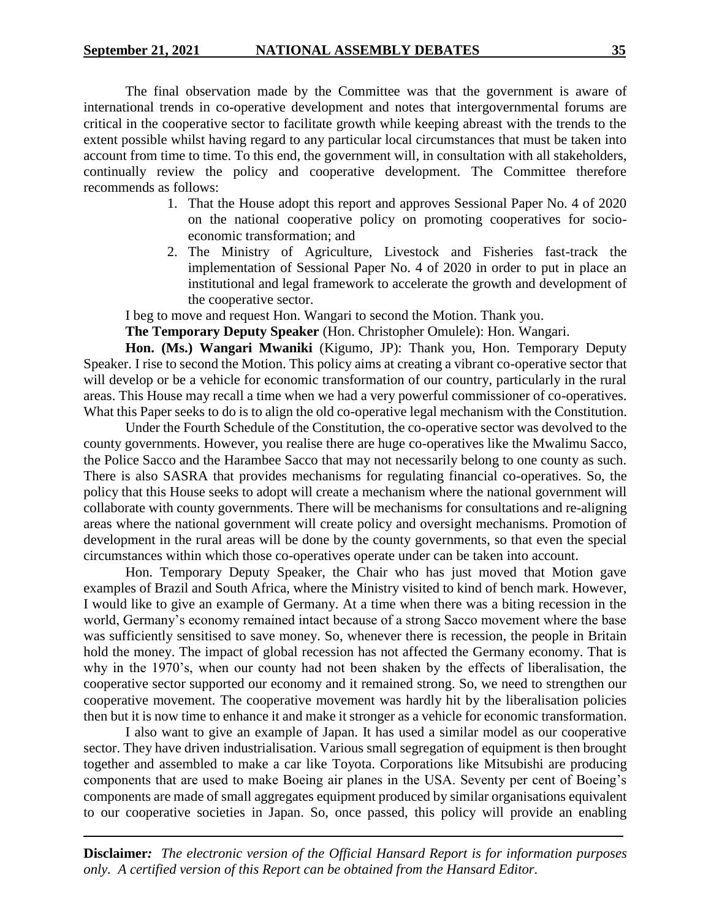The final observation made by the Committee was that the government is aware of international trends in co-operative development and notes that intergovernmental forums are critical in the cooperative sector to facilitate growth while keeping abreast with the trends to the extent possible whilst having regard to any particular local circumstances that must be taken into account from time to time. To this end, the government will, in consultation with all stakeholders, continually review the policy and cooperative development. The Committee therefore recommends as follows:

1. That the House adopt this report and approves Sessional Paper No. 4 of 2020 on the national cooperative policy on promoting cooperatives for socio-economic transformation; and
2. The Ministry of Agriculture, Livestock and Fisheries fast-track the implementation of Sessional Paper No. 4 of 2020 in order to put in place an institutional and legal framework to accelerate the growth and development of the cooperative sector.

I beg to move and request Hon. Wangari to second the Motion. Thank you.

**The Temporary Deputy Speaker** (Hon. Christopher Omulele): Hon. Wangari.

**Hon. (Ms.) Wangari Mwaniki** (Kigumo, JP): Thank you, Hon. Temporary Deputy Speaker. I rise to second the Motion. This policy aims at creating a vibrant co-operative sector that will develop or be a vehicle for economic transformation of our country, particularly in the rural areas. This House may recall a time when we had a very powerful commissioner of co-operatives. What this Paper seeks to do is to align the old co-operative legal mechanism with the Constitution.

Under the Fourth Schedule of the Constitution, the co-operative sector was devolved to the county governments. However, you realise there are huge co-operatives like the Mwalimu Sacco, the Police Sacco and the Harambee Sacco that may not necessarily belong to one county as such. There is also SASRA that provides mechanisms for regulating financial co-operatives. So, the policy that this House seeks to adopt will create a mechanism where the national government will collaborate with county governments. There will be mechanisms for consultations and re-aligning areas where the national government will create policy and oversight mechanisms. Promotion of development in the rural areas will be done by the county governments, so that even the special circumstances within which those co-operatives operate under can be taken into account.

Hon. Temporary Deputy Speaker, the Chair who has just moved that Motion gave examples of Brazil and South Africa, where the Ministry visited to kind of bench mark. However, I would like to give an example of Germany. At a time when there was a biting recession in the world, Germany's economy remained intact because of a strong Sacco movement where the base was sufficiently sensitised to save money. So, whenever there is recession, the people in Britain hold the money. The impact of global recession has not affected the Germany economy. That is why in the 1970's, when our county had not been shaken by the effects of liberalisation, the cooperative sector supported our economy and it remained strong. So, we need to strengthen our cooperative movement. The cooperative movement was hardly hit by the liberalisation policies then but it is now time to enhance it and make it stronger as a vehicle for economic transformation.

I also want to give an example of Japan. It has used a similar model as our cooperative sector. They have driven industrialisation. Various small segregation of equipment is then brought together and assembled to make a car like Toyota. Corporations like Mitsubishi are producing components that are used to make Boeing air planes in the USA. Seventy per cent of Boeing's components are made of small aggregates equipment produced by similar organisations equivalent to our cooperative societies in Japan. So, once passed, this policy will provide an enabling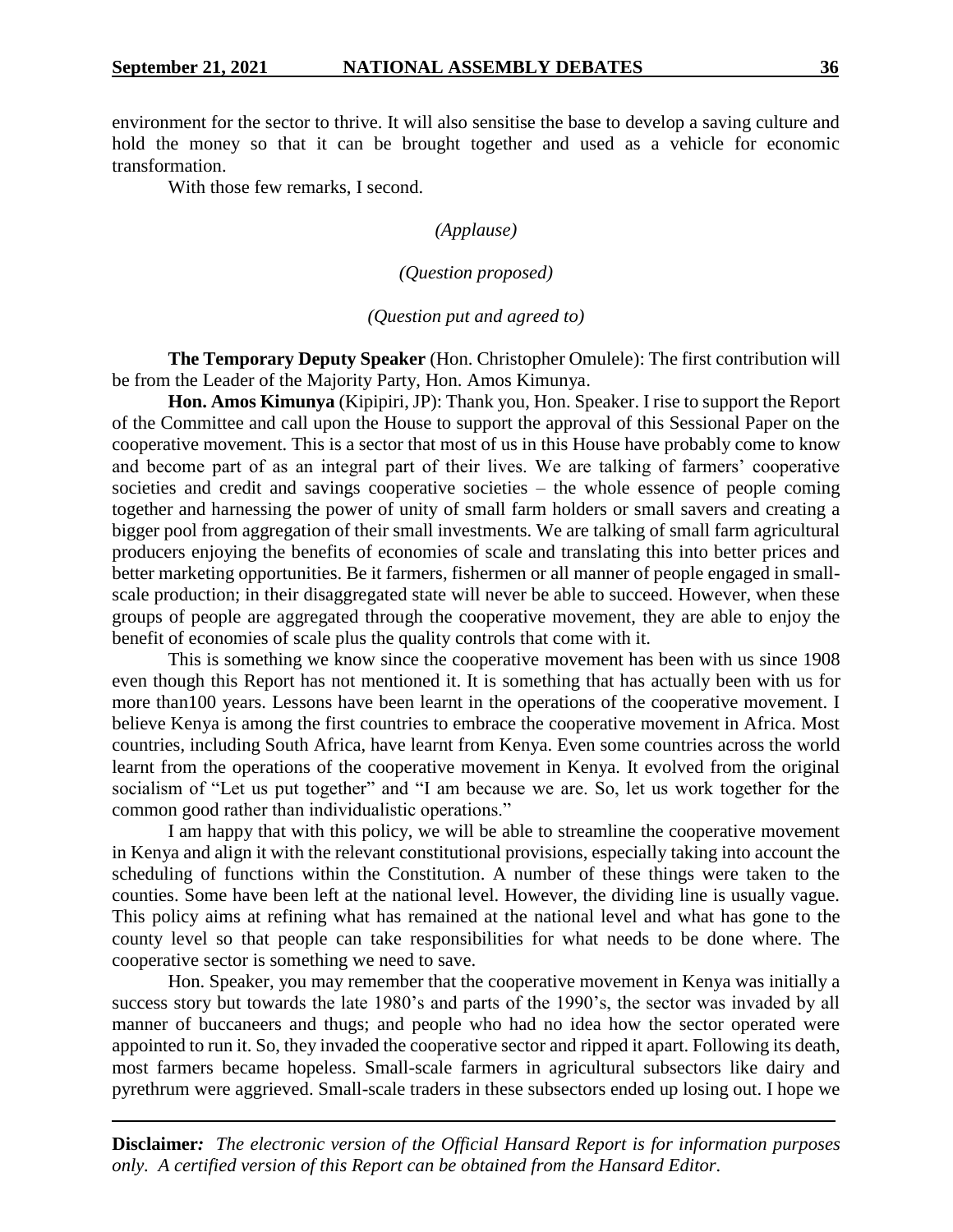environment for the sector to thrive. It will also sensitise the base to develop a saving culture and hold the money so that it can be brought together and used as a vehicle for economic transformation.

With those few remarks, I second.

*(Applause)*

*(Question proposed)*

*(Question put and agreed to)*

**The Temporary Deputy Speaker** (Hon. Christopher Omulele): The first contribution will be from the Leader of the Majority Party, Hon. Amos Kimunya.

**Hon. Amos Kimunya** (Kipipiri, JP): Thank you, Hon. Speaker. I rise to support the Report of the Committee and call upon the House to support the approval of this Sessional Paper on the cooperative movement. This is a sector that most of us in this House have probably come to know and become part of as an integral part of their lives. We are talking of farmers' cooperative societies and credit and savings cooperative societies – the whole essence of people coming together and harnessing the power of unity of small farm holders or small savers and creating a bigger pool from aggregation of their small investments. We are talking of small farm agricultural producers enjoying the benefits of economies of scale and translating this into better prices and better marketing opportunities. Be it farmers, fishermen or all manner of people engaged in small-scale production; in their disaggregated state will never be able to succeed. However, when these groups of people are aggregated through the cooperative movement, they are able to enjoy the benefit of economies of scale plus the quality controls that come with it.

This is something we know since the cooperative movement has been with us since 1908 even though this Report has not mentioned it. It is something that has actually been with us for more than100 years. Lessons have been learnt in the operations of the cooperative movement. I believe Kenya is among the first countries to embrace the cooperative movement in Africa. Most countries, including South Africa, have learnt from Kenya. Even some countries across the world learnt from the operations of the cooperative movement in Kenya. It evolved from the original socialism of "Let us put together" and "I am because we are. So, let us work together for the common good rather than individualistic operations."

I am happy that with this policy, we will be able to streamline the cooperative movement in Kenya and align it with the relevant constitutional provisions, especially taking into account the scheduling of functions within the Constitution. A number of these things were taken to the counties. Some have been left at the national level. However, the dividing line is usually vague. This policy aims at refining what has remained at the national level and what has gone to the county level so that people can take responsibilities for what needs to be done where. The cooperative sector is something we need to save.

Hon. Speaker, you may remember that the cooperative movement in Kenya was initially a success story but towards the late 1980's and parts of the 1990's, the sector was invaded by all manner of buccaneers and thugs; and people who had no idea how the sector operated were appointed to run it. So, they invaded the cooperative sector and ripped it apart. Following its death, most farmers became hopeless. Small-scale farmers in agricultural subsectors like dairy and pyrethrum were aggrieved. Small-scale traders in these subsectors ended up losing out. I hope we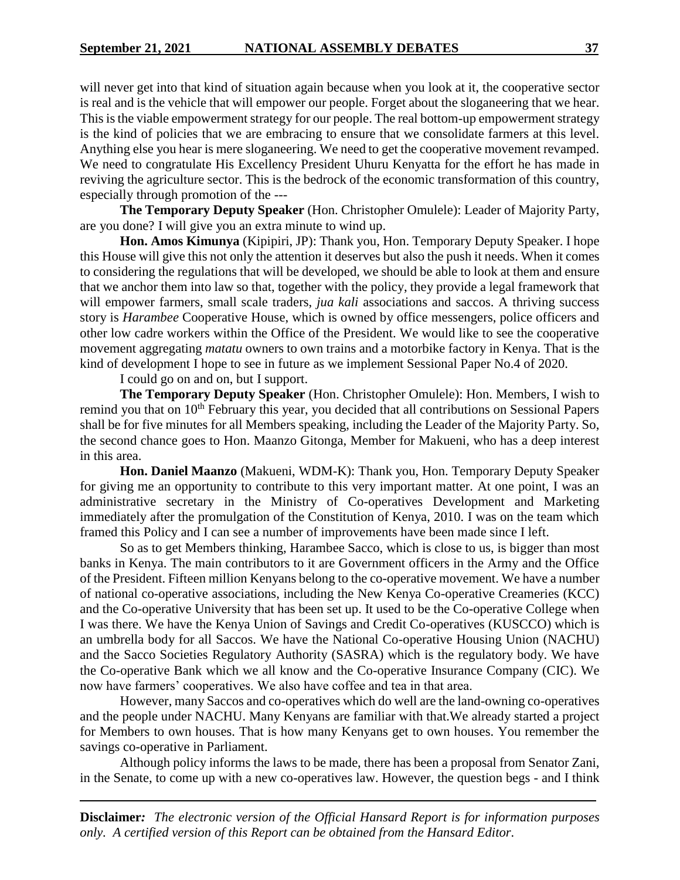will never get into that kind of situation again because when you look at it, the cooperative sector is real and is the vehicle that will empower our people. Forget about the sloganeering that we hear. This is the viable empowerment strategy for our people. The real bottom-up empowerment strategy is the kind of policies that we are embracing to ensure that we consolidate farmers at this level. Anything else you hear is mere sloganeering. We need to get the cooperative movement revamped. We need to congratulate His Excellency President Uhuru Kenyatta for the effort he has made in reviving the agriculture sector. This is the bedrock of the economic transformation of this country, especially through promotion of the ---

**The Temporary Deputy Speaker** (Hon. Christopher Omulele): Leader of Majority Party, are you done? I will give you an extra minute to wind up.

**Hon. Amos Kimunya** (Kipipiri, JP): Thank you, Hon. Temporary Deputy Speaker. I hope this House will give this not only the attention it deserves but also the push it needs. When it comes to considering the regulations that will be developed, we should be able to look at them and ensure that we anchor them into law so that, together with the policy, they provide a legal framework that will empower farmers, small scale traders, *jua kali* associations and saccos. A thriving success story is *Harambee* Cooperative House, which is owned by office messengers, police officers and other low cadre workers within the Office of the President. We would like to see the cooperative movement aggregating *matatu* owners to own trains and a motorbike factory in Kenya. That is the kind of development I hope to see in future as we implement Sessional Paper No.4 of 2020.

I could go on and on, but I support.

**The Temporary Deputy Speaker** (Hon. Christopher Omulele): Hon. Members, I wish to remind you that on 10th February this year, you decided that all contributions on Sessional Papers shall be for five minutes for all Members speaking, including the Leader of the Majority Party. So, the second chance goes to Hon. Maanzo Gitonga, Member for Makueni, who has a deep interest in this area.

**Hon. Daniel Maanzo** (Makueni, WDM-K): Thank you, Hon. Temporary Deputy Speaker for giving me an opportunity to contribute to this very important matter. At one point, I was an administrative secretary in the Ministry of Co-operatives Development and Marketing immediately after the promulgation of the Constitution of Kenya, 2010. I was on the team which framed this Policy and I can see a number of improvements have been made since I left.

So as to get Members thinking, Harambee Sacco, which is close to us, is bigger than most banks in Kenya. The main contributors to it are Government officers in the Army and the Office of the President. Fifteen million Kenyans belong to the co-operative movement. We have a number of national co-operative associations, including the New Kenya Co-operative Creameries (KCC) and the Co-operative University that has been set up. It used to be the Co-operative College when I was there. We have the Kenya Union of Savings and Credit Co-operatives (KUSCCO) which is an umbrella body for all Saccos. We have the National Co-operative Housing Union (NACHU) and the Sacco Societies Regulatory Authority (SASRA) which is the regulatory body. We have the Co-operative Bank which we all know and the Co-operative Insurance Company (CIC). We now have farmers' cooperatives. We also have coffee and tea in that area.

However, many Saccos and co-operatives which do well are the land-owning co-operatives and the people under NACHU. Many Kenyans are familiar with that.We already started a project for Members to own houses. That is how many Kenyans get to own houses. You remember the savings co-operative in Parliament.

Although policy informs the laws to be made, there has been a proposal from Senator Zani, in the Senate, to come up with a new co-operatives law. However, the question begs - and I think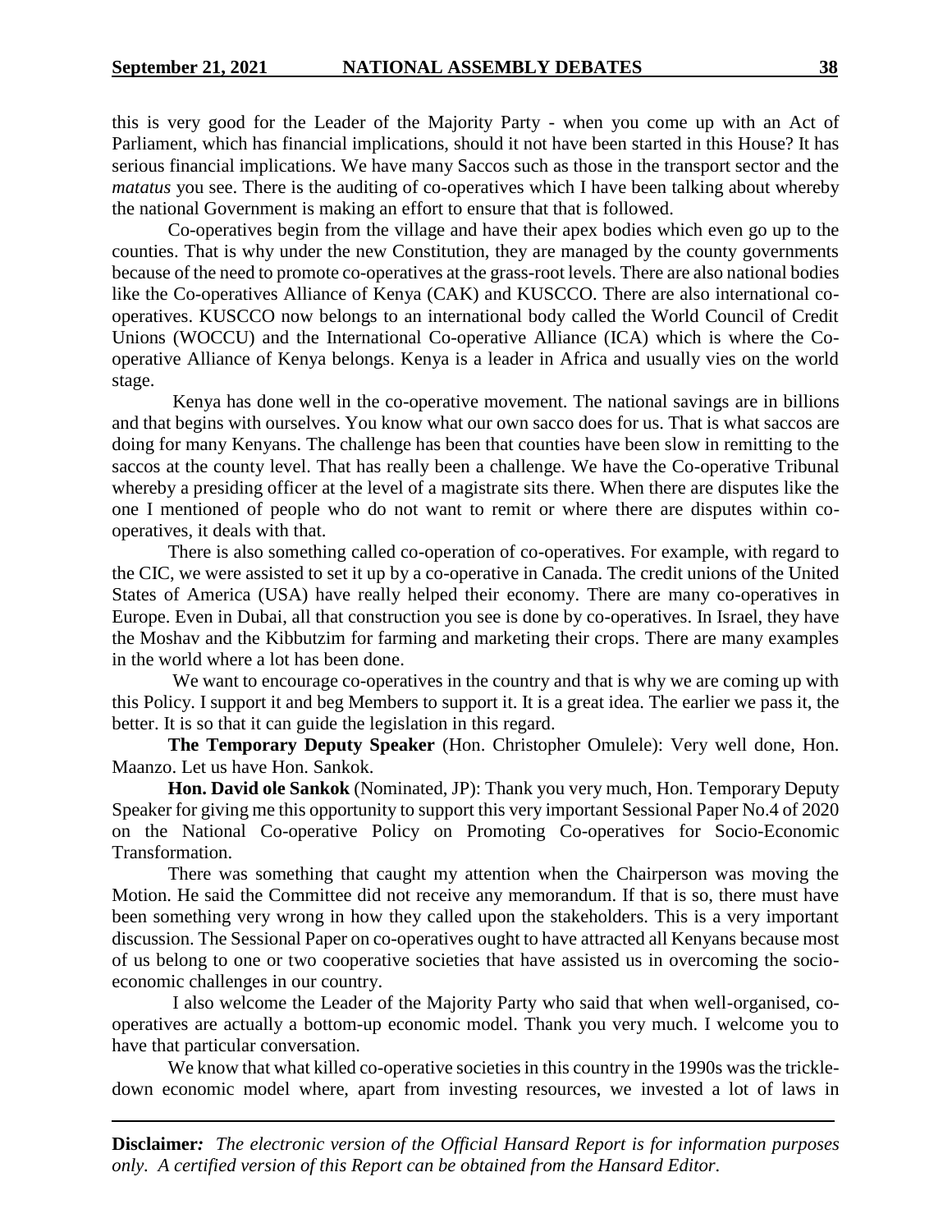this is very good for the Leader of the Majority Party - when you come up with an Act of Parliament, which has financial implications, should it not have been started in this House? It has serious financial implications. We have many Saccos such as those in the transport sector and the *matatus* you see. There is the auditing of co-operatives which I have been talking about whereby the national Government is making an effort to ensure that that is followed.

Co-operatives begin from the village and have their apex bodies which even go up to the counties. That is why under the new Constitution, they are managed by the county governments because of the need to promote co-operatives at the grass-root levels. There are also national bodies like the Co-operatives Alliance of Kenya (CAK) and KUSCCO. There are also international co-operatives. KUSCCO now belongs to an international body called the World Council of Credit Unions (WOCCU) and the International Co-operative Alliance (ICA) which is where the Co-operative Alliance of Kenya belongs. Kenya is a leader in Africa and usually vies on the world stage.

Kenya has done well in the co-operative movement. The national savings are in billions and that begins with ourselves. You know what our own sacco does for us. That is what saccos are doing for many Kenyans. The challenge has been that counties have been slow in remitting to the saccos at the county level. That has really been a challenge. We have the Co-operative Tribunal whereby a presiding officer at the level of a magistrate sits there. When there are disputes like the one I mentioned of people who do not want to remit or where there are disputes within co-operatives, it deals with that.

There is also something called co-operation of co-operatives. For example, with regard to the CIC, we were assisted to set it up by a co-operative in Canada. The credit unions of the United States of America (USA) have really helped their economy. There are many co-operatives in Europe. Even in Dubai, all that construction you see is done by co-operatives. In Israel, they have the Moshav and the Kibbutzim for farming and marketing their crops. There are many examples in the world where a lot has been done.

We want to encourage co-operatives in the country and that is why we are coming up with this Policy. I support it and beg Members to support it. It is a great idea. The earlier we pass it, the better. It is so that it can guide the legislation in this regard.

**The Temporary Deputy Speaker** (Hon. Christopher Omulele): Very well done, Hon. Maanzo. Let us have Hon. Sankok.

**Hon. David ole Sankok** (Nominated, JP): Thank you very much, Hon. Temporary Deputy Speaker for giving me this opportunity to support this very important Sessional Paper No.4 of 2020 on the National Co-operative Policy on Promoting Co-operatives for Socio-Economic Transformation.

There was something that caught my attention when the Chairperson was moving the Motion. He said the Committee did not receive any memorandum. If that is so, there must have been something very wrong in how they called upon the stakeholders. This is a very important discussion. The Sessional Paper on co-operatives ought to have attracted all Kenyans because most of us belong to one or two cooperative societies that have assisted us in overcoming the socio-economic challenges in our country.

I also welcome the Leader of the Majority Party who said that when well-organised, co-operatives are actually a bottom-up economic model. Thank you very much. I welcome you to have that particular conversation.

We know that what killed co-operative societies in this country in the 1990s was the trickle-down economic model where, apart from investing resources, we invested a lot of laws in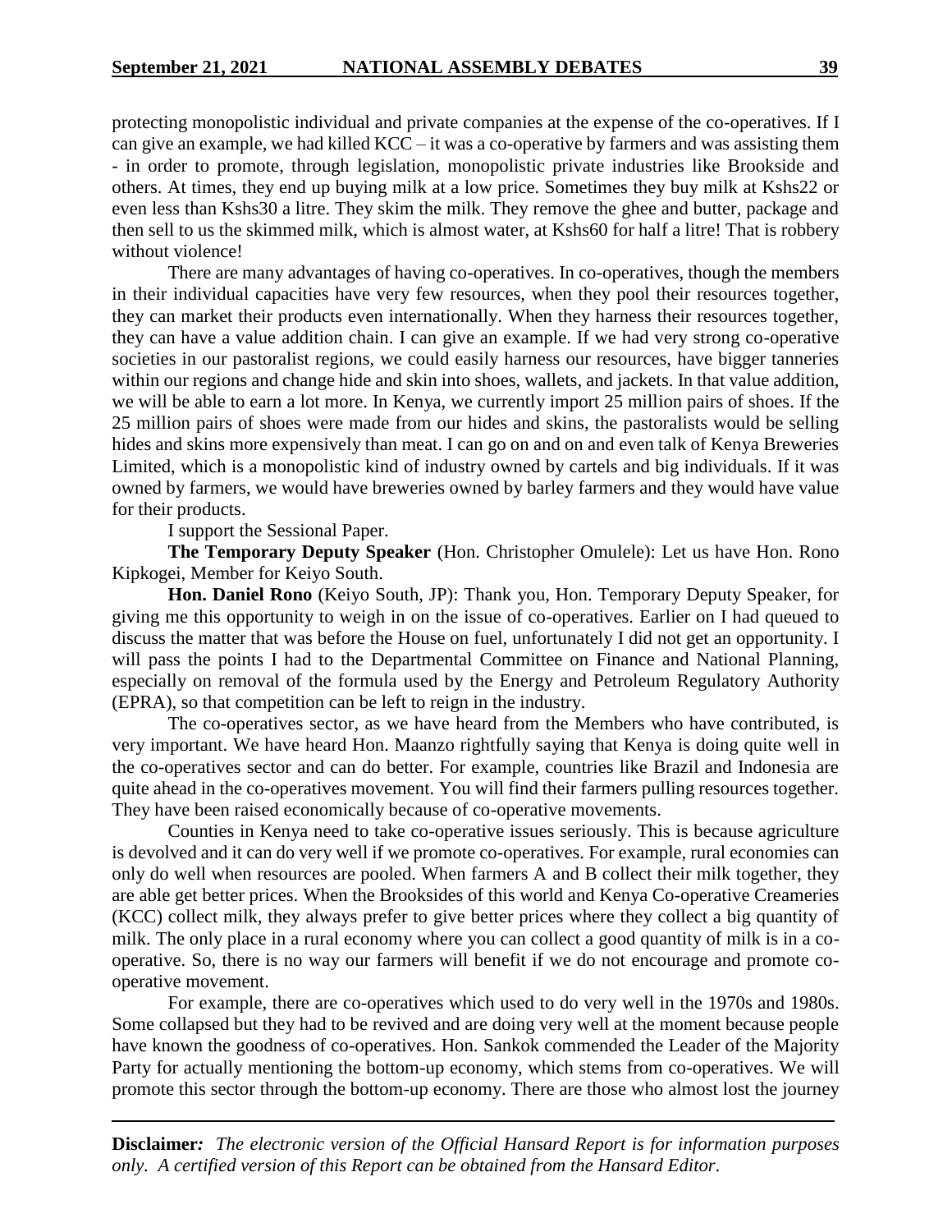protecting monopolistic individual and private companies at the expense of the co-operatives. If I can give an example, we had killed KCC – it was a co-operative by farmers and was assisting them - in order to promote, through legislation, monopolistic private industries like Brookside and others. At times, they end up buying milk at a low price. Sometimes they buy milk at Kshs22 or even less than Kshs30 a litre. They skim the milk. They remove the ghee and butter, package and then sell to us the skimmed milk, which is almost water, at Kshs60 for half a litre! That is robbery without violence!

There are many advantages of having co-operatives. In co-operatives, though the members in their individual capacities have very few resources, when they pool their resources together, they can market their products even internationally. When they harness their resources together, they can have a value addition chain. I can give an example. If we had very strong co-operative societies in our pastoralist regions, we could easily harness our resources, have bigger tanneries within our regions and change hide and skin into shoes, wallets, and jackets. In that value addition, we will be able to earn a lot more. In Kenya, we currently import 25 million pairs of shoes. If the 25 million pairs of shoes were made from our hides and skins, the pastoralists would be selling hides and skins more expensively than meat. I can go on and on and even talk of Kenya Breweries Limited, which is a monopolistic kind of industry owned by cartels and big individuals. If it was owned by farmers, we would have breweries owned by barley farmers and they would have value for their products.

I support the Sessional Paper.

**The Temporary Deputy Speaker** (Hon. Christopher Omulele): Let us have Hon. Rono Kipkogei, Member for Keiyo South.

**Hon. Daniel Rono** (Keiyo South, JP): Thank you, Hon. Temporary Deputy Speaker, for giving me this opportunity to weigh in on the issue of co-operatives. Earlier on I had queued to discuss the matter that was before the House on fuel, unfortunately I did not get an opportunity. I will pass the points I had to the Departmental Committee on Finance and National Planning, especially on removal of the formula used by the Energy and Petroleum Regulatory Authority (EPRA), so that competition can be left to reign in the industry.

The co-operatives sector, as we have heard from the Members who have contributed, is very important. We have heard Hon. Maanzo rightfully saying that Kenya is doing quite well in the co-operatives sector and can do better. For example, countries like Brazil and Indonesia are quite ahead in the co-operatives movement. You will find their farmers pulling resources together. They have been raised economically because of co-operative movements.

Counties in Kenya need to take co-operative issues seriously. This is because agriculture is devolved and it can do very well if we promote co-operatives. For example, rural economies can only do well when resources are pooled. When farmers A and B collect their milk together, they are able get better prices. When the Brooksides of this world and Kenya Co-operative Creameries (KCC) collect milk, they always prefer to give better prices where they collect a big quantity of milk. The only place in a rural economy where you can collect a good quantity of milk is in a co-operative. So, there is no way our farmers will benefit if we do not encourage and promote co-operative movement.

For example, there are co-operatives which used to do very well in the 1970s and 1980s. Some collapsed but they had to be revived and are doing very well at the moment because people have known the goodness of co-operatives. Hon. Sankok commended the Leader of the Majority Party for actually mentioning the bottom-up economy, which stems from co-operatives. We will promote this sector through the bottom-up economy. There are those who almost lost the journey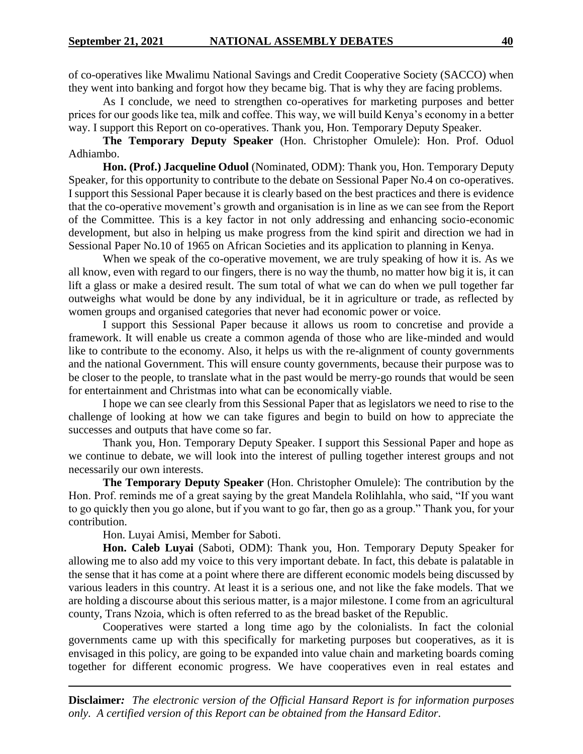of co-operatives like Mwalimu National Savings and Credit Cooperative Society (SACCO) when they went into banking and forgot how they became big. That is why they are facing problems.

As I conclude, we need to strengthen co-operatives for marketing purposes and better prices for our goods like tea, milk and coffee. This way, we will build Kenya's economy in a better way. I support this Report on co-operatives. Thank you, Hon. Temporary Deputy Speaker.

**The Temporary Deputy Speaker** (Hon. Christopher Omulele): Hon. Prof. Oduol Adhiambo.

**Hon. (Prof.) Jacqueline Oduol** (Nominated, ODM): Thank you, Hon. Temporary Deputy Speaker, for this opportunity to contribute to the debate on Sessional Paper No.4 on co-operatives. I support this Sessional Paper because it is clearly based on the best practices and there is evidence that the co-operative movement's growth and organisation is in line as we can see from the Report of the Committee. This is a key factor in not only addressing and enhancing socio-economic development, but also in helping us make progress from the kind spirit and direction we had in Sessional Paper No.10 of 1965 on African Societies and its application to planning in Kenya.

When we speak of the co-operative movement, we are truly speaking of how it is. As we all know, even with regard to our fingers, there is no way the thumb, no matter how big it is, it can lift a glass or make a desired result. The sum total of what we can do when we pull together far outweighs what would be done by any individual, be it in agriculture or trade, as reflected by women groups and organised categories that never had economic power or voice.

I support this Sessional Paper because it allows us room to concretise and provide a framework. It will enable us create a common agenda of those who are like-minded and would like to contribute to the economy. Also, it helps us with the re-alignment of county governments and the national Government. This will ensure county governments, because their purpose was to be closer to the people, to translate what in the past would be merry-go rounds that would be seen for entertainment and Christmas into what can be economically viable.

I hope we can see clearly from this Sessional Paper that as legislators we need to rise to the challenge of looking at how we can take figures and begin to build on how to appreciate the successes and outputs that have come so far.

Thank you, Hon. Temporary Deputy Speaker. I support this Sessional Paper and hope as we continue to debate, we will look into the interest of pulling together interest groups and not necessarily our own interests.

**The Temporary Deputy Speaker** (Hon. Christopher Omulele): The contribution by the Hon. Prof. reminds me of a great saying by the great Mandela Rolihlahla, who said, "If you want to go quickly then you go alone, but if you want to go far, then go as a group." Thank you, for your contribution.

Hon. Luyai Amisi, Member for Saboti.

**Hon. Caleb Luyai** (Saboti, ODM): Thank you, Hon. Temporary Deputy Speaker for allowing me to also add my voice to this very important debate. In fact, this debate is palatable in the sense that it has come at a point where there are different economic models being discussed by various leaders in this country. At least it is a serious one, and not like the fake models. That we are holding a discourse about this serious matter, is a major milestone. I come from an agricultural county, Trans Nzoia, which is often referred to as the bread basket of the Republic.

Cooperatives were started a long time ago by the colonialists. In fact the colonial governments came up with this specifically for marketing purposes but cooperatives, as it is envisaged in this policy, are going to be expanded into value chain and marketing boards coming together for different economic progress. We have cooperatives even in real estates and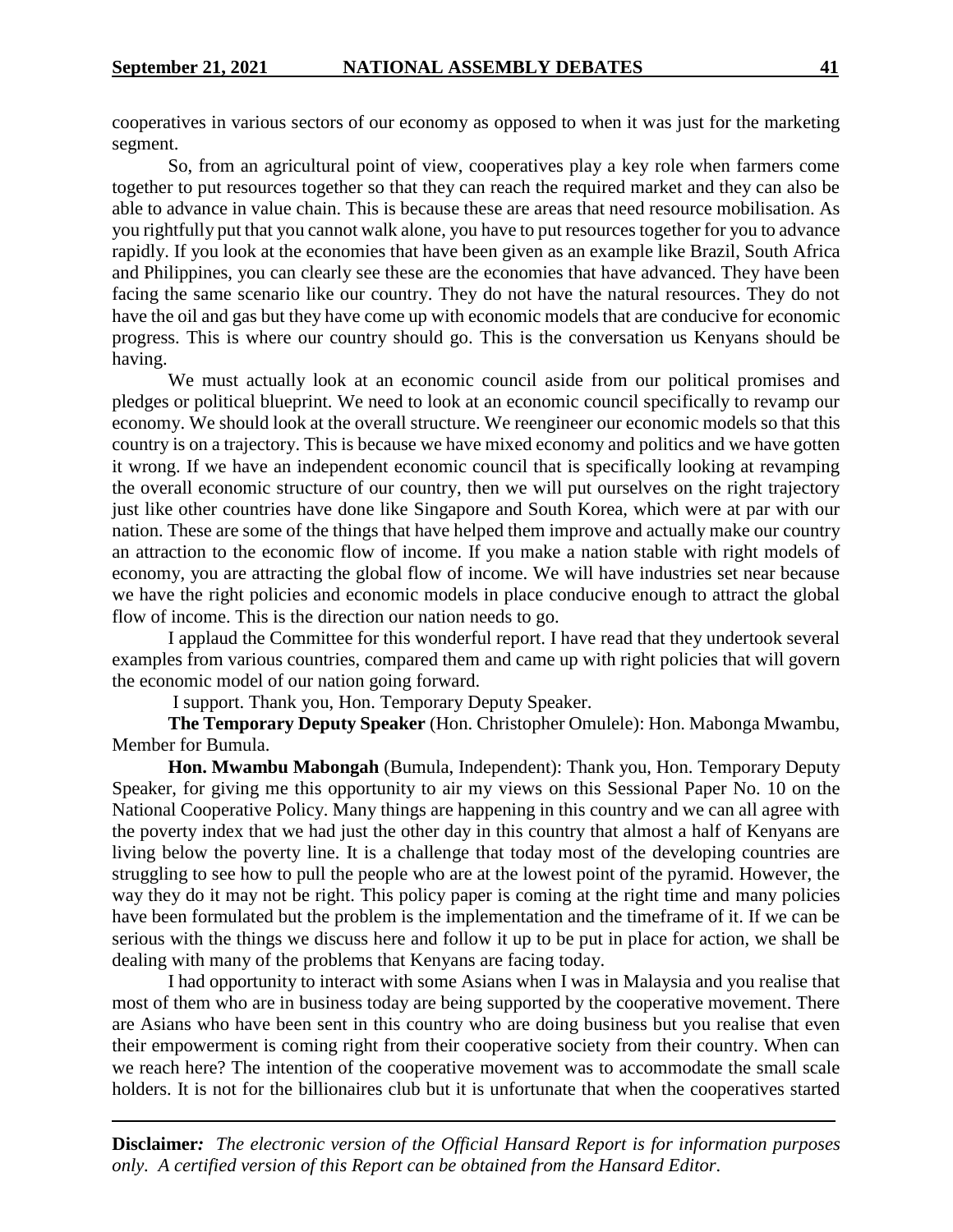cooperatives in various sectors of our economy as opposed to when it was just for the marketing segment.

So, from an agricultural point of view, cooperatives play a key role when farmers come together to put resources together so that they can reach the required market and they can also be able to advance in value chain. This is because these are areas that need resource mobilisation. As you rightfully put that you cannot walk alone, you have to put resources together for you to advance rapidly. If you look at the economies that have been given as an example like Brazil, South Africa and Philippines, you can clearly see these are the economies that have advanced. They have been facing the same scenario like our country. They do not have the natural resources. They do not have the oil and gas but they have come up with economic models that are conducive for economic progress. This is where our country should go. This is the conversation us Kenyans should be having.

We must actually look at an economic council aside from our political promises and pledges or political blueprint. We need to look at an economic council specifically to revamp our economy. We should look at the overall structure. We reengineer our economic models so that this country is on a trajectory. This is because we have mixed economy and politics and we have gotten it wrong. If we have an independent economic council that is specifically looking at revamping the overall economic structure of our country, then we will put ourselves on the right trajectory just like other countries have done like Singapore and South Korea, which were at par with our nation. These are some of the things that have helped them improve and actually make our country an attraction to the economic flow of income. If you make a nation stable with right models of economy, you are attracting the global flow of income. We will have industries set near because we have the right policies and economic models in place conducive enough to attract the global flow of income. This is the direction our nation needs to go.

I applaud the Committee for this wonderful report. I have read that they undertook several examples from various countries, compared them and came up with right policies that will govern the economic model of our nation going forward.

I support. Thank you, Hon. Temporary Deputy Speaker.

**The Temporary Deputy Speaker** (Hon. Christopher Omulele): Hon. Mabonga Mwambu, Member for Bumula.

**Hon. Mwambu Mabongah** (Bumula, Independent): Thank you, Hon. Temporary Deputy Speaker, for giving me this opportunity to air my views on this Sessional Paper No. 10 on the National Cooperative Policy. Many things are happening in this country and we can all agree with the poverty index that we had just the other day in this country that almost a half of Kenyans are living below the poverty line. It is a challenge that today most of the developing countries are struggling to see how to pull the people who are at the lowest point of the pyramid. However, the way they do it may not be right. This policy paper is coming at the right time and many policies have been formulated but the problem is the implementation and the timeframe of it. If we can be serious with the things we discuss here and follow it up to be put in place for action, we shall be dealing with many of the problems that Kenyans are facing today.

I had opportunity to interact with some Asians when I was in Malaysia and you realise that most of them who are in business today are being supported by the cooperative movement. There are Asians who have been sent in this country who are doing business but you realise that even their empowerment is coming right from their cooperative society from their country. When can we reach here? The intention of the cooperative movement was to accommodate the small scale holders. It is not for the billionaires club but it is unfortunate that when the cooperatives started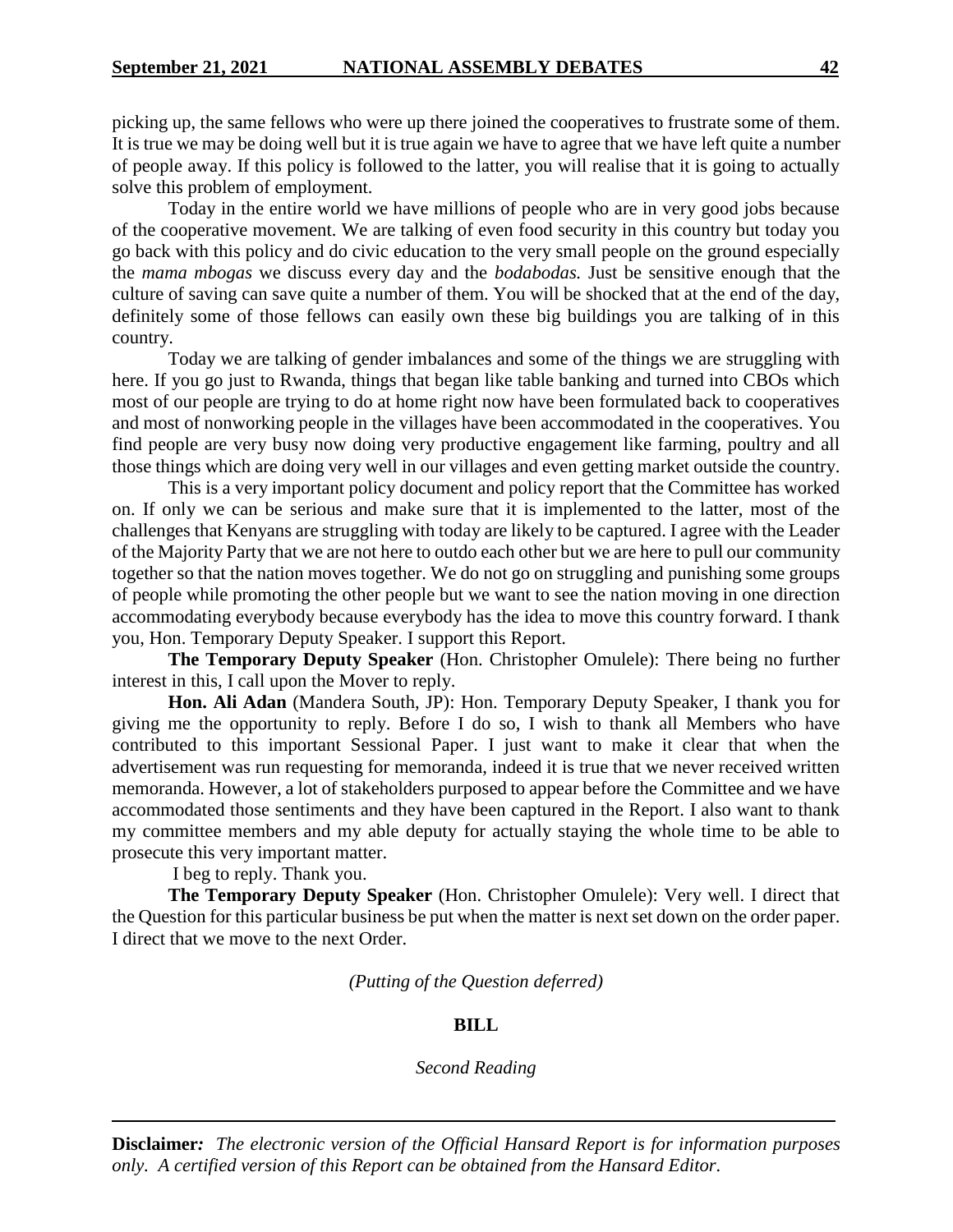picking up, the same fellows who were up there joined the cooperatives to frustrate some of them. It is true we may be doing well but it is true again we have to agree that we have left quite a number of people away. If this policy is followed to the latter, you will realise that it is going to actually solve this problem of employment.

Today in the entire world we have millions of people who are in very good jobs because of the cooperative movement. We are talking of even food security in this country but today you go back with this policy and do civic education to the very small people on the ground especially the *mama mbogas* we discuss every day and the *bodabodas.* Just be sensitive enough that the culture of saving can save quite a number of them. You will be shocked that at the end of the day, definitely some of those fellows can easily own these big buildings you are talking of in this country.

Today we are talking of gender imbalances and some of the things we are struggling with here. If you go just to Rwanda, things that began like table banking and turned into CBOs which most of our people are trying to do at home right now have been formulated back to cooperatives and most of nonworking people in the villages have been accommodated in the cooperatives. You find people are very busy now doing very productive engagement like farming, poultry and all those things which are doing very well in our villages and even getting market outside the country.

This is a very important policy document and policy report that the Committee has worked on. If only we can be serious and make sure that it is implemented to the latter, most of the challenges that Kenyans are struggling with today are likely to be captured. I agree with the Leader of the Majority Party that we are not here to outdo each other but we are here to pull our community together so that the nation moves together. We do not go on struggling and punishing some groups of people while promoting the other people but we want to see the nation moving in one direction accommodating everybody because everybody has the idea to move this country forward. I thank you, Hon. Temporary Deputy Speaker. I support this Report.

**The Temporary Deputy Speaker** (Hon. Christopher Omulele): There being no further interest in this, I call upon the Mover to reply.

**Hon. Ali Adan** (Mandera South, JP): Hon. Temporary Deputy Speaker, I thank you for giving me the opportunity to reply. Before I do so, I wish to thank all Members who have contributed to this important Sessional Paper. I just want to make it clear that when the advertisement was run requesting for memoranda, indeed it is true that we never received written memoranda. However, a lot of stakeholders purposed to appear before the Committee and we have accommodated those sentiments and they have been captured in the Report. I also want to thank my committee members and my able deputy for actually staying the whole time to be able to prosecute this very important matter.

I beg to reply. Thank you.

**The Temporary Deputy Speaker** (Hon. Christopher Omulele): Very well. I direct that the Question for this particular business be put when the matter is next set down on the order paper. I direct that we move to the next Order.

*(Putting of the Question deferred)*

**BILL**

*Second Reading*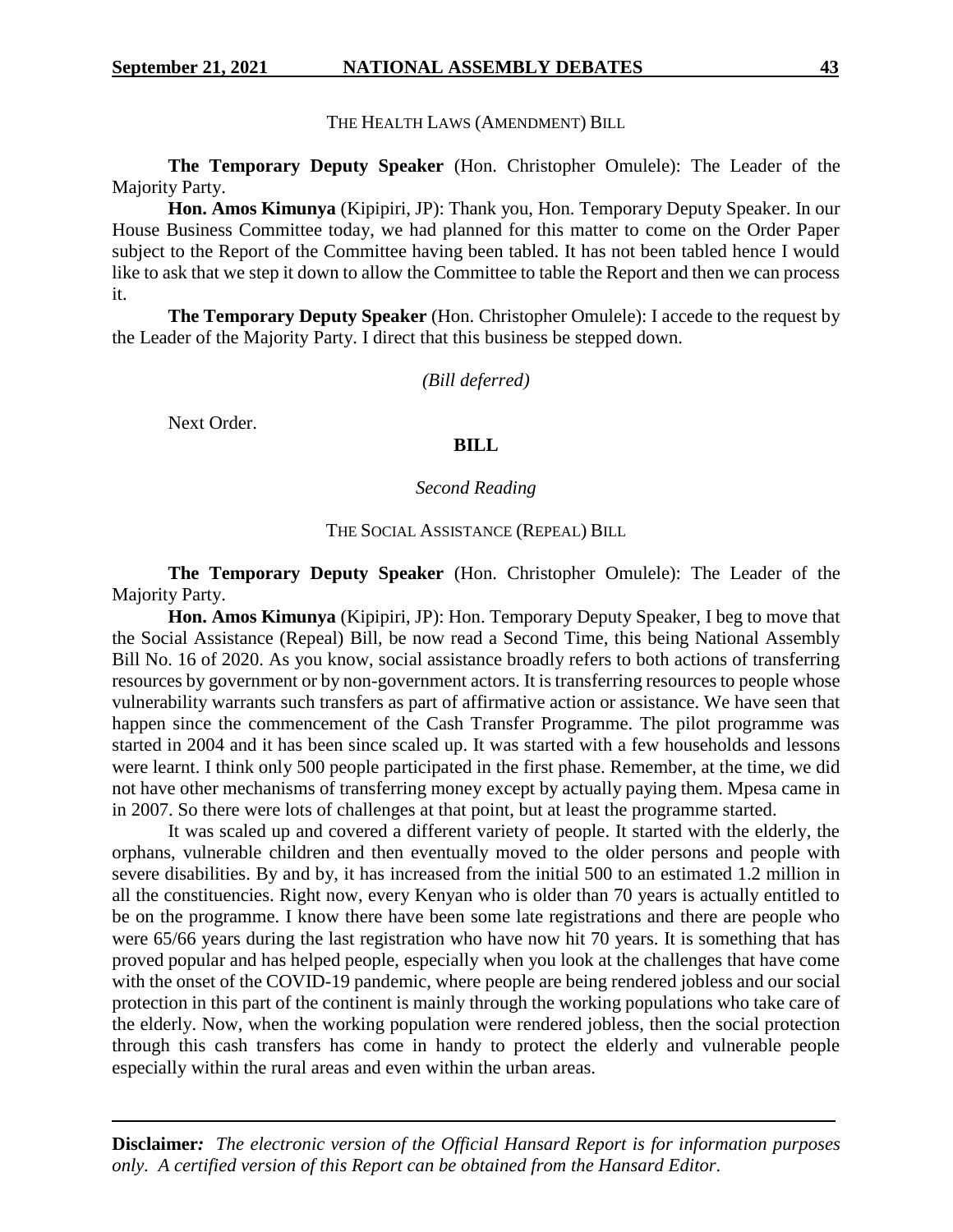THE HEALTH LAWS (AMENDMENT) BILL

**The Temporary Deputy Speaker** (Hon. Christopher Omulele): The Leader of the Majority Party.

**Hon. Amos Kimunya** (Kipipiri, JP): Thank you, Hon. Temporary Deputy Speaker. In our House Business Committee today, we had planned for this matter to come on the Order Paper subject to the Report of the Committee having been tabled. It has not been tabled hence I would like to ask that we step it down to allow the Committee to table the Report and then we can process it.

**The Temporary Deputy Speaker** (Hon. Christopher Omulele): I accede to the request by the Leader of the Majority Party. I direct that this business be stepped down.

*(Bill deferred)*

Next Order.

**BILL**

*Second Reading*

THE SOCIAL ASSISTANCE (REPEAL) BILL

**The Temporary Deputy Speaker** (Hon. Christopher Omulele): The Leader of the Majority Party.

**Hon. Amos Kimunya** (Kipipiri, JP): Hon. Temporary Deputy Speaker, I beg to move that the Social Assistance (Repeal) Bill, be now read a Second Time, this being National Assembly Bill No. 16 of 2020. As you know, social assistance broadly refers to both actions of transferring resources by government or by non-government actors. It is transferring resources to people whose vulnerability warrants such transfers as part of affirmative action or assistance. We have seen that happen since the commencement of the Cash Transfer Programme. The pilot programme was started in 2004 and it has been since scaled up. It was started with a few households and lessons were learnt. I think only 500 people participated in the first phase. Remember, at the time, we did not have other mechanisms of transferring money except by actually paying them. Mpesa came in in 2007. So there were lots of challenges at that point, but at least the programme started.

It was scaled up and covered a different variety of people. It started with the elderly, the orphans, vulnerable children and then eventually moved to the older persons and people with severe disabilities. By and by, it has increased from the initial 500 to an estimated 1.2 million in all the constituencies. Right now, every Kenyan who is older than 70 years is actually entitled to be on the programme. I know there have been some late registrations and there are people who were 65/66 years during the last registration who have now hit 70 years. It is something that has proved popular and has helped people, especially when you look at the challenges that have come with the onset of the COVID-19 pandemic, where people are being rendered jobless and our social protection in this part of the continent is mainly through the working populations who take care of the elderly. Now, when the working population were rendered jobless, then the social protection through this cash transfers has come in handy to protect the elderly and vulnerable people especially within the rural areas and even within the urban areas.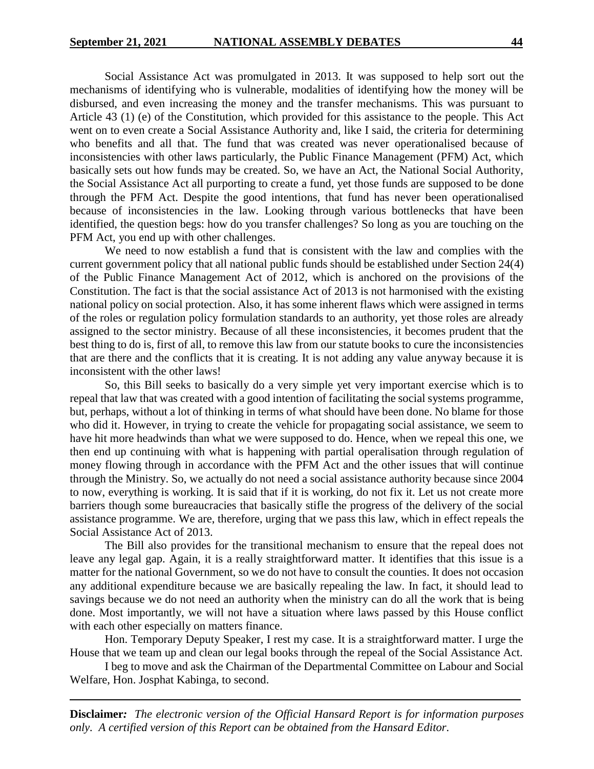Social Assistance Act was promulgated in 2013. It was supposed to help sort out the mechanisms of identifying who is vulnerable, modalities of identifying how the money will be disbursed, and even increasing the money and the transfer mechanisms. This was pursuant to Article 43 (1) (e) of the Constitution, which provided for this assistance to the people. This Act went on to even create a Social Assistance Authority and, like I said, the criteria for determining who benefits and all that. The fund that was created was never operationalised because of inconsistencies with other laws particularly, the Public Finance Management (PFM) Act, which basically sets out how funds may be created. So, we have an Act, the National Social Authority, the Social Assistance Act all purporting to create a fund, yet those funds are supposed to be done through the PFM Act. Despite the good intentions, that fund has never been operationalised because of inconsistencies in the law. Looking through various bottlenecks that have been identified, the question begs: how do you transfer challenges? So long as you are touching on the PFM Act, you end up with other challenges.

We need to now establish a fund that is consistent with the law and complies with the current government policy that all national public funds should be established under Section 24(4) of the Public Finance Management Act of 2012, which is anchored on the provisions of the Constitution. The fact is that the social assistance Act of 2013 is not harmonised with the existing national policy on social protection. Also, it has some inherent flaws which were assigned in terms of the roles or regulation policy formulation standards to an authority, yet those roles are already assigned to the sector ministry. Because of all these inconsistencies, it becomes prudent that the best thing to do is, first of all, to remove this law from our statute books to cure the inconsistencies that are there and the conflicts that it is creating. It is not adding any value anyway because it is inconsistent with the other laws!

So, this Bill seeks to basically do a very simple yet very important exercise which is to repeal that law that was created with a good intention of facilitating the social systems programme, but, perhaps, without a lot of thinking in terms of what should have been done. No blame for those who did it. However, in trying to create the vehicle for propagating social assistance, we seem to have hit more headwinds than what we were supposed to do. Hence, when we repeal this one, we then end up continuing with what is happening with partial operalisation through regulation of money flowing through in accordance with the PFM Act and the other issues that will continue through the Ministry. So, we actually do not need a social assistance authority because since 2004 to now, everything is working. It is said that if it is working, do not fix it. Let us not create more barriers though some bureaucracies that basically stifle the progress of the delivery of the social assistance programme. We are, therefore, urging that we pass this law, which in effect repeals the Social Assistance Act of 2013.

The Bill also provides for the transitional mechanism to ensure that the repeal does not leave any legal gap. Again, it is a really straightforward matter. It identifies that this issue is a matter for the national Government, so we do not have to consult the counties. It does not occasion any additional expenditure because we are basically repealing the law. In fact, it should lead to savings because we do not need an authority when the ministry can do all the work that is being done. Most importantly, we will not have a situation where laws passed by this House conflict with each other especially on matters finance.

Hon. Temporary Deputy Speaker, I rest my case. It is a straightforward matter. I urge the House that we team up and clean our legal books through the repeal of the Social Assistance Act.

I beg to move and ask the Chairman of the Departmental Committee on Labour and Social Welfare, Hon. Josphat Kabinga, to second.

---

**Disclaimer***:* *The electronic version of the Official Hansard Report is for information purposes only. A certified version of this Report can be obtained from the Hansard Editor.*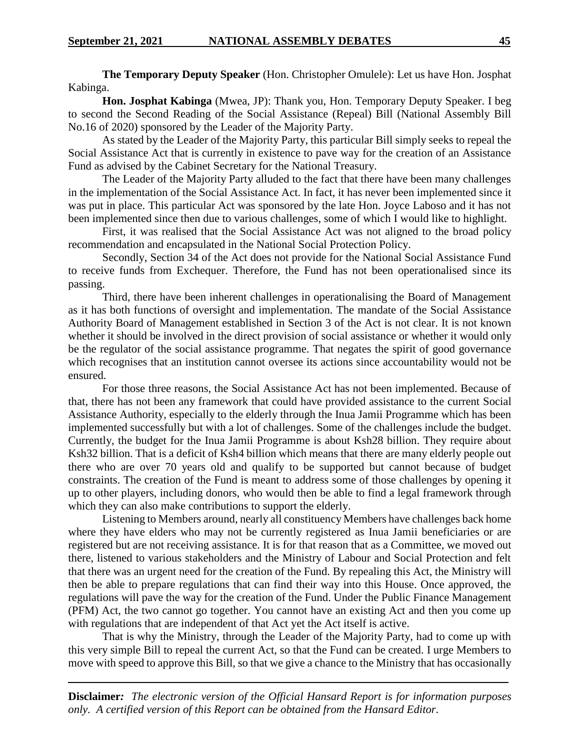**The Temporary Deputy Speaker** (Hon. Christopher Omulele): Let us have Hon. Josphat Kabinga.

**Hon. Josphat Kabinga** (Mwea, JP): Thank you, Hon. Temporary Deputy Speaker. I beg to second the Second Reading of the Social Assistance (Repeal) Bill (National Assembly Bill No.16 of 2020) sponsored by the Leader of the Majority Party.

As stated by the Leader of the Majority Party, this particular Bill simply seeks to repeal the Social Assistance Act that is currently in existence to pave way for the creation of an Assistance Fund as advised by the Cabinet Secretary for the National Treasury.

The Leader of the Majority Party alluded to the fact that there have been many challenges in the implementation of the Social Assistance Act. In fact, it has never been implemented since it was put in place. This particular Act was sponsored by the late Hon. Joyce Laboso and it has not been implemented since then due to various challenges, some of which I would like to highlight.

First, it was realised that the Social Assistance Act was not aligned to the broad policy recommendation and encapsulated in the National Social Protection Policy.

Secondly, Section 34 of the Act does not provide for the National Social Assistance Fund to receive funds from Exchequer. Therefore, the Fund has not been operationalised since its passing.

Third, there have been inherent challenges in operationalising the Board of Management as it has both functions of oversight and implementation. The mandate of the Social Assistance Authority Board of Management established in Section 3 of the Act is not clear. It is not known whether it should be involved in the direct provision of social assistance or whether it would only be the regulator of the social assistance programme. That negates the spirit of good governance which recognises that an institution cannot oversee its actions since accountability would not be ensured.

For those three reasons, the Social Assistance Act has not been implemented. Because of that, there has not been any framework that could have provided assistance to the current Social Assistance Authority, especially to the elderly through the Inua Jamii Programme which has been implemented successfully but with a lot of challenges. Some of the challenges include the budget. Currently, the budget for the Inua Jamii Programme is about Ksh28 billion. They require about Ksh32 billion. That is a deficit of Ksh4 billion which means that there are many elderly people out there who are over 70 years old and qualify to be supported but cannot because of budget constraints. The creation of the Fund is meant to address some of those challenges by opening it up to other players, including donors, who would then be able to find a legal framework through which they can also make contributions to support the elderly.

Listening to Members around, nearly all constituency Members have challenges back home where they have elders who may not be currently registered as Inua Jamii beneficiaries or are registered but are not receiving assistance. It is for that reason that as a Committee, we moved out there, listened to various stakeholders and the Ministry of Labour and Social Protection and felt that there was an urgent need for the creation of the Fund. By repealing this Act, the Ministry will then be able to prepare regulations that can find their way into this House. Once approved, the regulations will pave the way for the creation of the Fund. Under the Public Finance Management (PFM) Act, the two cannot go together. You cannot have an existing Act and then you come up with regulations that are independent of that Act yet the Act itself is active.

That is why the Ministry, through the Leader of the Majority Party, had to come up with this very simple Bill to repeal the current Act, so that the Fund can be created. I urge Members to move with speed to approve this Bill, so that we give a chance to the Ministry that has occasionally

**Disclaimer***: The electronic version of the Official Hansard Report is for information purposes only. A certified version of this Report can be obtained from the Hansard Editor.*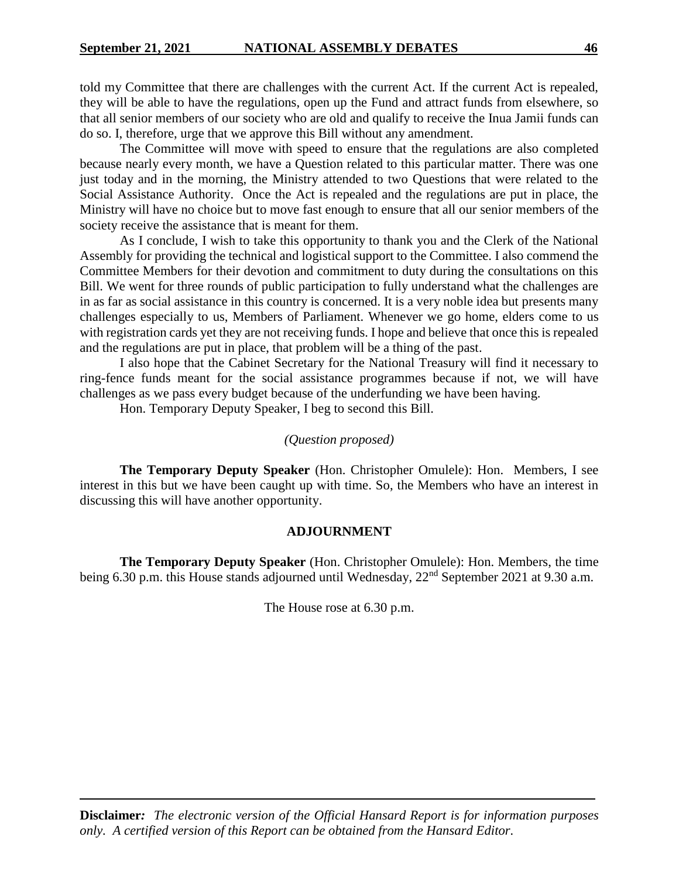told my Committee that there are challenges with the current Act. If the current Act is repealed, they will be able to have the regulations, open up the Fund and attract funds from elsewhere, so that all senior members of our society who are old and qualify to receive the Inua Jamii funds can do so. I, therefore, urge that we approve this Bill without any amendment.

The Committee will move with speed to ensure that the regulations are also completed because nearly every month, we have a Question related to this particular matter. There was one just today and in the morning, the Ministry attended to two Questions that were related to the Social Assistance Authority. Once the Act is repealed and the regulations are put in place, the Ministry will have no choice but to move fast enough to ensure that all our senior members of the society receive the assistance that is meant for them.

As I conclude, I wish to take this opportunity to thank you and the Clerk of the National Assembly for providing the technical and logistical support to the Committee. I also commend the Committee Members for their devotion and commitment to duty during the consultations on this Bill. We went for three rounds of public participation to fully understand what the challenges are in as far as social assistance in this country is concerned. It is a very noble idea but presents many challenges especially to us, Members of Parliament. Whenever we go home, elders come to us with registration cards yet they are not receiving funds. I hope and believe that once this is repealed and the regulations are put in place, that problem will be a thing of the past.

I also hope that the Cabinet Secretary for the National Treasury will find it necessary to ring-fence funds meant for the social assistance programmes because if not, we will have challenges as we pass every budget because of the underfunding we have been having.

Hon. Temporary Deputy Speaker, I beg to second this Bill.

*(Question proposed)*

**The Temporary Deputy Speaker** (Hon. Christopher Omulele): Hon. Members, I see interest in this but we have been caught up with time. So, the Members who have an interest in discussing this will have another opportunity.

## ADJOURNMENT

**The Temporary Deputy Speaker** (Hon. Christopher Omulele): Hon. Members, the time being 6.30 p.m. this House stands adjourned until Wednesday, 22nd September 2021 at 9.30 a.m.

The House rose at 6.30 p.m.

**Disclaimer***:* *The electronic version of the Official Hansard Report is for information purposes only. A certified version of this Report can be obtained from the Hansard Editor.*